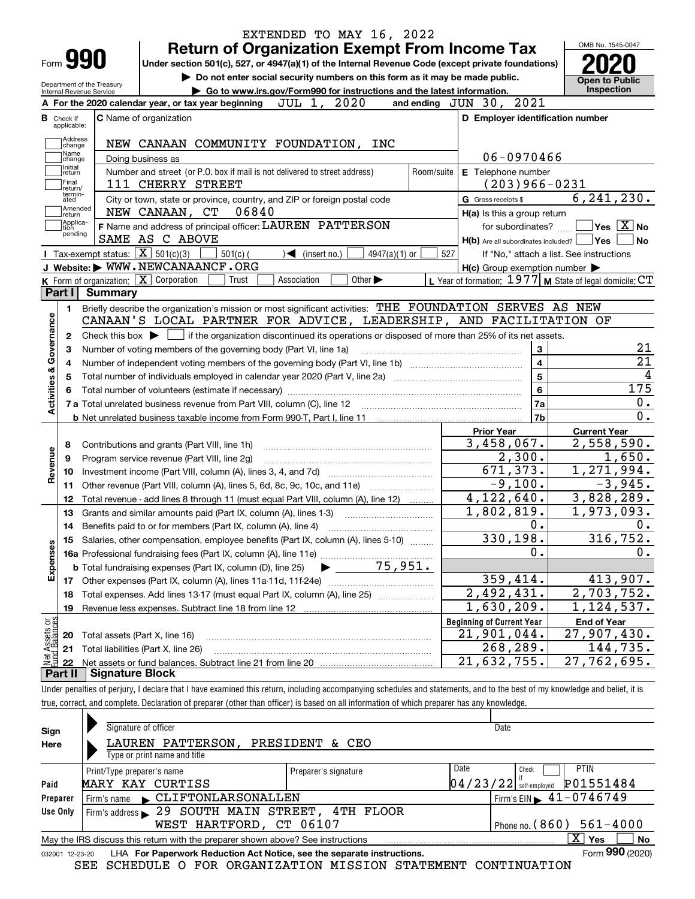EXTENDED TO MAY 16, 2022

# Form 990 — Return of Organization Exempt From Income Tax

Under section 501(c), 527, or 4947(a)(1) of the Internal Revenue Code (except private foundations)

▶ Do not enter social security numbers on this form as it may be made public.

▶ Go to www.irs.gov/Form990 for instructions and the latest information.

OMB No. 1545-0047

**2020**

**Open to Public Inspection**

Department of the Treasury
Internal Revenue Service

**A** For the 2020 calendar year, or tax year beginning JUL 1, 2020 and ending JUN 30, 2021

**B** Check if applicable: Address change / Name change / Initial return / Final return/terminated / Amended return / Application pending

**C** Name of organization: NEW CANAAN COMMUNITY FOUNDATION, INC

Doing business as

Number and street (or P.O. box if mail is not delivered to street address): 111 CHERRY STREET — Room/suite

City or town, state or province, country, and ZIP or foreign postal code: NEW CANAAN, CT 06840

**D** Employer identification number: 06-0970466

**E** Telephone number: (203)966-0231

**G** Gross receipts $ 6,241,230.

**F** Name and address of principal officer: LAUREN PATTERSON, SAME AS C ABOVE

**H(a)** Is this a group return for subordinates? ☐ Yes ☒ No

**H(b)** Are all subordinates included? ☐ Yes ☐ No — If "No," attach a list. See instructions

**H(c)** Group exemption number ▶

**I** Tax-exempt status: ☒ 501(c)(3) ☐ 501(c)( ) ◀ (insert no.) ☐ 4947(a)(1) or ☐ 527

**J** Website: ▶ WWW.NEWCANAANCF.ORG

**K** Form of organization: ☒ Corporation ☐ Trust ☐ Association ☐ Other ▶

**L** Year of formation: 1977 **M** State of legal domicile: CT

## Part I Summary

**Activities & Governance**

1. Briefly describe the organization's mission or most significant activities: THE FOUNDATION SERVES AS NEW CANAAN'S LOCAL PARTNER FOR ADVICE, LEADERSHIP, AND FACILITATION OF
2. Check this box ▶ ☐ if the organization discontinued its operations or disposed of more than 25% of its net assets.

| | | Line | |
|---|---|---|---|
| 3 | Number of voting members of the governing body (Part VI, line 1a) | 3 | 21 |
| 4 | Number of independent voting members of the governing body (Part VI, line 1b) | 4 | 21 |
| 5 | Total number of individuals employed in calendar year 2020 (Part V, line 2a) | 5 | 4 |
| 6 | Total number of volunteers (estimate if necessary) | 6 | 175 |
| 7a | Total unrelated business revenue from Part VIII, column (C), line 12 | 7a | 0. |
| b | Net unrelated business taxable income from Form 990-T, Part I, line 11 | 7b | 0. |

| | | Prior Year | Current Year |
|---|---|---|---|
| **Revenue** | | | |
| 8 | Contributions and grants (Part VIII, line 1h) | 3,458,067. | 2,558,590. |
| 9 | Program service revenue (Part VIII, line 2g) | 2,300. | 1,650. |
| 10 | Investment income (Part VIII, column (A), lines 3, 4, and 7d) | 671,373. | 1,271,994. |
| 11 | Other revenue (Part VIII, column (A), lines 5, 6d, 8c, 9c, 10c, and 11e) | -9,100. | -3,945. |
| 12 | Total revenue - add lines 8 through 11 (must equal Part VIII, column (A), line 12) | 4,122,640. | 3,828,289. |
| **Expenses** | | | |
| 13 | Grants and similar amounts paid (Part IX, column (A), lines 1-3) | 1,802,819. | 1,973,093. |
| 14 | Benefits paid to or for members (Part IX, column (A), line 4) | 0. | 0. |
| 15 | Salaries, other compensation, employee benefits (Part IX, column (A), lines 5-10) | 330,198. | 316,752. |
| 16a | Professional fundraising fees (Part IX, column (A), line 11e) | 0. | 0. |
| b | Total fundraising expenses (Part IX, column (D), line 25) ▶ 75,951. | | |
| 17 | Other expenses (Part IX, column (A), lines 11a-11d, 11f-24e) | 359,414. | 413,907. |
| 18 | Total expenses. Add lines 13-17 (must equal Part IX, column (A), line 25) | 2,492,431. | 2,703,752. |
| 19 | Revenue less expenses. Subtract line 18 from line 12 | 1,630,209. | 1,124,537. |

| | | Beginning of Current Year | End of Year |
|---|---|---|---|
| **Net Assets or Fund Balances** | | | |
| 20 | Total assets (Part X, line 16) | 21,901,044. | 27,907,430. |
| 21 | Total liabilities (Part X, line 26) | 268,289. | 144,735. |
| 22 | Net assets or fund balances. Subtract line 21 from line 20 | 21,632,755. | 27,762,695. |

## Part II Signature Block

Under penalties of perjury, I declare that I have examined this return, including accompanying schedules and statements, and to the best of my knowledge and belief, it is true, correct, and complete. Declaration of preparer (other than officer) is based on all information of which preparer has any knowledge.

**Sign Here**

Signature of officer — Date

LAUREN PATTERSON, PRESIDENT & CEO
Type or print name and title

**Paid Preparer Use Only**

| Print/Type preparer's name | Preparer's signature | Date | Check ☐ if self-employed | PTIN |
|---|---|---|---|---|
| MARY KAY CURTISS | | 04/23/22 | | P01551484 |

Firm's name ▶ CLIFTONLARSONALLEN — Firm's EIN ▶ 41-0746749

Firm's address ▶ 29 SOUTH MAIN STREET, 4TH FLOOR, WEST HARTFORD, CT 06107 — Phone no. (860) 561-4000

May the IRS discuss this return with the preparer shown above? See instructions ☒ Yes ☐ No

032001 12-23-20 LHA For Paperwork Reduction Act Notice, see the separate instructions. Form **990** (2020)

SEE SCHEDULE O FOR ORGANIZATION MISSION STATEMENT CONTINUATION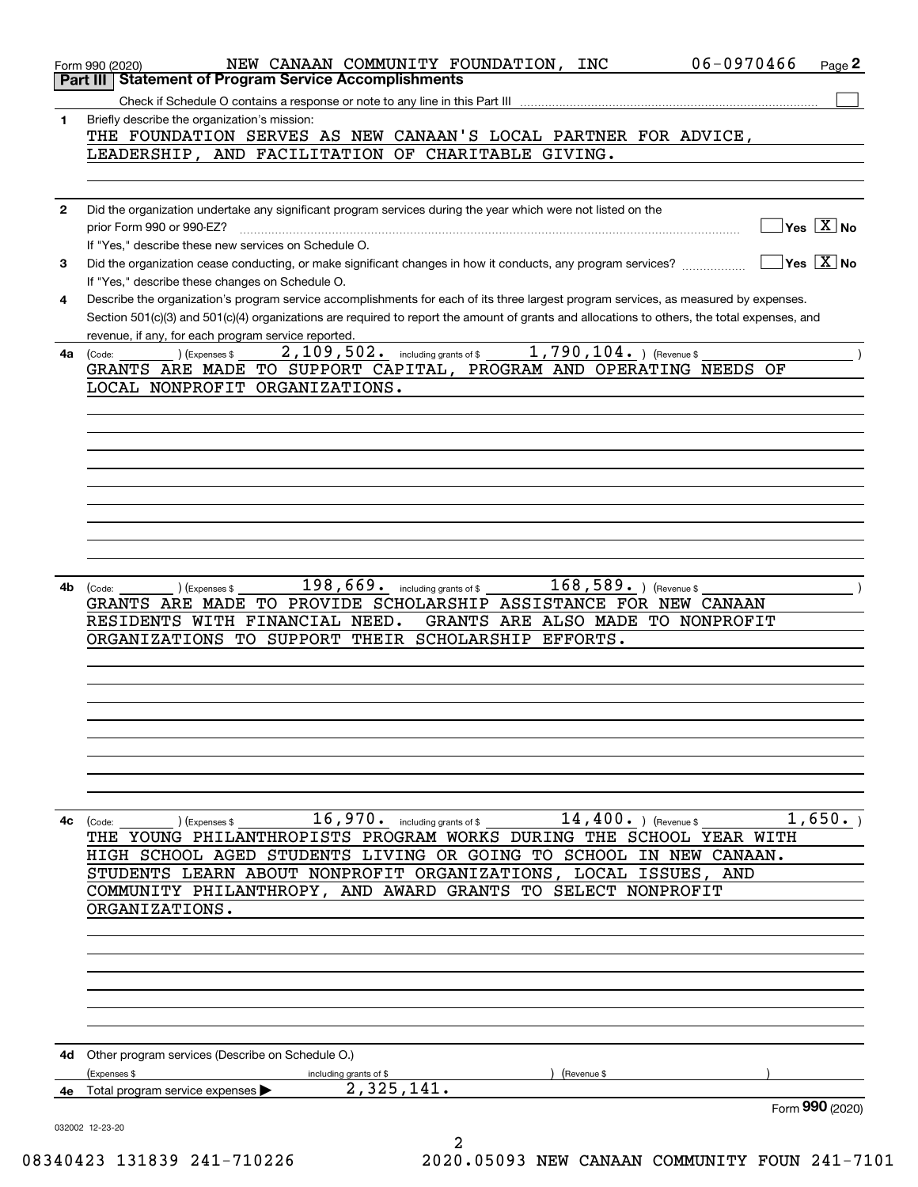Form 990 (2020) NEW CANAAN COMMUNITY FOUNDATION, INC 06-0970466

## Part III Statement of Program Service Accomplishments

Check if Schedule O contains a response or note to any line in this Part III ☐

**1** Briefly describe the organization's mission:

THE FOUNDATION SERVES AS NEW CANAAN'S LOCAL PARTNER FOR ADVICE, LEADERSHIP, AND FACILITATION OF CHARITABLE GIVING.

**2** Did the organization undertake any significant program services during the year which were not listed on the prior Form 990 or 990-EZ? ☐ Yes ☒ No

If "Yes," describe these new services on Schedule O.

**3** Did the organization cease conducting, or make significant changes in how it conducts, any program services? ☐ Yes ☒ No

If "Yes," describe these changes on Schedule O.

**4** Describe the organization's program service accomplishments for each of its three largest program services, as measured by expenses. Section 501(c)(3) and 501(c)(4) organizations are required to report the amount of grants and allocations to others, the total expenses, and revenue, if any, for each program service reported.

**4a** (Code: ) (Expenses $ 2,109,502. including grants of $ 1,790,104. ) (Revenue $ )

GRANTS ARE MADE TO SUPPORT CAPITAL, PROGRAM AND OPERATING NEEDS OF LOCAL NONPROFIT ORGANIZATIONS.

**4b** (Code: ) (Expenses $ 198,669. including grants of $ 168,589. ) (Revenue $ )

GRANTS ARE MADE TO PROVIDE SCHOLARSHIP ASSISTANCE FOR NEW CANAAN RESIDENTS WITH FINANCIAL NEED. GRANTS ARE ALSO MADE TO NONPROFIT ORGANIZATIONS TO SUPPORT THEIR SCHOLARSHIP EFFORTS.

**4c** (Code: ) (Expenses $ 16,970. including grants of $ 14,400. ) (Revenue $ 1,650. )

THE YOUNG PHILANTHROPISTS PROGRAM WORKS DURING THE SCHOOL YEAR WITH HIGH SCHOOL AGED STUDENTS LIVING OR GOING TO SCHOOL IN NEW CANAAN. STUDENTS LEARN ABOUT NONPROFIT ORGANIZATIONS, LOCAL ISSUES, AND COMMUNITY PHILANTHROPY, AND AWARD GRANTS TO SELECT NONPROFIT ORGANIZATIONS.

**4d** Other program services (Describe on Schedule O.)

(Expenses $ including grants of $ ) (Revenue $ )

**4e** Total program service expenses ▶ 2,325,141.

Form **990** (2020)

032002 12-23-20

08340423 131839 241-710226 2020.05093 NEW CANAAN COMMUNITY FOUN 241-7101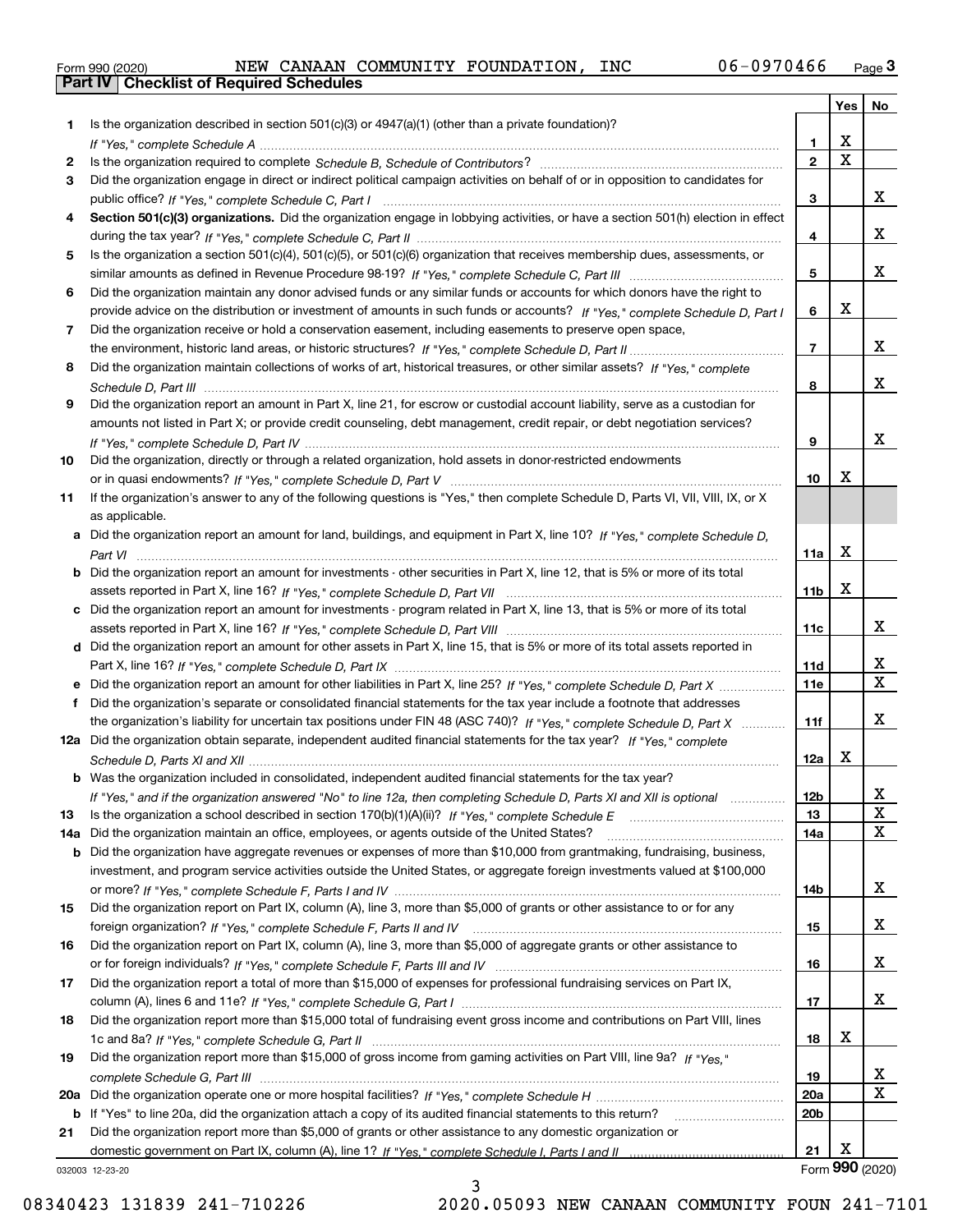Form 990 (2020) NEW CANAAN COMMUNITY FOUNDATION, INC 06-0970466

**Part IV Checklist of Required Schedules**

| | | | Yes | No |
|---|---|---|---|---|
| 1 | Is the organization described in section 501(c)(3) or 4947(a)(1) (other than a private foundation)? *If "Yes," complete Schedule A* | 1 | X | |
| 2 | Is the organization required to complete *Schedule B, Schedule of Contributors*? | 2 | X | |
| 3 | Did the organization engage in direct or indirect political campaign activities on behalf of or in opposition to candidates for public office? *If "Yes," complete Schedule C, Part I* | 3 | | X |
| 4 | **Section 501(c)(3) organizations.** Did the organization engage in lobbying activities, or have a section 501(h) election in effect during the tax year? *If "Yes," complete Schedule C, Part II* | 4 | | X |
| 5 | Is the organization a section 501(c)(4), 501(c)(5), or 501(c)(6) organization that receives membership dues, assessments, or similar amounts as defined in Revenue Procedure 98-19? *If "Yes," complete Schedule C, Part III* | 5 | | X |
| 6 | Did the organization maintain any donor advised funds or any similar funds or accounts for which donors have the right to provide advice on the distribution or investment of amounts in such funds or accounts? *If "Yes," complete Schedule D, Part I* | 6 | X | |
| 7 | Did the organization receive or hold a conservation easement, including easements to preserve open space, the environment, historic land areas, or historic structures? *If "Yes," complete Schedule D, Part II* | 7 | | X |
| 8 | Did the organization maintain collections of works of art, historical treasures, or other similar assets? *If "Yes," complete Schedule D, Part III* | 8 | | X |
| 9 | Did the organization report an amount in Part X, line 21, for escrow or custodial account liability, serve as a custodian for amounts not listed in Part X; or provide credit counseling, debt management, credit repair, or debt negotiation services? *If "Yes," complete Schedule D, Part IV* | 9 | | X |
| 10 | Did the organization, directly or through a related organization, hold assets in donor-restricted endowments or in quasi endowments? *If "Yes," complete Schedule D, Part V* | 10 | X | |
| 11 | If the organization's answer to any of the following questions is "Yes," then complete Schedule D, Parts VI, VII, VIII, IX, or X as applicable. | | | |
| a | Did the organization report an amount for land, buildings, and equipment in Part X, line 10? *If "Yes," complete Schedule D, Part VI* | 11a | X | |
| b | Did the organization report an amount for investments - other securities in Part X, line 12, that is 5% or more of its total assets reported in Part X, line 16? *If "Yes," complete Schedule D, Part VII* | 11b | X | |
| c | Did the organization report an amount for investments - program related in Part X, line 13, that is 5% or more of its total assets reported in Part X, line 16? *If "Yes," complete Schedule D, Part VIII* | 11c | | X |
| d | Did the organization report an amount for other assets in Part X, line 15, that is 5% or more of its total assets reported in Part X, line 16? *If "Yes," complete Schedule D, Part IX* | 11d | | X |
| e | Did the organization report an amount for other liabilities in Part X, line 25? *If "Yes," complete Schedule D, Part X* | 11e | | X |
| f | Did the organization's separate or consolidated financial statements for the tax year include a footnote that addresses the organization's liability for uncertain tax positions under FIN 48 (ASC 740)? *If "Yes," complete Schedule D, Part X* | 11f | | X |
| 12a | Did the organization obtain separate, independent audited financial statements for the tax year? *If "Yes," complete Schedule D, Parts XI and XII* | 12a | X | |
| b | Was the organization included in consolidated, independent audited financial statements for the tax year? *If "Yes," and if the organization answered "No" to line 12a, then completing Schedule D, Parts XI and XII is optional* | 12b | | X |
| 13 | Is the organization a school described in section 170(b)(1)(A)(ii)? *If "Yes," complete Schedule E* | 13 | | X |
| 14a | Did the organization maintain an office, employees, or agents outside of the United States? | 14a | | X |
| b | Did the organization have aggregate revenues or expenses of more than $10,000 from grantmaking, fundraising, business, investment, and program service activities outside the United States, or aggregate foreign investments valued at $100,000 or more? *If "Yes," complete Schedule F, Parts I and IV* | 14b | | X |
| 15 | Did the organization report on Part IX, column (A), line 3, more than $5,000 of grants or other assistance to or for any foreign organization? *If "Yes," complete Schedule F, Parts II and IV* | 15 | | X |
| 16 | Did the organization report on Part IX, column (A), line 3, more than $5,000 of aggregate grants or other assistance to or for foreign individuals? *If "Yes," complete Schedule F, Parts III and IV* | 16 | | X |
| 17 | Did the organization report a total of more than $15,000 of expenses for professional fundraising services on Part IX, column (A), lines 6 and 11e? *If "Yes," complete Schedule G, Part I* | 17 | | X |
| 18 | Did the organization report more than $15,000 total of fundraising event gross income and contributions on Part VIII, lines 1c and 8a? *If "Yes," complete Schedule G, Part II* | 18 | X | |
| 19 | Did the organization report more than $15,000 of gross income from gaming activities on Part VIII, line 9a? *If "Yes," complete Schedule G, Part III* | 19 | | X |
| 20a | Did the organization operate one or more hospital facilities? *If "Yes," complete Schedule H* | 20a | | X |
| b | If "Yes" to line 20a, did the organization attach a copy of its audited financial statements to this return? | 20b | | |
| 21 | Did the organization report more than $5,000 of grants or other assistance to any domestic organization or domestic government on Part IX, column (A), line 1? *If "Yes," complete Schedule I, Parts I and II* | 21 | X | |

032003 12-23-20

Form **990** (2020)

08340423 131839 241-710226 2020.05093 NEW CANAAN COMMUNITY FOUN 241-7101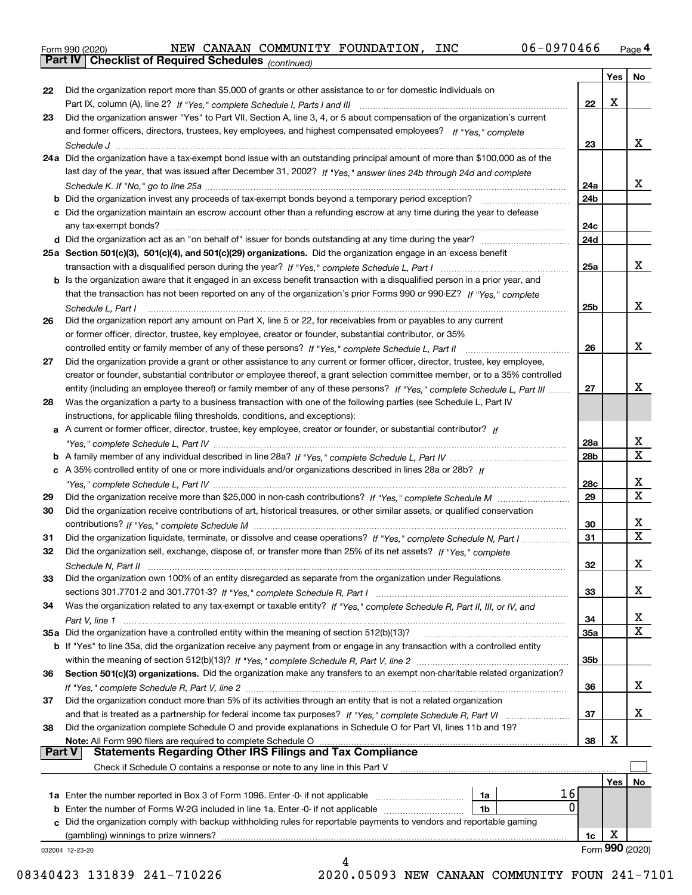Form 990 (2020) NEW CANAAN COMMUNITY FOUNDATION, INC 06-0970466

## Part IV Checklist of Required Schedules *(continued)*

| | | | Yes | No |
|---|---|---|---|---|
| 22 | Did the organization report more than $5,000 of grants or other assistance to or for domestic individuals on Part IX, column (A), line 2? *If "Yes," complete Schedule I, Parts I and III* | 22 | X | |
| 23 | Did the organization answer "Yes" to Part VII, Section A, line 3, 4, or 5 about compensation of the organization's current and former officers, directors, trustees, key employees, and highest compensated employees? *If "Yes," complete Schedule J* | 23 | | X |
| 24a | Did the organization have a tax-exempt bond issue with an outstanding principal amount of more than $100,000 as of the last day of the year, that was issued after December 31, 2002? *If "Yes," answer lines 24b through 24d and complete Schedule K. If "No," go to line 25a* | 24a | | X |
| b | Did the organization invest any proceeds of tax-exempt bonds beyond a temporary period exception? | 24b | | |
| c | Did the organization maintain an escrow account other than a refunding escrow at any time during the year to defease any tax-exempt bonds? | 24c | | |
| d | Did the organization act as an "on behalf of" issuer for bonds outstanding at any time during the year? | 24d | | |
| 25a | **Section 501(c)(3), 501(c)(4), and 501(c)(29) organizations.** Did the organization engage in an excess benefit transaction with a disqualified person during the year? *If "Yes," complete Schedule L, Part I* | 25a | | X |
| b | Is the organization aware that it engaged in an excess benefit transaction with a disqualified person in a prior year, and that the transaction has not been reported on any of the organization's prior Forms 990 or 990-EZ? *If "Yes," complete Schedule L, Part I* | 25b | | X |
| 26 | Did the organization report any amount on Part X, line 5 or 22, for receivables from or payables to any current or former officer, director, trustee, key employee, creator or founder, substantial contributor, or 35% controlled entity or family member of any of these persons? *If "Yes," complete Schedule L, Part II* | 26 | | X |
| 27 | Did the organization provide a grant or other assistance to any current or former officer, director, trustee, key employee, creator or founder, substantial contributor or employee thereof, a grant selection committee member, or to a 35% controlled entity (including an employee thereof) or family member of any of these persons? *If "Yes," complete Schedule L, Part III* | 27 | | X |
| 28 | Was the organization a party to a business transaction with one of the following parties (see Schedule L, Part IV instructions, for applicable filing thresholds, conditions, and exceptions): | | | |
| a | A current or former officer, director, trustee, key employee, creator or founder, or substantial contributor? *If "Yes," complete Schedule L, Part IV* | 28a | | X |
| b | A family member of any individual described in line 28a? *If "Yes," complete Schedule L, Part IV* | 28b | | X |
| c | A 35% controlled entity of one or more individuals and/or organizations described in lines 28a or 28b? *If "Yes," complete Schedule L, Part IV* | 28c | | X |
| 29 | Did the organization receive more than $25,000 in non-cash contributions? *If "Yes," complete Schedule M* | 29 | | X |
| 30 | Did the organization receive contributions of art, historical treasures, or other similar assets, or qualified conservation contributions? *If "Yes," complete Schedule M* | 30 | | X |
| 31 | Did the organization liquidate, terminate, or dissolve and cease operations? *If "Yes," complete Schedule N, Part I* | 31 | | X |
| 32 | Did the organization sell, exchange, dispose of, or transfer more than 25% of its net assets? *If "Yes," complete Schedule N, Part II* | 32 | | X |
| 33 | Did the organization own 100% of an entity disregarded as separate from the organization under Regulations sections 301.7701-2 and 301.7701-3? *If "Yes," complete Schedule R, Part I* | 33 | | X |
| 34 | Was the organization related to any tax-exempt or taxable entity? *If "Yes," complete Schedule R, Part II, III, or IV, and Part V, line 1* | 34 | | X |
| 35a | Did the organization have a controlled entity within the meaning of section 512(b)(13)? | 35a | | X |
| b | If "Yes" to line 35a, did the organization receive any payment from or engage in any transaction with a controlled entity within the meaning of section 512(b)(13)? *If "Yes," complete Schedule R, Part V, line 2* | 35b | | |
| 36 | **Section 501(c)(3) organizations.** Did the organization make any transfers to an exempt non-charitable related organization? *If "Yes," complete Schedule R, Part V, line 2* | 36 | | X |
| 37 | Did the organization conduct more than 5% of its activities through an entity that is not a related organization and that is treated as a partnership for federal income tax purposes? *If "Yes," complete Schedule R, Part VI* | 37 | | X |
| 38 | Did the organization complete Schedule O and provide explanations in Schedule O for Part VI, lines 11b and 19? **Note:** All Form 990 filers are required to complete Schedule O | 38 | X | |

## Part V Statements Regarding Other IRS Filings and Tax Compliance

Check if Schedule O contains a response or note to any line in this Part V ☐

| | | | | | Yes | No |
|---|---|---|---|---|---|---|
| 1a | Enter the number reported in Box 3 of Form 1096. Enter -0- if not applicable | 1a | 16 | | | |
| b | Enter the number of Forms W-2G included in line 1a. Enter -0- if not applicable | 1b | 0 | | | |
| c | Did the organization comply with backup withholding rules for reportable payments to vendors and reportable gaming (gambling) winnings to prize winners? | | | 1c | X | |

032004 12-23-20 Form **990** (2020)

08340423 131839 241-710226 2020.05093 NEW CANAAN COMMUNITY FOUN 241-7101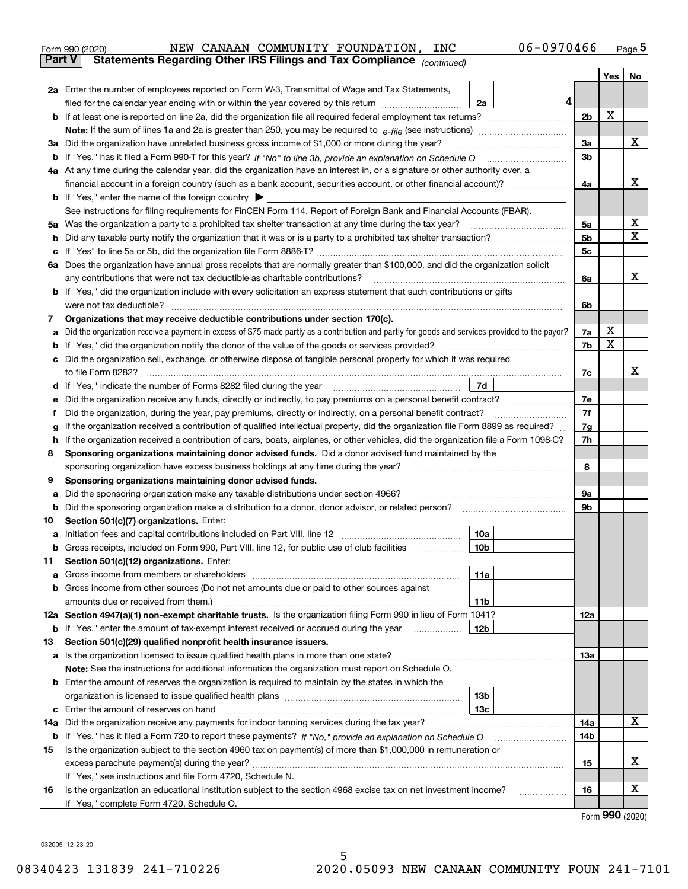Form 990 (2020) NEW CANAAN COMMUNITY FOUNDATION, INC 06-0970466

## Part V Statements Regarding Other IRS Filings and Tax Compliance *(continued)*

| | | | | Yes | No |
|---|---|---|---|---|---|
| **2a** | Enter the number of employees reported on Form W-3, Transmittal of Wage and Tax Statements, filed for the calendar year ending with or within the year covered by this return | 2a | 4 | | |
| **b** | If at least one is reported on line 2a, did the organization file all required federal employment tax returns? | | 2b | X | |
| | **Note:** If the sum of lines 1a and 2a is greater than 250, you may be required to *e-file* (see instructions) | | | | |
| **3a** | Did the organization have unrelated business gross income of $1,000 or more during the year? | | 3a | | X |
| **b** | If "Yes," has it filed a Form 990-T for this year? *If "No" to line 3b, provide an explanation on Schedule O* | | 3b | | |
| **4a** | At any time during the calendar year, did the organization have an interest in, or a signature or other authority over, a financial account in a foreign country (such as a bank account, securities account, or other financial account)? | | 4a | | X |
| **b** | If "Yes," enter the name of the foreign country ▶ | | | | |
| | See instructions for filing requirements for FinCEN Form 114, Report of Foreign Bank and Financial Accounts (FBAR). | | | | |
| **5a** | Was the organization a party to a prohibited tax shelter transaction at any time during the tax year? | | 5a | | X |
| **b** | Did any taxable party notify the organization that it was or is a party to a prohibited tax shelter transaction? | | 5b | | X |
| **c** | If "Yes" to line 5a or 5b, did the organization file Form 8886-T? | | 5c | | |
| **6a** | Does the organization have annual gross receipts that are normally greater than $100,000, and did the organization solicit any contributions that were not tax deductible as charitable contributions? | | 6a | | X |
| **b** | If "Yes," did the organization include with every solicitation an express statement that such contributions or gifts were not tax deductible? | | 6b | | |
| **7** | **Organizations that may receive deductible contributions under section 170(c).** | | | | |
| **a** | Did the organization receive a payment in excess of $75 made partly as a contribution and partly for goods and services provided to the payor? | | 7a | X | |
| **b** | If "Yes," did the organization notify the donor of the value of the goods or services provided? | | 7b | X | |
| **c** | Did the organization sell, exchange, or otherwise dispose of tangible personal property for which it was required to file Form 8282? | | 7c | | X |
| **d** | If "Yes," indicate the number of Forms 8282 filed during the year | 7d | | | |
| **e** | Did the organization receive any funds, directly or indirectly, to pay premiums on a personal benefit contract? | | 7e | | |
| **f** | Did the organization, during the year, pay premiums, directly or indirectly, on a personal benefit contract? | | 7f | | |
| **g** | If the organization received a contribution of qualified intellectual property, did the organization file Form 8899 as required? | | 7g | | |
| **h** | If the organization received a contribution of cars, boats, airplanes, or other vehicles, did the organization file a Form 1098-C? | | 7h | | |
| **8** | **Sponsoring organizations maintaining donor advised funds.** Did a donor advised fund maintained by the sponsoring organization have excess business holdings at any time during the year? | | 8 | | |
| **9** | **Sponsoring organizations maintaining donor advised funds.** | | | | |
| **a** | Did the sponsoring organization make any taxable distributions under section 4966? | | 9a | | |
| **b** | Did the sponsoring organization make a distribution to a donor, donor advisor, or related person? | | 9b | | |
| **10** | **Section 501(c)(7) organizations.** Enter: | | | | |
| **a** | Initiation fees and capital contributions included on Part VIII, line 12 | 10a | | | |
| **b** | Gross receipts, included on Form 990, Part VIII, line 12, for public use of club facilities | 10b | | | |
| **11** | **Section 501(c)(12) organizations.** Enter: | | | | |
| **a** | Gross income from members or shareholders | 11a | | | |
| **b** | Gross income from other sources (Do not net amounts due or paid to other sources against amounts due or received from them.) | 11b | | | |
| **12a** | **Section 4947(a)(1) non-exempt charitable trusts.** Is the organization filing Form 990 in lieu of Form 1041? | | 12a | | |
| **b** | If "Yes," enter the amount of tax-exempt interest received or accrued during the year | 12b | | | |
| **13** | **Section 501(c)(29) qualified nonprofit health insurance issuers.** | | | | |
| **a** | Is the organization licensed to issue qualified health plans in more than one state? | | 13a | | |
| | **Note:** See the instructions for additional information the organization must report on Schedule O. | | | | |
| **b** | Enter the amount of reserves the organization is required to maintain by the states in which the organization is licensed to issue qualified health plans | 13b | | | |
| **c** | Enter the amount of reserves on hand | 13c | | | |
| **14a** | Did the organization receive any payments for indoor tanning services during the tax year? | | 14a | | X |
| **b** | If "Yes," has it filed a Form 720 to report these payments? *If "No," provide an explanation on Schedule O* | | 14b | | |
| **15** | Is the organization subject to the section 4960 tax on payment(s) of more than $1,000,000 in remuneration or excess parachute payment(s) during the year? | | 15 | | X |
| | If "Yes," see instructions and file Form 4720, Schedule N. | | | | |
| **16** | Is the organization an educational institution subject to the section 4968 excise tax on net investment income? | | 16 | | X |
| | If "Yes," complete Form 4720, Schedule O. | | | | |

Form **990** (2020)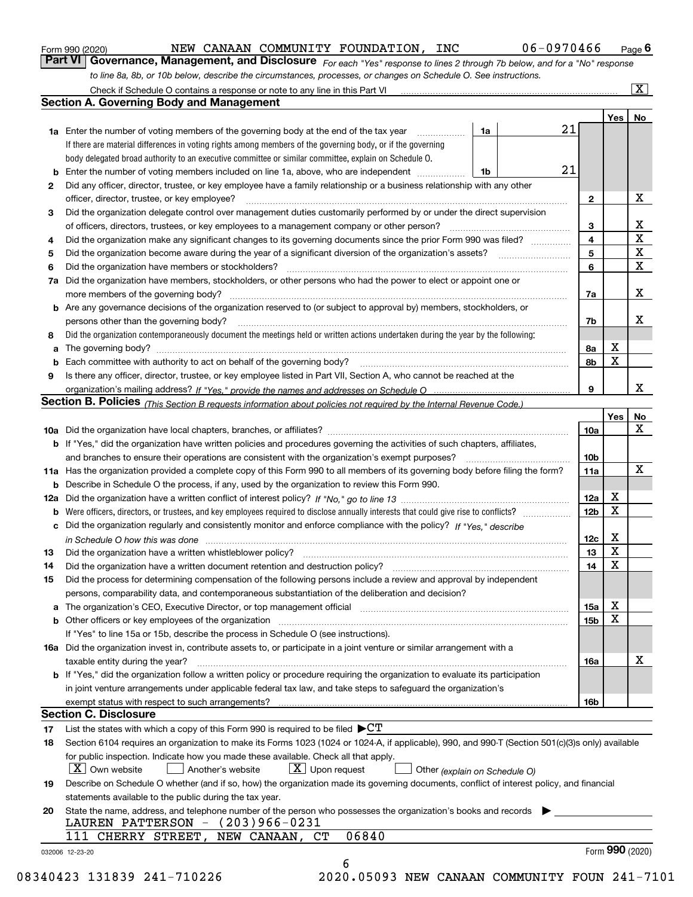Form 990 (2020) NEW CANAAN COMMUNITY FOUNDATION, INC 06-0970466 Page 6

**Part VI Governance, Management, and Disclosure** *For each "Yes" response to lines 2 through 7b below, and for a "No" response to line 8a, 8b, or 10b below, describe the circumstances, processes, or changes on Schedule O. See instructions.*

Check if Schedule O contains a response or note to any line in this Part VI [X]

## Section A. Governing Body and Management

| | | | | Yes | No |
|---|---|---|---|---|---|
| 1a | Enter the number of voting members of the governing body at the end of the tax year. If there are material differences in voting rights among members of the governing body, or if the governing body delegated broad authority to an executive committee or similar committee, explain on Schedule O. | 1a | 21 | | |
| b | Enter the number of voting members included on line 1a, above, who are independent | 1b | 21 | | |
| 2 | Did any officer, director, trustee, or key employee have a family relationship or a business relationship with any other officer, director, trustee, or key employee? | | 2 | | X |
| 3 | Did the organization delegate control over management duties customarily performed by or under the direct supervision of officers, directors, trustees, or key employees to a management company or other person? | | 3 | | X |
| 4 | Did the organization make any significant changes to its governing documents since the prior Form 990 was filed? | | 4 | | X |
| 5 | Did the organization become aware during the year of a significant diversion of the organization's assets? | | 5 | | X |
| 6 | Did the organization have members or stockholders? | | 6 | | X |
| 7a | Did the organization have members, stockholders, or other persons who had the power to elect or appoint one or more members of the governing body? | | 7a | | X |
| b | Are any governance decisions of the organization reserved to (or subject to approval by) members, stockholders, or persons other than the governing body? | | 7b | | X |
| 8 | Did the organization contemporaneously document the meetings held or written actions undertaken during the year by the following: | | | | |
| a | The governing body? | | 8a | X | |
| b | Each committee with authority to act on behalf of the governing body? | | 8b | X | |
| 9 | Is there any officer, director, trustee, or key employee listed in Part VII, Section A, who cannot be reached at the organization's mailing address? *If "Yes," provide the names and addresses on Schedule O* | | 9 | | X |

## Section B. Policies *(This Section B requests information about policies not required by the Internal Revenue Code.)*

| | | | Yes | No |
|---|---|---|---|---|
| 10a | Did the organization have local chapters, branches, or affiliates? | 10a | | X |
| b | If "Yes," did the organization have written policies and procedures governing the activities of such chapters, affiliates, and branches to ensure their operations are consistent with the organization's exempt purposes? | 10b | | |
| 11a | Has the organization provided a complete copy of this Form 990 to all members of its governing body before filing the form? | 11a | | X |
| b | Describe in Schedule O the process, if any, used by the organization to review this Form 990. | | | |
| 12a | Did the organization have a written conflict of interest policy? *If "No," go to line 13* | 12a | X | |
| b | Were officers, directors, or trustees, and key employees required to disclose annually interests that could give rise to conflicts? | 12b | X | |
| c | Did the organization regularly and consistently monitor and enforce compliance with the policy? *If "Yes," describe in Schedule O how this was done* | 12c | X | |
| 13 | Did the organization have a written whistleblower policy? | 13 | X | |
| 14 | Did the organization have a written document retention and destruction policy? | 14 | X | |
| 15 | Did the process for determining compensation of the following persons include a review and approval by independent persons, comparability data, and contemporaneous substantiation of the deliberation and decision? | | | |
| a | The organization's CEO, Executive Director, or top management official | 15a | X | |
| b | Other officers or key employees of the organization | 15b | X | |
| | If "Yes" to line 15a or 15b, describe the process in Schedule O (see instructions). | | | |
| 16a | Did the organization invest in, contribute assets to, or participate in a joint venture or similar arrangement with a taxable entity during the year? | 16a | | X |
| b | If "Yes," did the organization follow a written policy or procedure requiring the organization to evaluate its participation in joint venture arrangements under applicable federal tax law, and take steps to safeguard the organization's exempt status with respect to such arrangements? | 16b | | |

## Section C. Disclosure

17 List the states with which a copy of this Form 990 is required to be filed ▶CT

18 Section 6104 requires an organization to make its Forms 1023 (1024 or 1024-A, if applicable), 990, and 990-T (Section 501(c)(3)s only) available for public inspection. Indicate how you made these available. Check all that apply.

[X] Own website [ ] Another's website [X] Upon request [ ] Other *(explain on Schedule O)*

19 Describe on Schedule O whether (and if so, how) the organization made its governing documents, conflict of interest policy, and financial statements available to the public during the tax year.

20 State the name, address, and telephone number of the person who possesses the organization's books and records ▶

LAUREN PATTERSON - (203)966-0231
111 CHERRY STREET, NEW CANAAN, CT 06840

032006 12-23-20 Form 990 (2020)

08340423 131839 241-710226 2020.05093 NEW CANAAN COMMUNITY FOUN 241-7101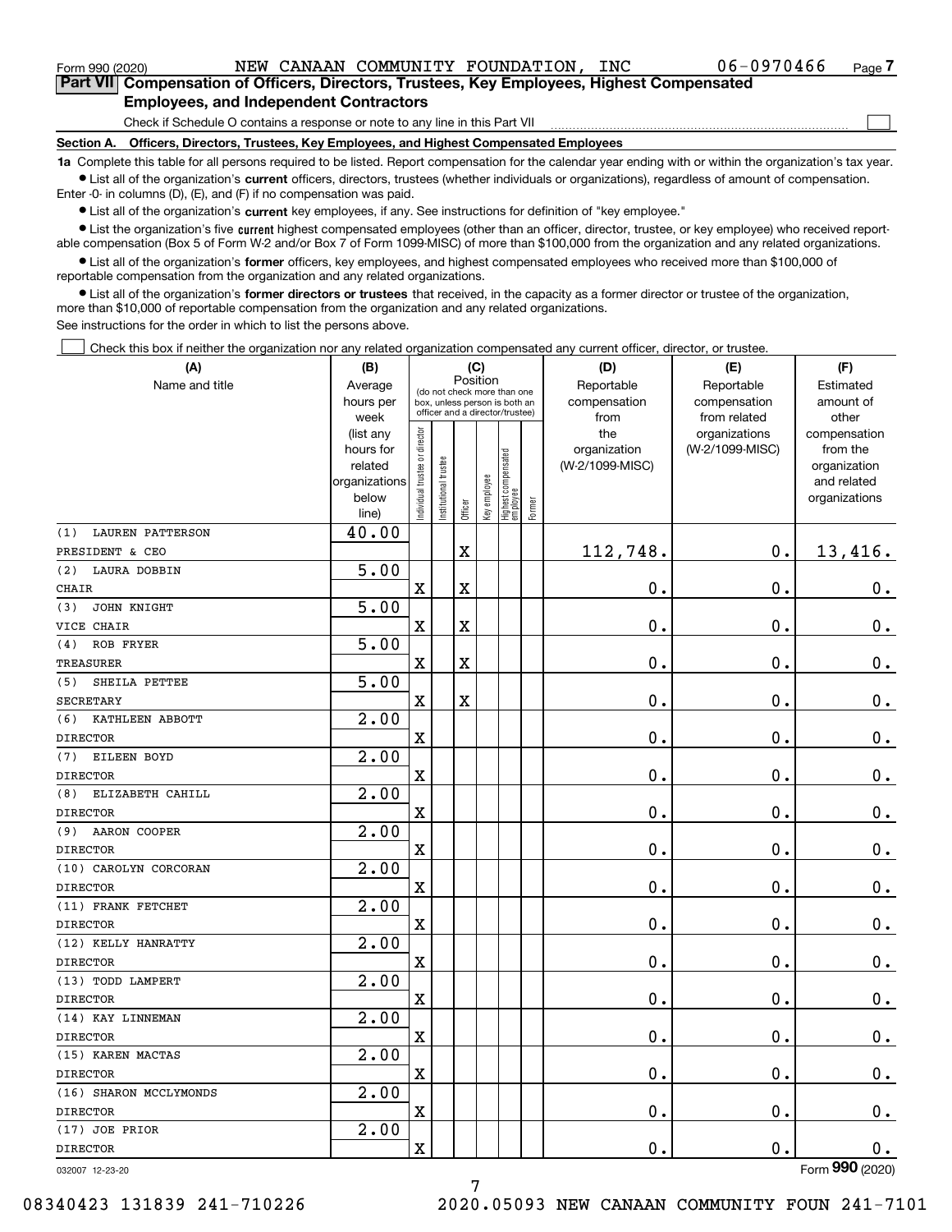Form 990 (2020) NEW CANAAN COMMUNITY FOUNDATION, INC 06-0970466 Page 7

## Part VII Compensation of Officers, Directors, Trustees, Key Employees, Highest Compensated Employees, and Independent Contractors

Check if Schedule O contains a response or note to any line in this Part VII ☐

### Section A. Officers, Directors, Trustees, Key Employees, and Highest Compensated Employees

**1a** Complete this table for all persons required to be listed. Report compensation for the calendar year ending with or within the organization's tax year.

- List all of the organization's **current** officers, directors, trustees (whether individuals or organizations), regardless of amount of compensation. Enter -0- in columns (D), (E), and (F) if no compensation was paid.
- List all of the organization's **current** key employees, if any. See instructions for definition of "key employee."
- List the organization's five **current** highest compensated employees (other than an officer, director, trustee, or key employee) who received reportable compensation (Box 5 of Form W-2 and/or Box 7 of Form 1099-MISC) of more than $100,000 from the organization and any related organizations.
- List all of the organization's **former** officers, key employees, and highest compensated employees who received more than $100,000 of reportable compensation from the organization and any related organizations.
- List all of the organization's **former directors or trustees** that received, in the capacity as a former director or trustee of the organization, more than $10,000 of reportable compensation from the organization and any related organizations.

See instructions for the order in which to list the persons above.

☐ Check this box if neither the organization nor any related organization compensated any current officer, director, or trustee.

| (A) Name and title | (B) Average hours per week (list any hours for related organizations below line) | (C) Position: Individual trustee or director | Institutional trustee | Officer | Key employee | Highest compensated employee | Former | (D) Reportable compensation from the organization (W-2/1099-MISC) | (E) Reportable compensation from related organizations (W-2/1099-MISC) | (F) Estimated amount of other compensation from the organization and related organizations |
|---|---|---|---|---|---|---|---|---|---|---|
| (1) LAUREN PATTERSON<br>PRESIDENT & CEO | 40.00 | | | X | | | | 112,748. | 0. | 13,416. |
| (2) LAURA DOBBIN<br>CHAIR | 5.00 | X | | X | | | | 0. | 0. | 0. |
| (3) JOHN KNIGHT<br>VICE CHAIR | 5.00 | X | | X | | | | 0. | 0. | 0. |
| (4) ROB FRYER<br>TREASURER | 5.00 | X | | X | | | | 0. | 0. | 0. |
| (5) SHEILA PETTEE<br>SECRETARY | 5.00 | X | | X | | | | 0. | 0. | 0. |
| (6) KATHLEEN ABBOTT<br>DIRECTOR | 2.00 | X | | | | | | 0. | 0. | 0. |
| (7) EILEEN BOYD<br>DIRECTOR | 2.00 | X | | | | | | 0. | 0. | 0. |
| (8) ELIZABETH CAHILL<br>DIRECTOR | 2.00 | X | | | | | | 0. | 0. | 0. |
| (9) AARON COOPER<br>DIRECTOR | 2.00 | X | | | | | | 0. | 0. | 0. |
| (10) CAROLYN CORCORAN<br>DIRECTOR | 2.00 | X | | | | | | 0. | 0. | 0. |
| (11) FRANK FETCHET<br>DIRECTOR | 2.00 | X | | | | | | 0. | 0. | 0. |
| (12) KELLY HANRATTY<br>DIRECTOR | 2.00 | X | | | | | | 0. | 0. | 0. |
| (13) TODD LAMPERT<br>DIRECTOR | 2.00 | X | | | | | | 0. | 0. | 0. |
| (14) KAY LINNEMAN<br>DIRECTOR | 2.00 | X | | | | | | 0. | 0. | 0. |
| (15) KAREN MACTAS<br>DIRECTOR | 2.00 | X | | | | | | 0. | 0. | 0. |
| (16) SHARON MCCLYMONDS<br>DIRECTOR | 2.00 | X | | | | | | 0. | 0. | 0. |
| (17) JOE PRIOR<br>DIRECTOR | 2.00 | X | | | | | | 0. | 0. | 0. |

032007 12-23-20 Form 990 (2020)

08340423 131839 241-710226 2020.05093 NEW CANAAN COMMUNITY FOUN 241-7101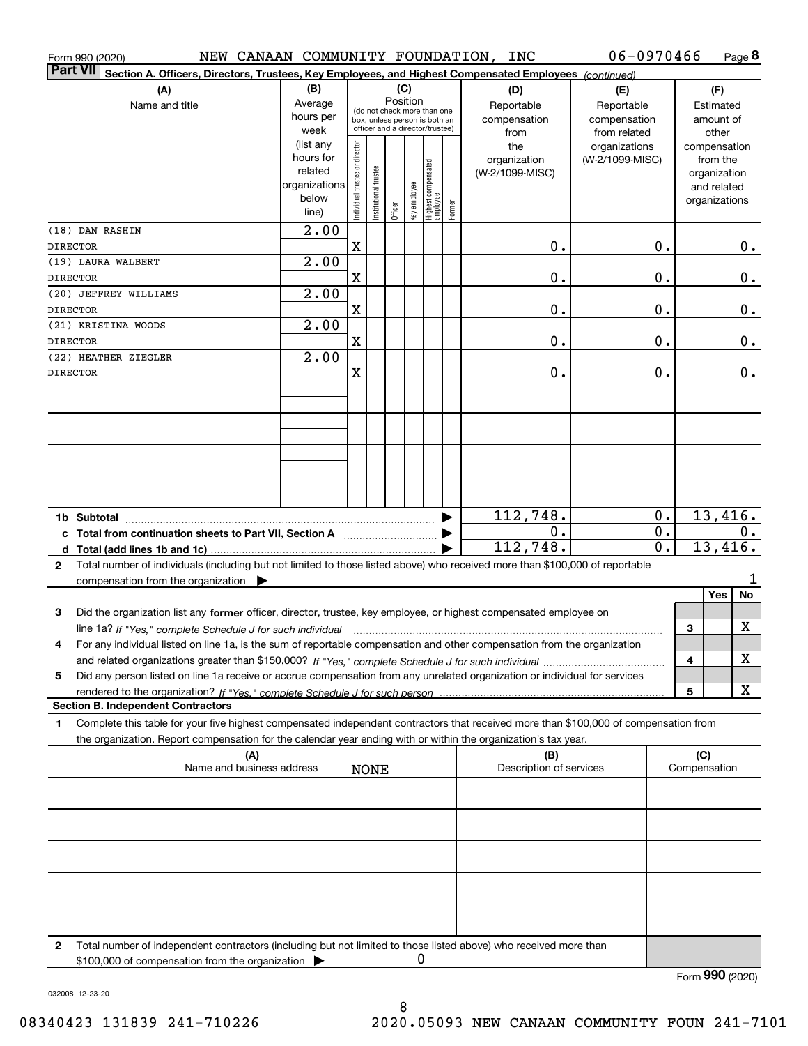Form 990 (2020) NEW CANAAN COMMUNITY FOUNDATION, INC 06-0970466 Page 8

**Part VII Section A. Officers, Directors, Trustees, Key Employees, and Highest Compensated Employees** *(continued)*

| (A) Name and title | (B) Average hours per week (list any hours for related organizations below line) | (C) Position: Individual trustee or director | Institutional trustee | Officer | Key employee | Highest compensated employee | Former | (D) Reportable compensation from the organization (W-2/1099-MISC) | (E) Reportable compensation from related organizations (W-2/1099-MISC) | (F) Estimated amount of other compensation from the organization and related organizations |
|---|---|---|---|---|---|---|---|---|---|---|
| (18) DAN RASHIN<br>DIRECTOR | 2.00 | X | | | | | | 0. | 0. | 0. |
| (19) LAURA WALBERT<br>DIRECTOR | 2.00 | X | | | | | | 0. | 0. | 0. |
| (20) JEFFREY WILLIAMS<br>DIRECTOR | 2.00 | X | | | | | | 0. | 0. | 0. |
| (21) KRISTINA WOODS<br>DIRECTOR | 2.00 | X | | | | | | 0. | 0. | 0. |
| (22) HEATHER ZIEGLER<br>DIRECTOR | 2.00 | X | | | | | | 0. | 0. | 0. |
| **1b Subtotal** | | | | | | | | 112,748. | 0. | 13,416. |
| **c Total from continuation sheets to Part VII, Section A** | | | | | | | | 0. | 0. | 0. |
| **d Total (add lines 1b and 1c)** | | | | | | | | 112,748. | 0. | 13,416. |

2 Total number of individuals (including but not limited to those listed above) who received more than $100,000 of reportable compensation from the organization ▶ 1

| | | Yes | No |
|---|---|---|---|
| 3 Did the organization list any **former** officer, director, trustee, key employee, or highest compensated employee on line 1a? *If "Yes," complete Schedule J for such individual* | 3 | | X |
| 4 For any individual listed on line 1a, is the sum of reportable compensation and other compensation from the organization and related organizations greater than $150,000? *If "Yes," complete Schedule J for such individual* | 4 | | X |
| 5 Did any person listed on line 1a receive or accrue compensation from any unrelated organization or individual for services rendered to the organization? *If "Yes," complete Schedule J for such person* | 5 | | X |

**Section B. Independent Contractors**

1 Complete this table for your five highest compensated independent contractors that received more than $100,000 of compensation from the organization. Report compensation for the calendar year ending with or within the organization's tax year.

| (A) Name and business address | (B) Description of services | (C) Compensation |
|---|---|---|
| NONE | | |
| | | |
| | | |
| | | |
| | | |

2 Total number of independent contractors (including but not limited to those listed above) who received more than $100,000 of compensation from the organization ▶ 0

Form **990** (2020)

032008 12-23-20

08340423 131839 241-710226 2020.05093 NEW CANAAN COMMUNITY FOUN 241-7101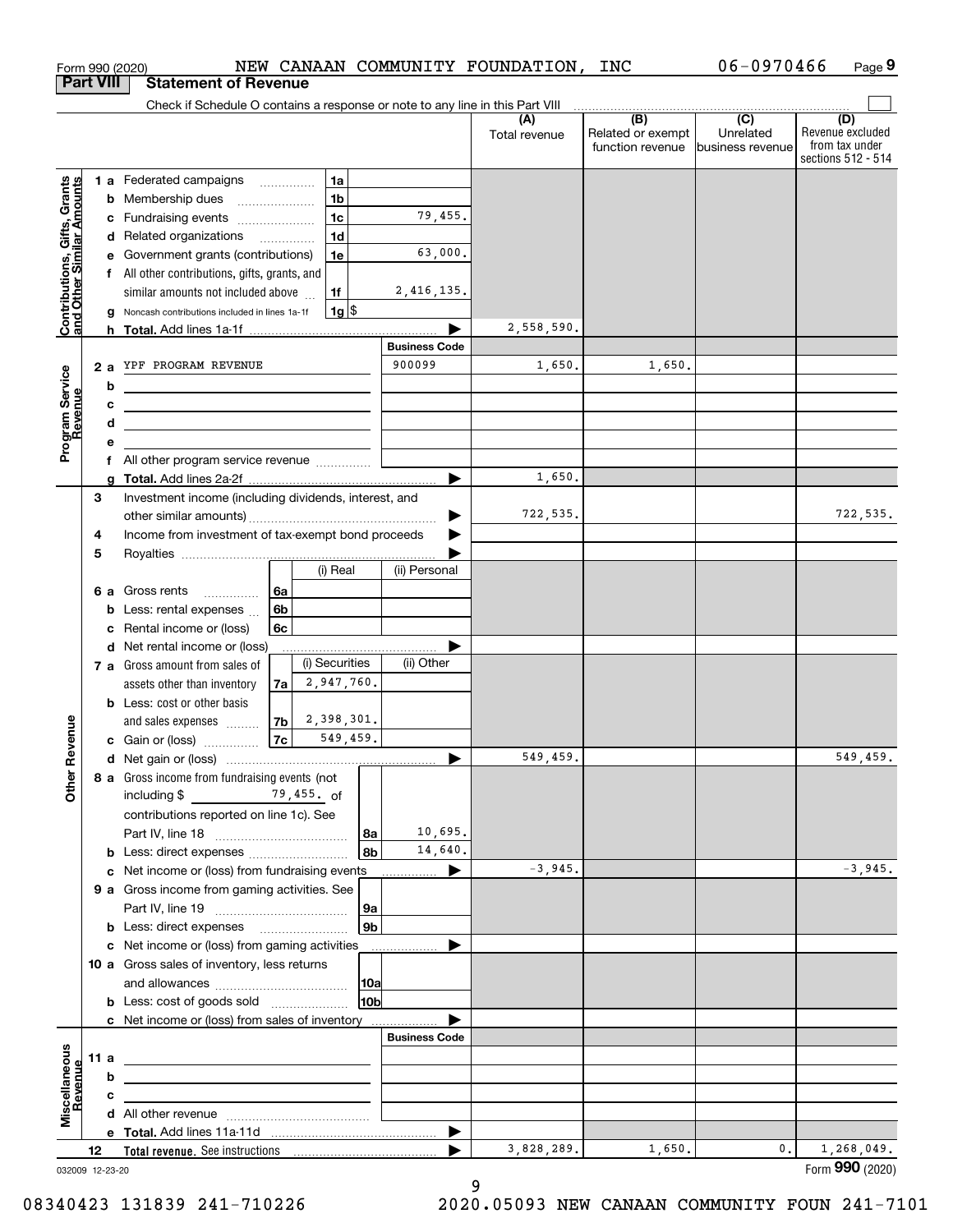Form 990 (2020) NEW CANAAN COMMUNITY FOUNDATION, INC 06-0970466 Page 9

## Part VIII Statement of Revenue

Check if Schedule O contains a response or note to any line in this Part VIII

| | | | | (A) Total revenue | (B) Related or exempt function revenue | (C) Unrelated business revenue | (D) Revenue excluded from tax under sections 512 - 514 |
|---|---|---|---|---|---|---|---|
| **Contributions, Gifts, Grants and Other Similar Amounts** | 1 a Federated campaigns | 1a | | | | | |
| | b Membership dues | 1b | | | | | |
| | c Fundraising events | 1c | 79,455. | | | | |
| | d Related organizations | 1d | | | | | |
| | e Government grants (contributions) | 1e | 63,000. | | | | |
| | f All other contributions, gifts, grants, and similar amounts not included above | 1f | 2,416,135. | | | | |
| | g Noncash contributions included in lines 1a-1f | 1g $ | | | | | |
| | h **Total.** Add lines 1a-1f | | ▶ | 2,558,590. | | | |
| | | | **Business Code** | | | | |
| **Program Service Revenue** | 2 a YPF PROGRAM REVENUE | | 900099 | 1,650. | 1,650. | | |
| | b | | | | | | |
| | c | | | | | | |
| | d | | | | | | |
| | e | | | | | | |
| | f All other program service revenue | | | | | | |
| | g **Total.** Add lines 2a-2f | | ▶ | 1,650. | | | |
| **Other Revenue** | 3 Investment income (including dividends, interest, and other similar amounts) | | ▶ | 722,535. | | | 722,535. |
| | 4 Income from investment of tax-exempt bond proceeds | | ▶ | | | | |
| | 5 Royalties | | ▶ | | | | |
| | | (i) Real | (ii) Personal | | | | |
| | 6 a Gross rents 6a | | | | | | |
| | b Less: rental expenses 6b | | | | | | |
| | c Rental income or (loss) 6c | | | | | | |
| | d Net rental income or (loss) | | ▶ | | | | |
| | | (i) Securities | (ii) Other | | | | |
| | 7 a Gross amount from sales of assets other than inventory 7a | 2,947,760. | | | | | |
| | b Less: cost or other basis and sales expenses 7b | 2,398,301. | | | | | |
| | c Gain or (loss) 7c | 549,459. | | | | | |
| | d Net gain or (loss) | | ▶ | 549,459. | | | 549,459. |
| | 8 a Gross income from fundraising events (not including $ 79,455. of contributions reported on line 1c). See Part IV, line 18 | 8a | 10,695. | | | | |
| | b Less: direct expenses | 8b | 14,640. | | | | |
| | c Net income or (loss) from fundraising events | | ▶ | -3,945. | | | -3,945. |
| | 9 a Gross income from gaming activities. See Part IV, line 19 | 9a | | | | | |
| | b Less: direct expenses | 9b | | | | | |
| | c Net income or (loss) from gaming activities | | ▶ | | | | |
| | 10 a Gross sales of inventory, less returns and allowances | 10a | | | | | |
| | b Less: cost of goods sold | 10b | | | | | |
| | c Net income or (loss) from sales of inventory | | ▶ | | | | |
| | | | **Business Code** | | | | |
| **Miscellaneous Revenue** | 11 a | | | | | | |
| | b | | | | | | |
| | c | | | | | | |
| | d All other revenue | | | | | | |
| | e **Total.** Add lines 11a-11d | | ▶ | | | | |
| | 12 **Total revenue.** See instructions | | ▶ | 3,828,289. | 1,650. | 0. | 1,268,049. |

032009 12-23-20

Form **990** (2020)

08340423 131839 241-710226 2020.05093 NEW CANAAN COMMUNITY FOUN 241-7101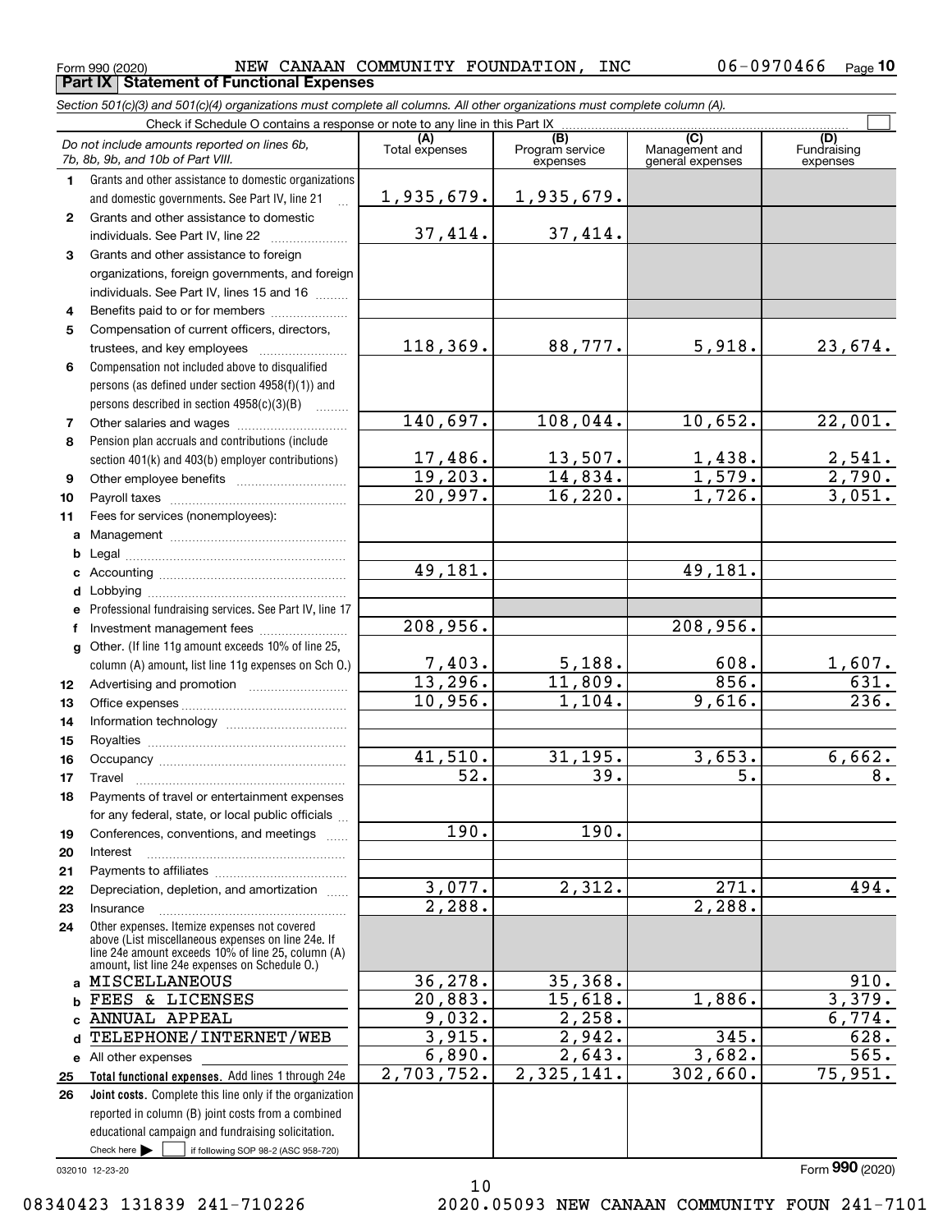Form 990 (2020) NEW CANAAN COMMUNITY FOUNDATION, INC 06-0970466 Page **10**

## Part IX Statement of Functional Expenses

*Section 501(c)(3) and 501(c)(4) organizations must complete all columns. All other organizations must complete column (A).*

Check if Schedule O contains a response or note to any line in this Part IX ☐

| *Do not include amounts reported on lines 6b, 7b, 8b, 9b, and 10b of Part VIII.* | (A) Total expenses | (B) Program service expenses | (C) Management and general expenses | (D) Fundraising expenses |
|---|---|---|---|---|
| **1** Grants and other assistance to domestic organizations and domestic governments. See Part IV, line 21 | 1,935,679. | 1,935,679. | | |
| **2** Grants and other assistance to domestic individuals. See Part IV, line 22 | 37,414. | 37,414. | | |
| **3** Grants and other assistance to foreign organizations, foreign governments, and foreign individuals. See Part IV, lines 15 and 16 | | | | |
| **4** Benefits paid to or for members | | | | |
| **5** Compensation of current officers, directors, trustees, and key employees | 118,369. | 88,777. | 5,918. | 23,674. |
| **6** Compensation not included above to disqualified persons (as defined under section 4958(f)(1)) and persons described in section 4958(c)(3)(B) | | | | |
| **7** Other salaries and wages | 140,697. | 108,044. | 10,652. | 22,001. |
| **8** Pension plan accruals and contributions (include section 401(k) and 403(b) employer contributions) | 17,486. | 13,507. | 1,438. | 2,541. |
| **9** Other employee benefits | 19,203. | 14,834. | 1,579. | 2,790. |
| **10** Payroll taxes | 20,997. | 16,220. | 1,726. | 3,051. |
| **11** Fees for services (nonemployees): | | | | |
| **a** Management | | | | |
| **b** Legal | | | | |
| **c** Accounting | 49,181. | | 49,181. | |
| **d** Lobbying | | | | |
| **e** Professional fundraising services. See Part IV, line 17 | | | | |
| **f** Investment management fees | 208,956. | | 208,956. | |
| **g** Other. (If line 11g amount exceeds 10% of line 25, column (A) amount, list line 11g expenses on Sch O.) | 7,403. | 5,188. | 608. | 1,607. |
| **12** Advertising and promotion | 13,296. | 11,809. | 856. | 631. |
| **13** Office expenses | 10,956. | 1,104. | 9,616. | 236. |
| **14** Information technology | | | | |
| **15** Royalties | | | | |
| **16** Occupancy | 41,510. | 31,195. | 3,653. | 6,662. |
| **17** Travel | 52. | 39. | 5. | 8. |
| **18** Payments of travel or entertainment expenses for any federal, state, or local public officials | | | | |
| **19** Conferences, conventions, and meetings | 190. | 190. | | |
| **20** Interest | | | | |
| **21** Payments to affiliates | | | | |
| **22** Depreciation, depletion, and amortization | 3,077. | 2,312. | 271. | 494. |
| **23** Insurance | 2,288. | | 2,288. | |
| **24** Other expenses. Itemize expenses not covered above (List miscellaneous expenses on line 24e. If line 24e amount exceeds 10% of line 25, column (A) amount, list line 24e expenses on Schedule O.) | | | | |
| **a** MISCELLANEOUS | 36,278. | 35,368. | | 910. |
| **b** FEES & LICENSES | 20,883. | 15,618. | 1,886. | 3,379. |
| **c** ANNUAL APPEAL | 9,032. | 2,258. | | 6,774. |
| **d** TELEPHONE/INTERNET/WEB | 3,915. | 2,942. | 345. | 628. |
| **e** All other expenses | 6,890. | 2,643. | 3,682. | 565. |
| **25** **Total functional expenses.** Add lines 1 through 24e | 2,703,752. | 2,325,141. | 302,660. | 75,951. |
| **26** **Joint costs.** Complete this line only if the organization reported in column (B) joint costs from a combined educational campaign and fundraising solicitation. Check here ☐ if following SOP 98-2 (ASC 958-720) | | | | |

032010 12-23-20

Form **990** (2020)

08340423 131839 241-710226 2020.05093 NEW CANAAN COMMUNITY FOUN 241-7101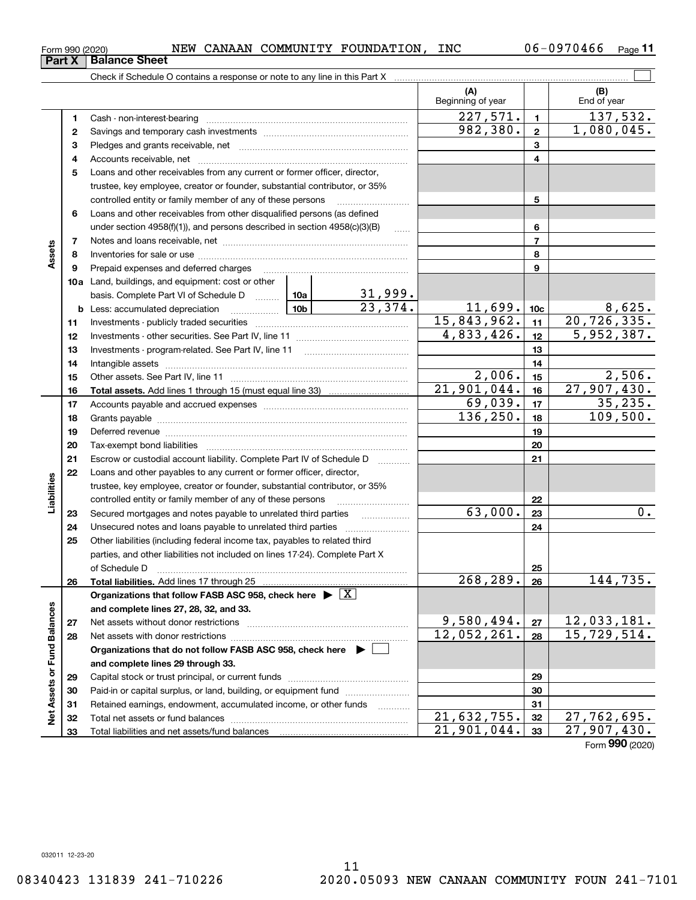Form 990 (2020) NEW CANAAN COMMUNITY FOUNDATION, INC 06-0970466 Page 11

## Part X Balance Sheet

Check if Schedule O contains a response or note to any line in this Part X ☐

| Section | Line | Description | | | (A) Beginning of year | Line | (B) End of year |
|---|---|---|---|---|---|---|---|
| Assets | 1 | Cash - non-interest-bearing | | | 227,571. | 1 | 137,532. |
| | 2 | Savings and temporary cash investments | | | 982,380. | 2 | 1,080,045. |
| | 3 | Pledges and grants receivable, net | | | | 3 | |
| | 4 | Accounts receivable, net | | | | 4 | |
| | 5 | Loans and other receivables from any current or former officer, director, trustee, key employee, creator or founder, substantial contributor, or 35% controlled entity or family member of any of these persons | | | | 5 | |
| | 6 | Loans and other receivables from other disqualified persons (as defined under section 4958(f)(1)), and persons described in section 4958(c)(3)(B) | | | | 6 | |
| | 7 | Notes and loans receivable, net | | | | 7 | |
| | 8 | Inventories for sale or use | | | | 8 | |
| | 9 | Prepaid expenses and deferred charges | | | | 9 | |
| | 10a | Land, buildings, and equipment: cost or other basis. Complete Part VI of Schedule D | 10a | 31,999. | | | |
| | b | Less: accumulated depreciation | 10b | 23,374. | 11,699. | 10c | 8,625. |
| | 11 | Investments - publicly traded securities | | | 15,843,962. | 11 | 20,726,335. |
| | 12 | Investments - other securities. See Part IV, line 11 | | | 4,833,426. | 12 | 5,952,387. |
| | 13 | Investments - program-related. See Part IV, line 11 | | | | 13 | |
| | 14 | Intangible assets | | | | 14 | |
| | 15 | Other assets. See Part IV, line 11 | | | 2,006. | 15 | 2,506. |
| | 16 | **Total assets.** Add lines 1 through 15 (must equal line 33) | | | 21,901,044. | 16 | 27,907,430. |
| Liabilities | 17 | Accounts payable and accrued expenses | | | 69,039. | 17 | 35,235. |
| | 18 | Grants payable | | | 136,250. | 18 | 109,500. |
| | 19 | Deferred revenue | | | | 19 | |
| | 20 | Tax-exempt bond liabilities | | | | 20 | |
| | 21 | Escrow or custodial account liability. Complete Part IV of Schedule D | | | | 21 | |
| | 22 | Loans and other payables to any current or former officer, director, trustee, key employee, creator or founder, substantial contributor, or 35% controlled entity or family member of any of these persons | | | | 22 | |
| | 23 | Secured mortgages and notes payable to unrelated third parties | | | 63,000. | 23 | 0. |
| | 24 | Unsecured notes and loans payable to unrelated third parties | | | | 24 | |
| | 25 | Other liabilities (including federal income tax, payables to related third parties, and other liabilities not included on lines 17-24). Complete Part X of Schedule D | | | | 25 | |
| | 26 | **Total liabilities.** Add lines 17 through 25 | | | 268,289. | 26 | 144,735. |
| Net Assets or Fund Balances | | **Organizations that follow FASB ASC 958, check here** ▶ ☒ **and complete lines 27, 28, 32, and 33.** | | | | | |
| | 27 | Net assets without donor restrictions | | | 9,580,494. | 27 | 12,033,181. |
| | 28 | Net assets with donor restrictions | | | 12,052,261. | 28 | 15,729,514. |
| | | **Organizations that do not follow FASB ASC 958, check here** ▶ ☐ **and complete lines 29 through 33.** | | | | | |
| | 29 | Capital stock or trust principal, or current funds | | | | 29 | |
| | 30 | Paid-in or capital surplus, or land, building, or equipment fund | | | | 30 | |
| | 31 | Retained earnings, endowment, accumulated income, or other funds | | | | 31 | |
| | 32 | Total net assets or fund balances | | | 21,632,755. | 32 | 27,762,695. |
| | 33 | Total liabilities and net assets/fund balances | | | 21,901,044. | 33 | 27,907,430. |

Form **990** (2020)

032011 12-23-20

08340423 131839 241-710226 2020.05093 NEW CANAAN COMMUNITY FOUN 241-7101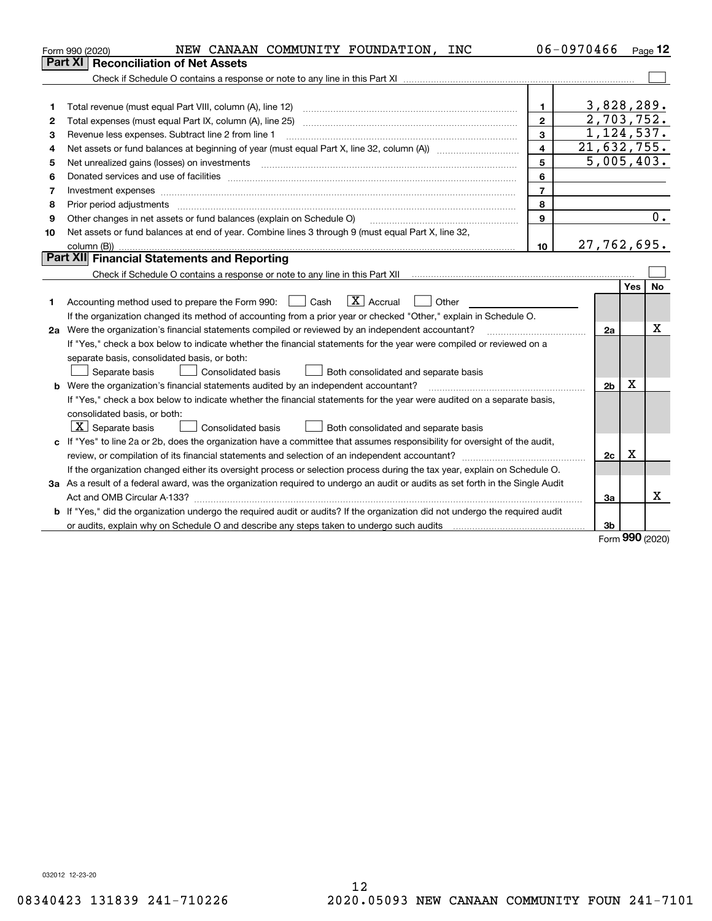Form 990 (2020) NEW CANAAN COMMUNITY FOUNDATION, INC 06-0970466 Page 12

## Part XI Reconciliation of Net Assets

Check if Schedule O contains a response or note to any line in this Part XI ☐

| | | | |
|---|---|---|---|
| 1 | Total revenue (must equal Part VIII, column (A), line 12) | 1 | 3,828,289. |
| 2 | Total expenses (must equal Part IX, column (A), line 25) | 2 | 2,703,752. |
| 3 | Revenue less expenses. Subtract line 2 from line 1 | 3 | 1,124,537. |
| 4 | Net assets or fund balances at beginning of year (must equal Part X, line 32, column (A)) | 4 | 21,632,755. |
| 5 | Net unrealized gains (losses) on investments | 5 | 5,005,403. |
| 6 | Donated services and use of facilities | 6 | |
| 7 | Investment expenses | 7 | |
| 8 | Prior period adjustments | 8 | |
| 9 | Other changes in net assets or fund balances (explain on Schedule O) | 9 | 0. |
| 10 | Net assets or fund balances at end of year. Combine lines 3 through 9 (must equal Part X, line 32, column (B)) | 10 | 27,762,695. |

## Part XII Financial Statements and Reporting

Check if Schedule O contains a response or note to any line in this Part XII ☐

| | | | Yes | No |
|---|---|---|---|---|
| 1 | Accounting method used to prepare the Form 990: ☐ Cash ☒ Accrual ☐ Other<br>If the organization changed its method of accounting from a prior year or checked "Other," explain in Schedule O. | | | |
| 2a | Were the organization's financial statements compiled or reviewed by an independent accountant?<br>If "Yes," check a box below to indicate whether the financial statements for the year were compiled or reviewed on a separate basis, consolidated basis, or both:<br>☐ Separate basis ☐ Consolidated basis ☐ Both consolidated and separate basis | 2a | | X |
| b | Were the organization's financial statements audited by an independent accountant?<br>If "Yes," check a box below to indicate whether the financial statements for the year were audited on a separate basis, consolidated basis, or both:<br>☒ Separate basis ☐ Consolidated basis ☐ Both consolidated and separate basis | 2b | X | |
| c | If "Yes" to line 2a or 2b, does the organization have a committee that assumes responsibility for oversight of the audit, review, or compilation of its financial statements and selection of an independent accountant?<br>If the organization changed either its oversight process or selection process during the tax year, explain on Schedule O. | 2c | X | |
| 3a | As a result of a federal award, was the organization required to undergo an audit or audits as set forth in the Single Audit Act and OMB Circular A-133? | 3a | | X |
| b | If "Yes," did the organization undergo the required audit or audits? If the organization did not undergo the required audit or audits, explain why on Schedule O and describe any steps taken to undergo such audits | 3b | | |

Form 990 (2020)

032012 12-23-20

08340423 131839 241-710226 2020.05093 NEW CANAAN COMMUNITY FOUN 241-7101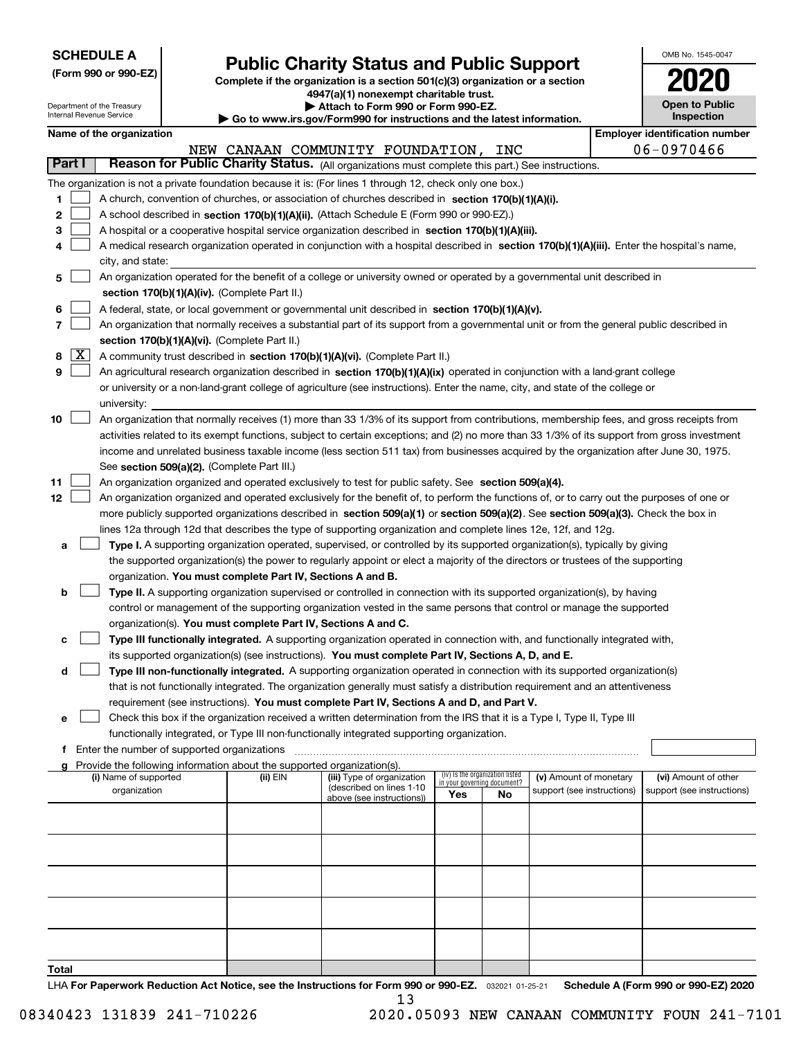**SCHEDULE A**
**(Form 990 or 990-EZ)**

Department of the Treasury
Internal Revenue Service

# Public Charity Status and Public Support

**Complete if the organization is a section 501(c)(3) organization or a section 4947(a)(1) nonexempt charitable trust.**
**▶ Attach to Form 990 or Form 990-EZ.**
**▶ Go to www.irs.gov/Form990 for instructions and the latest information.**

OMB No. 1545-0047

**2020**

**Open to Public Inspection**

**Name of the organization:** NEW CANAAN COMMUNITY FOUNDATION, INC

**Employer identification number:** 06-0970466

## Part I — Reason for Public Charity Status. (All organizations must complete this part.) See instructions.

The organization is not a private foundation because it is: (For lines 1 through 12, check only one box.)

1. ☐ A church, convention of churches, or association of churches described in **section 170(b)(1)(A)(i).**
2. ☐ A school described in **section 170(b)(1)(A)(ii).** (Attach Schedule E (Form 990 or 990-EZ).)
3. ☐ A hospital or a cooperative hospital service organization described in **section 170(b)(1)(A)(iii).**
4. ☐ A medical research organization operated in conjunction with a hospital described in **section 170(b)(1)(A)(iii).** Enter the hospital's name, city, and state:
5. ☐ An organization operated for the benefit of a college or university owned or operated by a governmental unit described in **section 170(b)(1)(A)(iv).** (Complete Part II.)
6. ☐ A federal, state, or local government or governmental unit described in **section 170(b)(1)(A)(v).**
7. ☐ An organization that normally receives a substantial part of its support from a governmental unit or from the general public described in **section 170(b)(1)(A)(vi).** (Complete Part II.)
8. ☒ A community trust described in **section 170(b)(1)(A)(vi).** (Complete Part II.)
9. ☐ An agricultural research organization described in **section 170(b)(1)(A)(ix)** operated in conjunction with a land-grant college or university or a non-land-grant college of agriculture (see instructions). Enter the name, city, and state of the college or university:
10. ☐ An organization that normally receives (1) more than 33 1/3% of its support from contributions, membership fees, and gross receipts from activities related to its exempt functions, subject to certain exceptions; and (2) no more than 33 1/3% of its support from gross investment income and unrelated business taxable income (less section 511 tax) from businesses acquired by the organization after June 30, 1975. See **section 509(a)(2).** (Complete Part III.)
11. ☐ An organization organized and operated exclusively to test for public safety. See **section 509(a)(4).**
12. ☐ An organization organized and operated exclusively for the benefit of, to perform the functions of, or to carry out the purposes of one or more publicly supported organizations described in **section 509(a)(1)** or **section 509(a)(2)**. See **section 509(a)(3).** Check the box in lines 12a through 12d that describes the type of supporting organization and complete lines 12e, 12f, and 12g.
   - **a** ☐ **Type I.** A supporting organization operated, supervised, or controlled by its supported organization(s), typically by giving the supported organization(s) the power to regularly appoint or elect a majority of the directors or trustees of the supporting organization. **You must complete Part IV, Sections A and B.**
   - **b** ☐ **Type II.** A supporting organization supervised or controlled in connection with its supported organization(s), by having control or management of the supporting organization vested in the same persons that control or manage the supported organization(s). **You must complete Part IV, Sections A and C.**
   - **c** ☐ **Type III functionally integrated.** A supporting organization operated in connection with, and functionally integrated with, its supported organization(s) (see instructions). **You must complete Part IV, Sections A, D, and E.**
   - **d** ☐ **Type III non-functionally integrated.** A supporting organization operated in connection with its supported organization(s) that is not functionally integrated. The organization generally must satisfy a distribution requirement and an attentiveness requirement (see instructions). **You must complete Part IV, Sections A and D, and Part V.**
   - **e** ☐ Check this box if the organization received a written determination from the IRS that it is a Type I, Type II, Type III functionally integrated, or Type III non-functionally integrated supporting organization.
   - **f** Enter the number of supported organizations
   - **g** Provide the following information about the supported organization(s).

| (i) Name of supported organization | (ii) EIN | (iii) Type of organization (described on lines 1-10 above (see instructions)) | (iv) Is the organization listed in your governing document? Yes | No | (v) Amount of monetary support (see instructions) | (vi) Amount of other support (see instructions) |
|---|---|---|---|---|---|---|
| | | | | | | |
| | | | | | | |
| | | | | | | |
| | | | | | | |
| | | | | | | |
| **Total** | | | | | | |

LHA **For Paperwork Reduction Act Notice, see the Instructions for Form 990 or 990-EZ.** 032021 01-25-21 **Schedule A (Form 990 or 990-EZ) 2020**

08340423 131839 241-710226    2020.05093 NEW CANAAN COMMUNITY FOUN 241-7101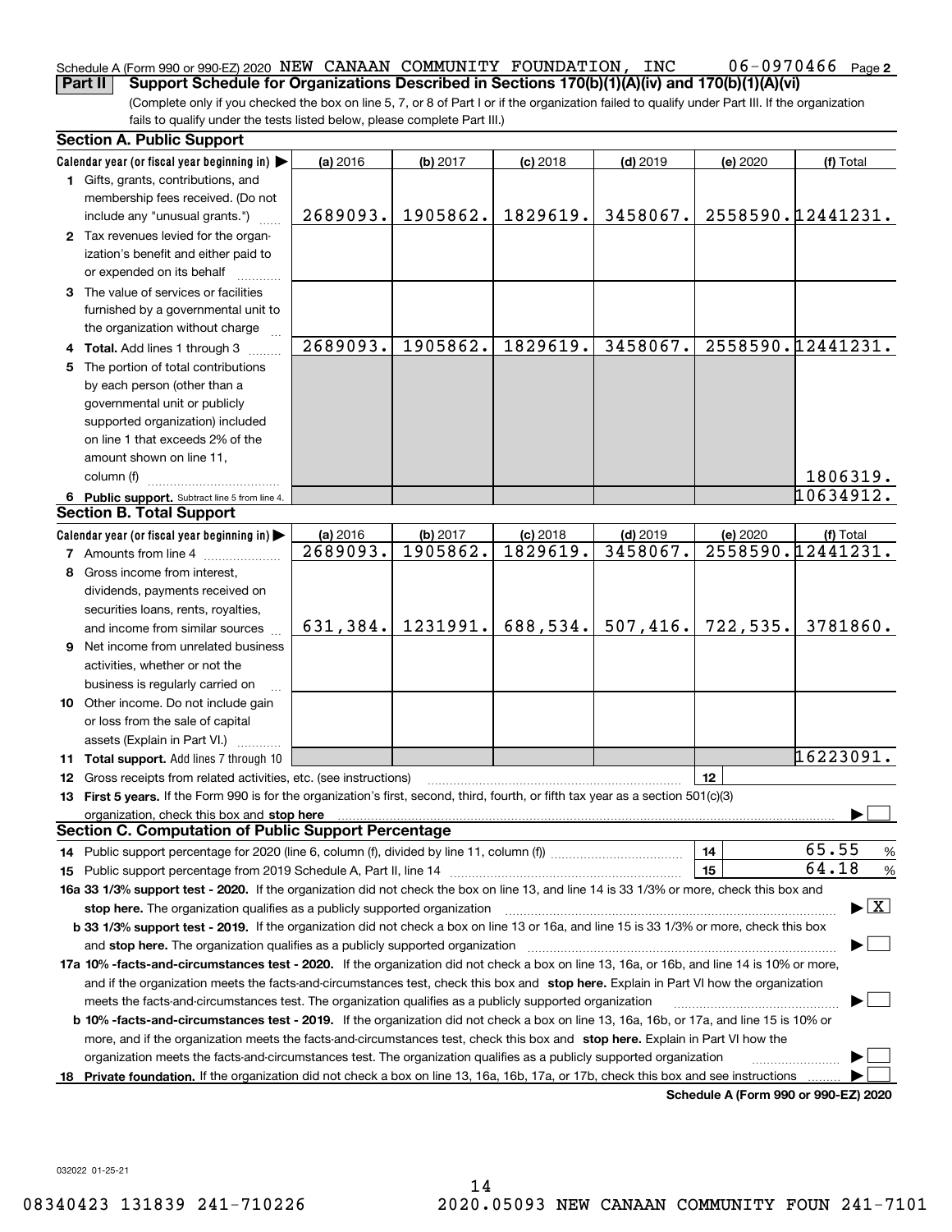Schedule A (Form 990 or 990-EZ) 2020 NEW CANAAN COMMUNITY FOUNDATION, INC 06-0970466 Page 2

**Part II Support Schedule for Organizations Described in Sections 170(b)(1)(A)(iv) and 170(b)(1)(A)(vi)**

(Complete only if you checked the box on line 5, 7, or 8 of Part I or if the organization failed to qualify under Part III. If the organization fails to qualify under the tests listed below, please complete Part III.)

### Section A. Public Support

| Calendar year (or fiscal year beginning in) ▶ | (a) 2016 | (b) 2017 | (c) 2018 | (d) 2019 | (e) 2020 | (f) Total |
|---|---|---|---|---|---|---|
| **1** Gifts, grants, contributions, and membership fees received. (Do not include any "unusual grants.") | 2689093. | 1905862. | 1829619. | 3458067. | 2558590. | 12441231. |
| **2** Tax revenues levied for the organization's benefit and either paid to or expended on its behalf | | | | | | |
| **3** The value of services or facilities furnished by a governmental unit to the organization without charge | | | | | | |
| **4** **Total.** Add lines 1 through 3 | 2689093. | 1905862. | 1829619. | 3458067. | 2558590. | 12441231. |
| **5** The portion of total contributions by each person (other than a governmental unit or publicly supported organization) included on line 1 that exceeds 2% of the amount shown on line 11, column (f) | | | | | | 1806319. |
| **6** **Public support.** Subtract line 5 from line 4. | | | | | | 10634912. |

### Section B. Total Support

| Calendar year (or fiscal year beginning in) ▶ | (a) 2016 | (b) 2017 | (c) 2018 | (d) 2019 | (e) 2020 | (f) Total |
|---|---|---|---|---|---|---|
| **7** Amounts from line 4 | 2689093. | 1905862. | 1829619. | 3458067. | 2558590. | 12441231. |
| **8** Gross income from interest, dividends, payments received on securities loans, rents, royalties, and income from similar sources | 631,384. | 1231991. | 688,534. | 507,416. | 722,535. | 3781860. |
| **9** Net income from unrelated business activities, whether or not the business is regularly carried on | | | | | | |
| **10** Other income. Do not include gain or loss from the sale of capital assets (Explain in Part VI.) | | | | | | |
| **11** **Total support.** Add lines 7 through 10 | | | | | | 16223091. |

**12** Gross receipts from related activities, etc. (see instructions) | **12** |

**13** **First 5 years.** If the Form 990 is for the organization's first, second, third, fourth, or fifth tax year as a section 501(c)(3) organization, check this box and **stop here** ▶ ☐

### Section C. Computation of Public Support Percentage

**14** Public support percentage for 2020 (line 6, column (f), divided by line 11, column (f)) | **14** | 65.55 %

**15** Public support percentage from 2019 Schedule A, Part II, line 14 | **15** | 64.18 %

**16a 33 1/3% support test - 2020.** If the organization did not check the box on line 13, and line 14 is 33 1/3% or more, check this box and **stop here.** The organization qualifies as a publicly supported organization ▶ ☒

**b 33 1/3% support test - 2019.** If the organization did not check a box on line 13 or 16a, and line 15 is 33 1/3% or more, check this box and **stop here.** The organization qualifies as a publicly supported organization ▶ ☐

**17a 10% -facts-and-circumstances test - 2020.** If the organization did not check a box on line 13, 16a, or 16b, and line 14 is 10% or more, and if the organization meets the facts-and-circumstances test, check this box and **stop here.** Explain in Part VI how the organization meets the facts-and-circumstances test. The organization qualifies as a publicly supported organization ▶ ☐

**b 10% -facts-and-circumstances test - 2019.** If the organization did not check a box on line 13, 16a, 16b, or 17a, and line 15 is 10% or more, and if the organization meets the facts-and-circumstances test, check this box and **stop here.** Explain in Part VI how the organization meets the facts-and-circumstances test. The organization qualifies as a publicly supported organization ▶ ☐

**18** **Private foundation.** If the organization did not check a box on line 13, 16a, 16b, 17a, or 17b, check this box and see instructions ▶ ☐

**Schedule A (Form 990 or 990-EZ) 2020**

032022 01-25-21

08340423 131839 241-710226 2020.05093 NEW CANAAN COMMUNITY FOUN 241-7101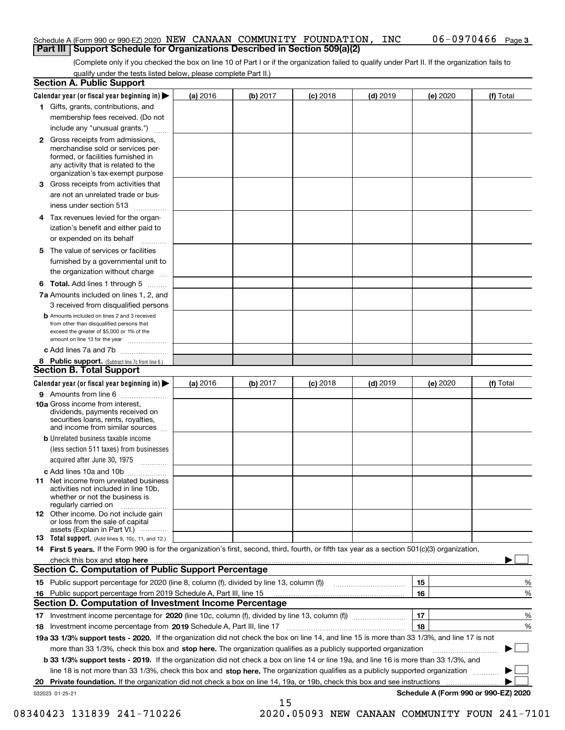Schedule A (Form 990 or 990-EZ) 2020 NEW CANAAN COMMUNITY FOUNDATION, INC 06-0970466 Page 3

## Part III Support Schedule for Organizations Described in Section 509(a)(2)

(Complete only if you checked the box on line 10 of Part I or if the organization failed to qualify under Part II. If the organization fails to qualify under the tests listed below, please complete Part II.)

### Section A. Public Support

| Calendar year (or fiscal year beginning in) ▶ | (a) 2016 | (b) 2017 | (c) 2018 | (d) 2019 | (e) 2020 | (f) Total |
|---|---|---|---|---|---|---|
| 1 Gifts, grants, contributions, and membership fees received. (Do not include any "unusual grants.") | | | | | | |
| 2 Gross receipts from admissions, merchandise sold or services performed, or facilities furnished in any activity that is related to the organization's tax-exempt purpose | | | | | | |
| 3 Gross receipts from activities that are not an unrelated trade or business under section 513 | | | | | | |
| 4 Tax revenues levied for the organization's benefit and either paid to or expended on its behalf | | | | | | |
| 5 The value of services or facilities furnished by a governmental unit to the organization without charge | | | | | | |
| 6 **Total.** Add lines 1 through 5 | | | | | | |
| 7a Amounts included on lines 1, 2, and 3 received from disqualified persons | | | | | | |
| b Amounts included on lines 2 and 3 received from other than disqualified persons that exceed the greater of $5,000 or 1% of the amount on line 13 for the year | | | | | | |
| c Add lines 7a and 7b | | | | | | |
| 8 **Public support.** (Subtract line 7c from line 6.) | | | | | | |

### Section B. Total Support

| Calendar year (or fiscal year beginning in) ▶ | (a) 2016 | (b) 2017 | (c) 2018 | (d) 2019 | (e) 2020 | (f) Total |
|---|---|---|---|---|---|---|
| 9 Amounts from line 6 | | | | | | |
| 10a Gross income from interest, dividends, payments received on securities loans, rents, royalties, and income from similar sources | | | | | | |
| b Unrelated business taxable income (less section 511 taxes) from businesses acquired after June 30, 1975 | | | | | | |
| c Add lines 10a and 10b | | | | | | |
| 11 Net income from unrelated business activities not included in line 10b, whether or not the business is regularly carried on | | | | | | |
| 12 Other income. Do not include gain or loss from the sale of capital assets (Explain in Part VI.) | | | | | | |
| 13 **Total support.** (Add lines 9, 10c, 11, and 12.) | | | | | | |

14 **First 5 years.** If the Form 990 is for the organization's first, second, third, fourth, or fifth tax year as a section 501(c)(3) organization, check this box and **stop here** ▶ ☐

### Section C. Computation of Public Support Percentage

| | | | |
|---|---|---|---|
| 15 | Public support percentage for 2020 (line 8, column (f), divided by line 13, column (f)) | 15 | % |
| 16 | Public support percentage from 2019 Schedule A, Part III, line 15 | 16 | % |

### Section D. Computation of Investment Income Percentage

| | | | |
|---|---|---|---|
| 17 | Investment income percentage for **2020** (line 10c, column (f), divided by line 13, column (f)) | 17 | % |
| 18 | Investment income percentage from **2019** Schedule A, Part III, line 17 | 18 | % |

**19a 33 1/3% support tests - 2020.** If the organization did not check the box on line 14, and line 15 is more than 33 1/3%, and line 17 is not more than 33 1/3%, check this box and **stop here.** The organization qualifies as a publicly supported organization ▶ ☐

**b 33 1/3% support tests - 2019.** If the organization did not check a box on line 14 or line 19a, and line 16 is more than 33 1/3%, and line 18 is not more than 33 1/3%, check this box and **stop here.** The organization qualifies as a publicly supported organization ▶ ☐

**20 Private foundation.** If the organization did not check a box on line 14, 19a, or 19b, check this box and see instructions ▶ ☐

032023 01-25-21 **Schedule A (Form 990 or 990-EZ) 2020**

08340423 131839 241-710226 2020.05093 NEW CANAAN COMMUNITY FOUN 241-7101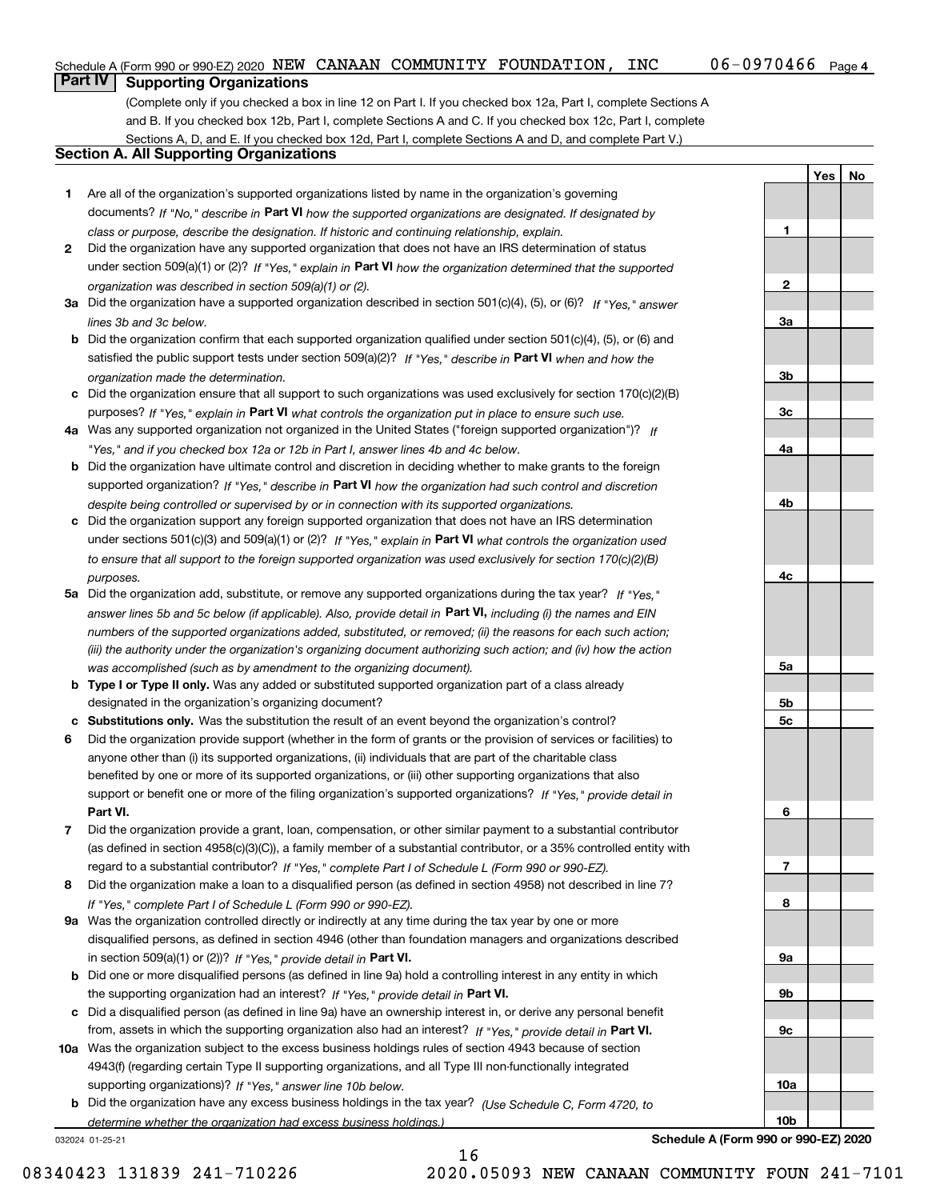Schedule A (Form 990 or 990-EZ) 2020 NEW CANAAN COMMUNITY FOUNDATION, INC 06-0970466 Page 4

## Part IV Supporting Organizations

(Complete only if you checked a box in line 12 on Part I. If you checked box 12a, Part I, complete Sections A and B. If you checked box 12b, Part I, complete Sections A and C. If you checked box 12c, Part I, complete Sections A, D, and E. If you checked box 12d, Part I, complete Sections A and D, and complete Part V.)

### Section A. All Supporting Organizations

| | | | Yes | No |
|---|---|---|---|---|
| **1** | Are all of the organization's supported organizations listed by name in the organization's governing documents? *If "No," describe in* **Part VI** *how the supported organizations are designated. If designated by class or purpose, describe the designation. If historic and continuing relationship, explain.* | **1** | | |
| **2** | Did the organization have any supported organization that does not have an IRS determination of status under section 509(a)(1) or (2)? *If "Yes," explain in* **Part VI** *how the organization determined that the supported organization was described in section 509(a)(1) or (2).* | **2** | | |
| **3a** | Did the organization have a supported organization described in section 501(c)(4), (5), or (6)? *If "Yes," answer lines 3b and 3c below.* | **3a** | | |
| **b** | Did the organization confirm that each supported organization qualified under section 501(c)(4), (5), or (6) and satisfied the public support tests under section 509(a)(2)? *If "Yes," describe in* **Part VI** *when and how the organization made the determination.* | **3b** | | |
| **c** | Did the organization ensure that all support to such organizations was used exclusively for section 170(c)(2)(B) purposes? *If "Yes," explain in* **Part VI** *what controls the organization put in place to ensure such use.* | **3c** | | |
| **4a** | Was any supported organization not organized in the United States ("foreign supported organization")? *If "Yes," and if you checked box 12a or 12b in Part I, answer lines 4b and 4c below.* | **4a** | | |
| **b** | Did the organization have ultimate control and discretion in deciding whether to make grants to the foreign supported organization? *If "Yes," describe in* **Part VI** *how the organization had such control and discretion despite being controlled or supervised by or in connection with its supported organizations.* | **4b** | | |
| **c** | Did the organization support any foreign supported organization that does not have an IRS determination under sections 501(c)(3) and 509(a)(1) or (2)? *If "Yes," explain in* **Part VI** *what controls the organization used to ensure that all support to the foreign supported organization was used exclusively for section 170(c)(2)(B) purposes.* | **4c** | | |
| **5a** | Did the organization add, substitute, or remove any supported organizations during the tax year? *If "Yes," answer lines 5b and 5c below (if applicable). Also, provide detail in* **Part VI,** *including (i) the names and EIN numbers of the supported organizations added, substituted, or removed; (ii) the reasons for each such action; (iii) the authority under the organization's organizing document authorizing such action; and (iv) how the action was accomplished (such as by amendment to the organizing document).* | **5a** | | |
| **b** | **Type I or Type II only.** Was any added or substituted supported organization part of a class already designated in the organization's organizing document? | **5b** | | |
| **c** | **Substitutions only.** Was the substitution the result of an event beyond the organization's control? | **5c** | | |
| **6** | Did the organization provide support (whether in the form of grants or the provision of services or facilities) to anyone other than (i) its supported organizations, (ii) individuals that are part of the charitable class benefited by one or more of its supported organizations, or (iii) other supporting organizations that also support or benefit one or more of the filing organization's supported organizations? *If "Yes," provide detail in* **Part VI.** | **6** | | |
| **7** | Did the organization provide a grant, loan, compensation, or other similar payment to a substantial contributor (as defined in section 4958(c)(3)(C)), a family member of a substantial contributor, or a 35% controlled entity with regard to a substantial contributor? *If "Yes," complete Part I of Schedule L (Form 990 or 990-EZ).* | **7** | | |
| **8** | Did the organization make a loan to a disqualified person (as defined in section 4958) not described in line 7? *If "Yes," complete Part I of Schedule L (Form 990 or 990-EZ).* | **8** | | |
| **9a** | Was the organization controlled directly or indirectly at any time during the tax year by one or more disqualified persons, as defined in section 4946 (other than foundation managers and organizations described in section 509(a)(1) or (2))? *If "Yes," provide detail in* **Part VI.** | **9a** | | |
| **b** | Did one or more disqualified persons (as defined in line 9a) hold a controlling interest in any entity in which the supporting organization had an interest? *If "Yes," provide detail in* **Part VI.** | **9b** | | |
| **c** | Did a disqualified person (as defined in line 9a) have an ownership interest in, or derive any personal benefit from, assets in which the supporting organization also had an interest? *If "Yes," provide detail in* **Part VI.** | **9c** | | |
| **10a** | Was the organization subject to the excess business holdings rules of section 4943 because of section 4943(f) (regarding certain Type II supporting organizations, and all Type III non-functionally integrated supporting organizations)? *If "Yes," answer line 10b below.* | **10a** | | |
| **b** | Did the organization have any excess business holdings in the tax year? *(Use Schedule C, Form 4720, to determine whether the organization had excess business holdings.)* | **10b** | | |

032024 01-25-21 **Schedule A (Form 990 or 990-EZ) 2020**

08340423 131839 241-710226 2020.05093 NEW CANAAN COMMUNITY FOUN 241-7101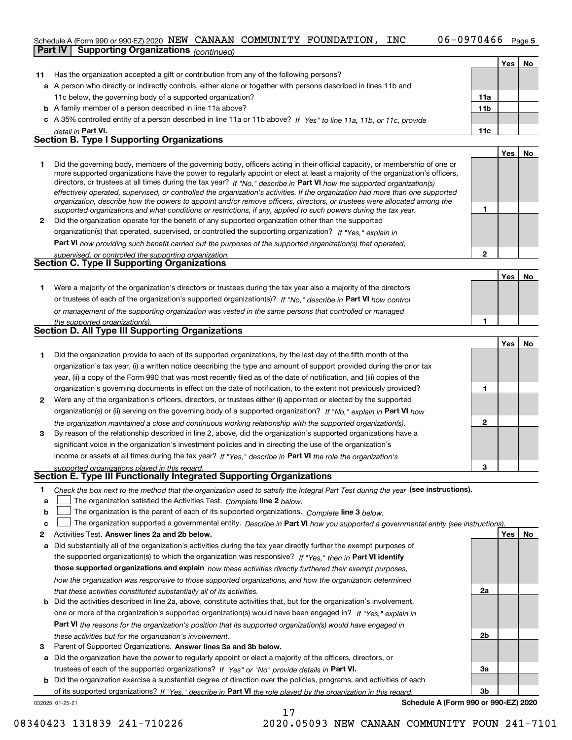Schedule A (Form 990 or 990-EZ) 2020 NEW CANAAN COMMUNITY FOUNDATION, INC 06-0970466 Page 5

**Part IV | Supporting Organizations** *(continued)*

| | | | Yes | No |
|---|---|---|---|---|
| **11** | Has the organization accepted a gift or contribution from any of the following persons? | | | |
| **a** | A person who directly or indirectly controls, either alone or together with persons described in lines 11b and 11c below, the governing body of a supported organization? | **11a** | | |
| **b** | A family member of a person described in line 11a above? | **11b** | | |
| **c** | A 35% controlled entity of a person described in line 11a or 11b above? *If "Yes" to line 11a, 11b, or 11c, provide detail in* **Part VI.** | **11c** | | |

## Section B. Type I Supporting Organizations

| | | | Yes | No |
|---|---|---|---|---|
| **1** | Did the governing body, members of the governing body, officers acting in their official capacity, or membership of one or more supported organizations have the power to regularly appoint or elect at least a majority of the organization's officers, directors, or trustees at all times during the tax year? *If "No," describe in* **Part VI** *how the supported organization(s) effectively operated, supervised, or controlled the organization's activities. If the organization had more than one supported organization, describe how the powers to appoint and/or remove officers, directors, or trustees were allocated among the supported organizations and what conditions or restrictions, if any, applied to such powers during the tax year.* | **1** | | |
| **2** | Did the organization operate for the benefit of any supported organization other than the supported organization(s) that operated, supervised, or controlled the supporting organization? *If "Yes," explain in* **Part VI** *how providing such benefit carried out the purposes of the supported organization(s) that operated, supervised, or controlled the supporting organization.* | **2** | | |

## Section C. Type II Supporting Organizations

| | | | Yes | No |
|---|---|---|---|---|
| **1** | Were a majority of the organization's directors or trustees during the tax year also a majority of the directors or trustees of each of the organization's supported organization(s)? *If "No," describe in* **Part VI** *how control or management of the supporting organization was vested in the same persons that controlled or managed the supported organization(s).* | **1** | | |

## Section D. All Type III Supporting Organizations

| | | | Yes | No |
|---|---|---|---|---|
| **1** | Did the organization provide to each of its supported organizations, by the last day of the fifth month of the organization's tax year, (i) a written notice describing the type and amount of support provided during the prior tax year, (ii) a copy of the Form 990 that was most recently filed as of the date of notification, and (iii) copies of the organization's governing documents in effect on the date of notification, to the extent not previously provided? | **1** | | |
| **2** | Were any of the organization's officers, directors, or trustees either (i) appointed or elected by the supported organization(s) or (ii) serving on the governing body of a supported organization? *If "No," explain in* **Part VI** *how the organization maintained a close and continuous working relationship with the supported organization(s).* | **2** | | |
| **3** | By reason of the relationship described in line 2, above, did the organization's supported organizations have a significant voice in the organization's investment policies and in directing the use of the organization's income or assets at all times during the tax year? *If "Yes," describe in* **Part VI** *the role the organization's supported organizations played in this regard.* | **3** | | |

## Section E. Type III Functionally Integrated Supporting Organizations

**1** *Check the box next to the method that the organization used to satisfy the Integral Part Test during the year* **(see instructions).**

- **a** ☐ The organization satisfied the Activities Test. *Complete* **line 2** *below.*
- **b** ☐ The organization is the parent of each of its supported organizations. *Complete* **line 3** *below.*
- **c** ☐ The organization supported a governmental entity. *Describe in* **Part VI** *how you supported a governmental entity (see instructions).*

| | | | Yes | No |
|---|---|---|---|---|
| **2** | Activities Test. **Answer lines 2a and 2b below.** | | | |
| **a** | Did substantially all of the organization's activities during the tax year directly further the exempt purposes of the supported organization(s) to which the organization was responsive? *If "Yes," then in* **Part VI identify those supported organizations and explain** *how these activities directly furthered their exempt purposes, how the organization was responsive to those supported organizations, and how the organization determined that these activities constituted substantially all of its activities.* | **2a** | | |
| **b** | Did the activities described in line 2a, above, constitute activities that, but for the organization's involvement, one or more of the organization's supported organization(s) would have been engaged in? *If "Yes," explain in* **Part VI** *the reasons for the organization's position that its supported organization(s) would have engaged in these activities but for the organization's involvement.* | **2b** | | |
| **3** | Parent of Supported Organizations. **Answer lines 3a and 3b below.** | | | |
| **a** | Did the organization have the power to regularly appoint or elect a majority of the officers, directors, or trustees of each of the supported organizations? *If "Yes" or "No" provide details in* **Part VI.** | **3a** | | |
| **b** | Did the organization exercise a substantial degree of direction over the policies, programs, and activities of each of its supported organizations? *If "Yes," describe in* **Part VI** *the role played by the organization in this regard.* | **3b** | | |

032025 01-25-21 **Schedule A (Form 990 or 990-EZ) 2020**

08340423 131839 241-710226 2020.05093 NEW CANAAN COMMUNITY FOUN 241-7101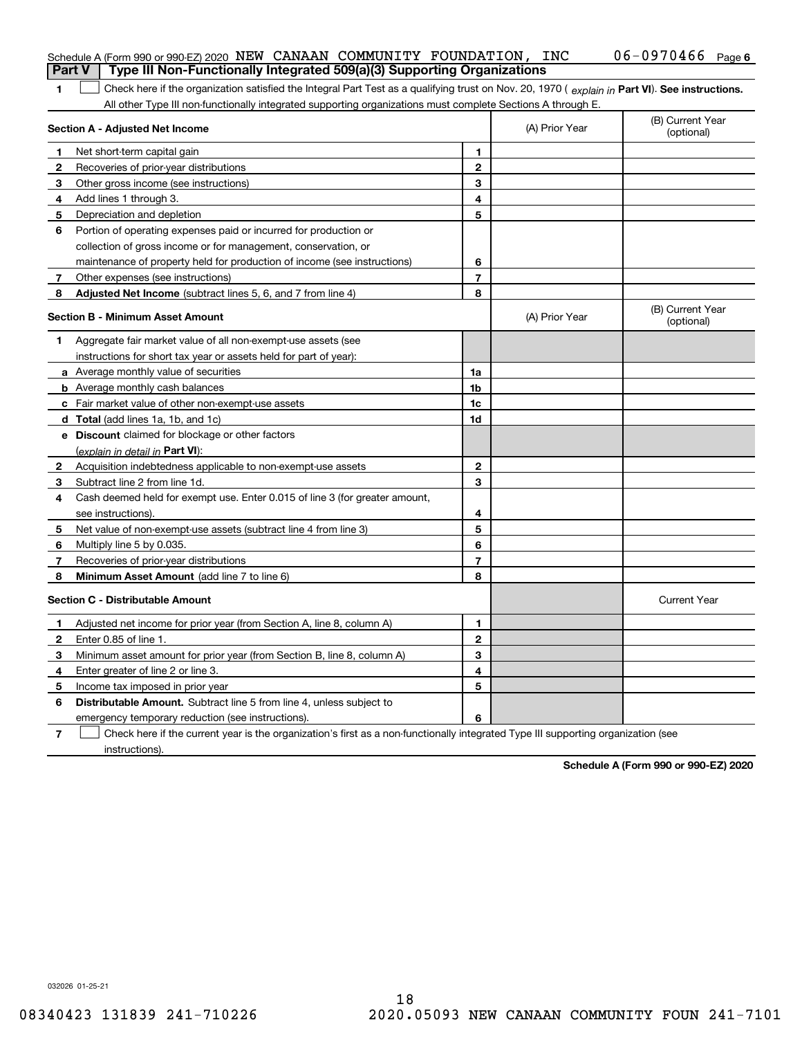Schedule A (Form 990 or 990-EZ) 2020 NEW CANAAN COMMUNITY FOUNDATION, INC 06-0970466 Page 6

## Part V Type III Non-Functionally Integrated 509(a)(3) Supporting Organizations

1 ☐ Check here if the organization satisfied the Integral Part Test as a qualifying trust on Nov. 20, 1970 ( *explain in* **Part VI**). **See instructions.** All other Type III non-functionally integrated supporting organizations must complete Sections A through E.

| **Section A - Adjusted Net Income** | | (A) Prior Year | (B) Current Year (optional) |
|---|---|---|---|
| 1 Net short-term capital gain | 1 | | |
| 2 Recoveries of prior-year distributions | 2 | | |
| 3 Other gross income (see instructions) | 3 | | |
| 4 Add lines 1 through 3. | 4 | | |
| 5 Depreciation and depletion | 5 | | |
| 6 Portion of operating expenses paid or incurred for production or collection of gross income or for management, conservation, or maintenance of property held for production of income (see instructions) | 6 | | |
| 7 Other expenses (see instructions) | 7 | | |
| 8 **Adjusted Net Income** (subtract lines 5, 6, and 7 from line 4) | 8 | | |

| **Section B - Minimum Asset Amount** | | (A) Prior Year | (B) Current Year (optional) |
|---|---|---|---|
| 1 Aggregate fair market value of all non-exempt-use assets (see instructions for short tax year or assets held for part of year): | | | |
| a Average monthly value of securities | 1a | | |
| b Average monthly cash balances | 1b | | |
| c Fair market value of other non-exempt-use assets | 1c | | |
| d **Total** (add lines 1a, 1b, and 1c) | 1d | | |
| e **Discount** claimed for blockage or other factors (*explain in detail in* **Part VI**): | | | |
| 2 Acquisition indebtedness applicable to non-exempt-use assets | 2 | | |
| 3 Subtract line 2 from line 1d. | 3 | | |
| 4 Cash deemed held for exempt use. Enter 0.015 of line 3 (for greater amount, see instructions). | 4 | | |
| 5 Net value of non-exempt-use assets (subtract line 4 from line 3) | 5 | | |
| 6 Multiply line 5 by 0.035. | 6 | | |
| 7 Recoveries of prior-year distributions | 7 | | |
| 8 **Minimum Asset Amount** (add line 7 to line 6) | 8 | | |

| **Section C - Distributable Amount** | | | Current Year |
|---|---|---|---|
| 1 Adjusted net income for prior year (from Section A, line 8, column A) | 1 | | |
| 2 Enter 0.85 of line 1. | 2 | | |
| 3 Minimum asset amount for prior year (from Section B, line 8, column A) | 3 | | |
| 4 Enter greater of line 2 or line 3. | 4 | | |
| 5 Income tax imposed in prior year | 5 | | |
| 6 **Distributable Amount.** Subtract line 5 from line 4, unless subject to emergency temporary reduction (see instructions). | 6 | | |

7 ☐ Check here if the current year is the organization's first as a non-functionally integrated Type III supporting organization (see instructions).

**Schedule A (Form 990 or 990-EZ) 2020**

032026 01-25-21

08340423 131839 241-710226 2020.05093 NEW CANAAN COMMUNITY FOUN 241-7101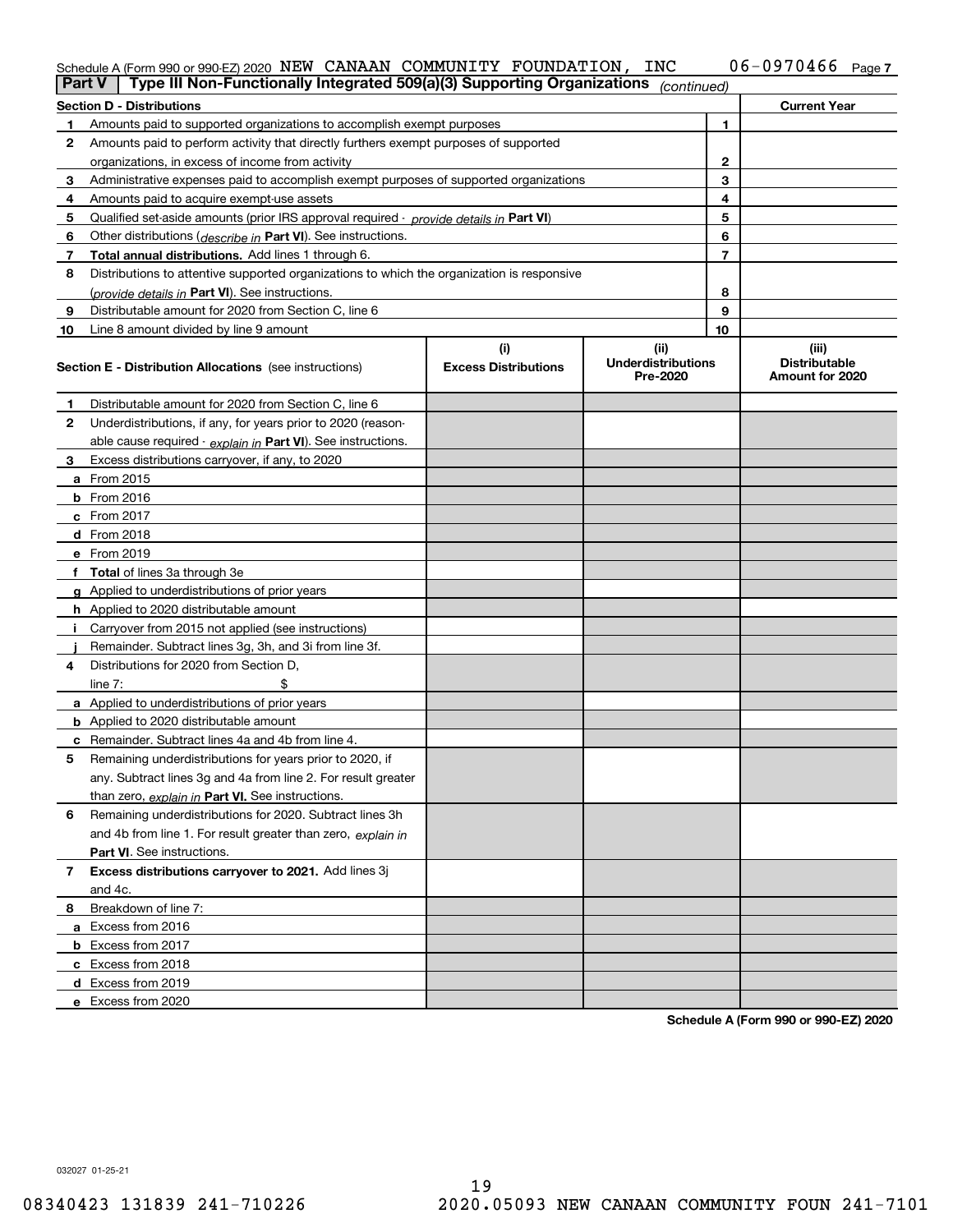Schedule A (Form 990 or 990-EZ) 2020 NEW CANAAN COMMUNITY FOUNDATION, INC 06-0970466 Page 7

**Part V | Type III Non-Functionally Integrated 509(a)(3) Supporting Organizations** *(continued)*

| Section D - Distributions | | Current Year |
|---|---|---|
| 1 Amounts paid to supported organizations to accomplish exempt purposes | 1 | |
| 2 Amounts paid to perform activity that directly furthers exempt purposes of supported organizations, in excess of income from activity | 2 | |
| 3 Administrative expenses paid to accomplish exempt purposes of supported organizations | 3 | |
| 4 Amounts paid to acquire exempt-use assets | 4 | |
| 5 Qualified set-aside amounts (prior IRS approval required - *provide details in* **Part VI**) | 5 | |
| 6 Other distributions (*describe in* **Part VI**). See instructions. | 6 | |
| 7 **Total annual distributions.** Add lines 1 through 6. | 7 | |
| 8 Distributions to attentive supported organizations to which the organization is responsive (*provide details in* **Part VI**). See instructions. | 8 | |
| 9 Distributable amount for 2020 from Section C, line 6 | 9 | |
| 10 Line 8 amount divided by line 9 amount | 10 | |

| **Section E - Distribution Allocations** (see instructions) | (i) Excess Distributions | (ii) Underdistributions Pre-2020 | (iii) Distributable Amount for 2020 |
|---|---|---|---|
| 1 Distributable amount for 2020 from Section C, line 6 | | | |
| 2 Underdistributions, if any, for years prior to 2020 (reasonable cause required - *explain in* **Part VI**). See instructions. | | | |
| 3 Excess distributions carryover, if any, to 2020 | | | |
| a From 2015 | | | |
| b From 2016 | | | |
| c From 2017 | | | |
| d From 2018 | | | |
| e From 2019 | | | |
| f **Total** of lines 3a through 3e | | | |
| g Applied to underdistributions of prior years | | | |
| h Applied to 2020 distributable amount | | | |
| i Carryover from 2015 not applied (see instructions) | | | |
| j Remainder. Subtract lines 3g, 3h, and 3i from line 3f. | | | |
| 4 Distributions for 2020 from Section D, line 7: $ | | | |
| a Applied to underdistributions of prior years | | | |
| b Applied to 2020 distributable amount | | | |
| c Remainder. Subtract lines 4a and 4b from line 4. | | | |
| 5 Remaining underdistributions for years prior to 2020, if any. Subtract lines 3g and 4a from line 2. For result greater than zero, *explain in* **Part VI**. See instructions. | | | |
| 6 Remaining underdistributions for 2020. Subtract lines 3h and 4b from line 1. For result greater than zero, *explain in* **Part VI**. See instructions. | | | |
| 7 **Excess distributions carryover to 2021.** Add lines 3j and 4c. | | | |
| 8 Breakdown of line 7: | | | |
| a Excess from 2016 | | | |
| b Excess from 2017 | | | |
| c Excess from 2018 | | | |
| d Excess from 2019 | | | |
| e Excess from 2020 | | | |

**Schedule A (Form 990 or 990-EZ) 2020**

032027 01-25-21

08340423 131839 241-710226 2020.05093 NEW CANAAN COMMUNITY FOUN 241-7101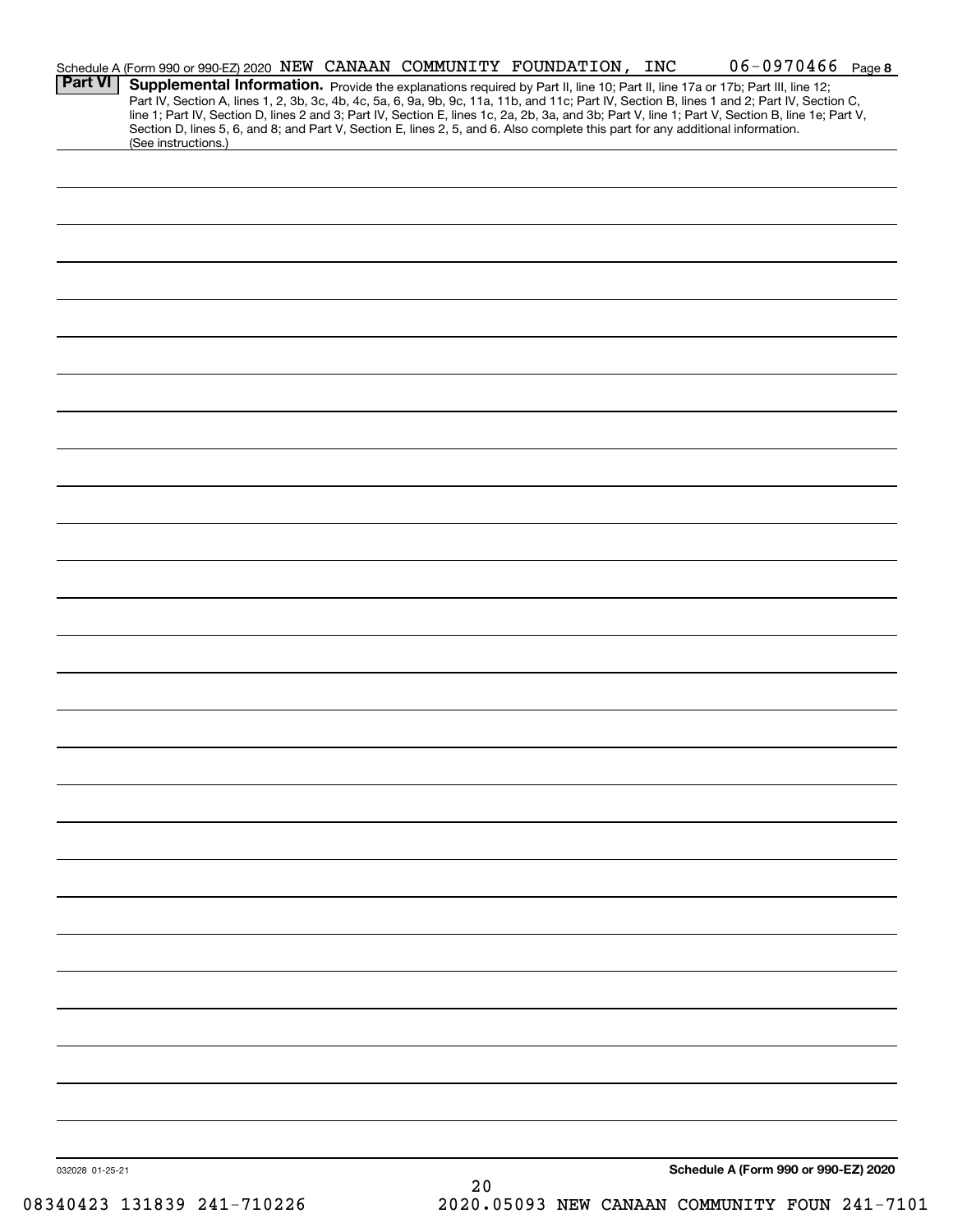Schedule A (Form 990 or 990-EZ) 2020 NEW CANAAN COMMUNITY FOUNDATION, INC 06-0970466 Page 8

**Part VI** **Supplemental Information.** Provide the explanations required by Part II, line 10; Part II, line 17a or 17b; Part III, line 12; Part IV, Section A, lines 1, 2, 3b, 3c, 4b, 4c, 5a, 6, 9a, 9b, 9c, 11a, 11b, and 11c; Part IV, Section B, lines 1 and 2; Part IV, Section C, line 1; Part IV, Section D, lines 2 and 3; Part IV, Section E, lines 1c, 2a, 2b, 3a, and 3b; Part V, line 1; Part V, Section B, line 1e; Part V, Section D, lines 5, 6, and 8; and Part V, Section E, lines 2, 5, and 6. Also complete this part for any additional information. (See instructions.)

032028 01-25-21

**Schedule A (Form 990 or 990-EZ) 2020**

08340423 131839 241-710226 2020.05093 NEW CANAAN COMMUNITY FOUN 241-7101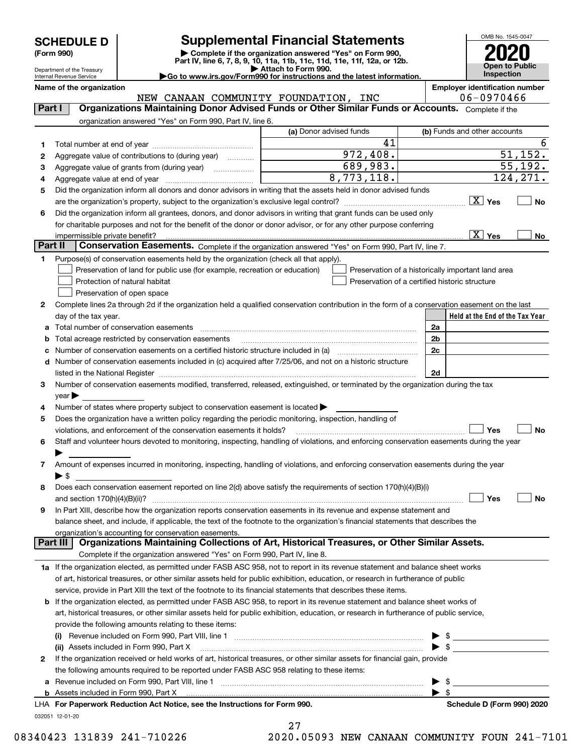# SCHEDULE D (Form 990)

# Supplemental Financial Statements

▶ Complete if the organization answered "Yes" on Form 990, Part IV, line 6, 7, 8, 9, 10, 11a, 11b, 11c, 11d, 11e, 11f, 12a, or 12b.
▶ Attach to Form 990.
▶Go to www.irs.gov/Form990 for instructions and the latest information.

Department of the Treasury
Internal Revenue Service

OMB No. 1545-0047

**2020**

**Open to Public Inspection**

**Name of the organization:** NEW CANAAN COMMUNITY FOUNDATION, INC

**Employer identification number:** 06-0970466

## Part I — Organizations Maintaining Donor Advised Funds or Other Similar Funds or Accounts.

Complete if the organization answered "Yes" on Form 990, Part IV, line 6.

| | | (a) Donor advised funds | (b) Funds and other accounts |
|---|---|---|---|
| 1 | Total number at end of year | 41 | 6 |
| 2 | Aggregate value of contributions to (during year) | 972,408. | 51,152. |
| 3 | Aggregate value of grants from (during year) | 689,983. | 55,192. |
| 4 | Aggregate value at end of year | 8,773,118. | 124,271. |

5 Did the organization inform all donors and donor advisors in writing that the assets held in donor advised funds are the organization's property, subject to the organization's exclusive legal control? [X] Yes [ ] No

6 Did the organization inform all grantees, donors, and donor advisors in writing that grant funds can be used only for charitable purposes and not for the benefit of the donor or donor advisor, or for any other purpose conferring impermissible private benefit? [X] Yes [ ] No

## Part II — Conservation Easements.

Complete if the organization answered "Yes" on Form 990, Part IV, line 7.

1 Purpose(s) of conservation easements held by the organization (check all that apply).

- [ ] Preservation of land for public use (for example, recreation or education)
- [ ] Protection of natural habitat
- [ ] Preservation of open space
- [ ] Preservation of a historically important land area
- [ ] Preservation of a certified historic structure

2 Complete lines 2a through 2d if the organization held a qualified conservation contribution in the form of a conservation easement on the last day of the tax year.

| | | | Held at the End of the Tax Year |
|---|---|---|---|
| a | Total number of conservation easements | 2a | |
| b | Total acreage restricted by conservation easements | 2b | |
| c | Number of conservation easements on a certified historic structure included in (a) | 2c | |
| d | Number of conservation easements included in (c) acquired after 7/25/06, and not on a historic structure listed in the National Register | 2d | |

3 Number of conservation easements modified, transferred, released, extinguished, or terminated by the organization during the tax year ▶

4 Number of states where property subject to conservation easement is located ▶

5 Does the organization have a written policy regarding the periodic monitoring, inspection, handling of violations, and enforcement of the conservation easements it holds? [ ] Yes [ ] No

6 Staff and volunteer hours devoted to monitoring, inspecting, handling of violations, and enforcing conservation easements during the year ▶

7 Amount of expenses incurred in monitoring, inspecting, handling of violations, and enforcing conservation easements during the year ▶ $

8 Does each conservation easement reported on line 2(d) above satisfy the requirements of section 170(h)(4)(B)(i) and section 170(h)(4)(B)(ii)? [ ] Yes [ ] No

9 In Part XIII, describe how the organization reports conservation easements in its revenue and expense statement and balance sheet, and include, if applicable, the text of the footnote to the organization's financial statements that describes the organization's accounting for conservation easements.

## Part III — Organizations Maintaining Collections of Art, Historical Treasures, or Other Similar Assets.

Complete if the organization answered "Yes" on Form 990, Part IV, line 8.

1a If the organization elected, as permitted under FASB ASC 958, not to report in its revenue statement and balance sheet works of art, historical treasures, or other similar assets held for public exhibition, education, or research in furtherance of public service, provide in Part XIII the text of the footnote to its financial statements that describes these items.

b If the organization elected, as permitted under FASB ASC 958, to report in its revenue statement and balance sheet works of art, historical treasures, or other similar assets held for public exhibition, education, or research in furtherance of public service, provide the following amounts relating to these items:

(i) Revenue included on Form 990, Part VIII, line 1 ▶ $

(ii) Assets included in Form 990, Part X ▶ $

2 If the organization received or held works of art, historical treasures, or other similar assets for financial gain, provide the following amounts required to be reported under FASB ASC 958 relating to these items:

a Revenue included on Form 990, Part VIII, line 1 ▶ $

b Assets included in Form 990, Part X ▶ $

LHA **For Paperwork Reduction Act Notice, see the Instructions for Form 990.** **Schedule D (Form 990) 2020**

032051 12-01-20

08340423 131839 241-710226 2020.05093 NEW CANAAN COMMUNITY FOUN 241-7101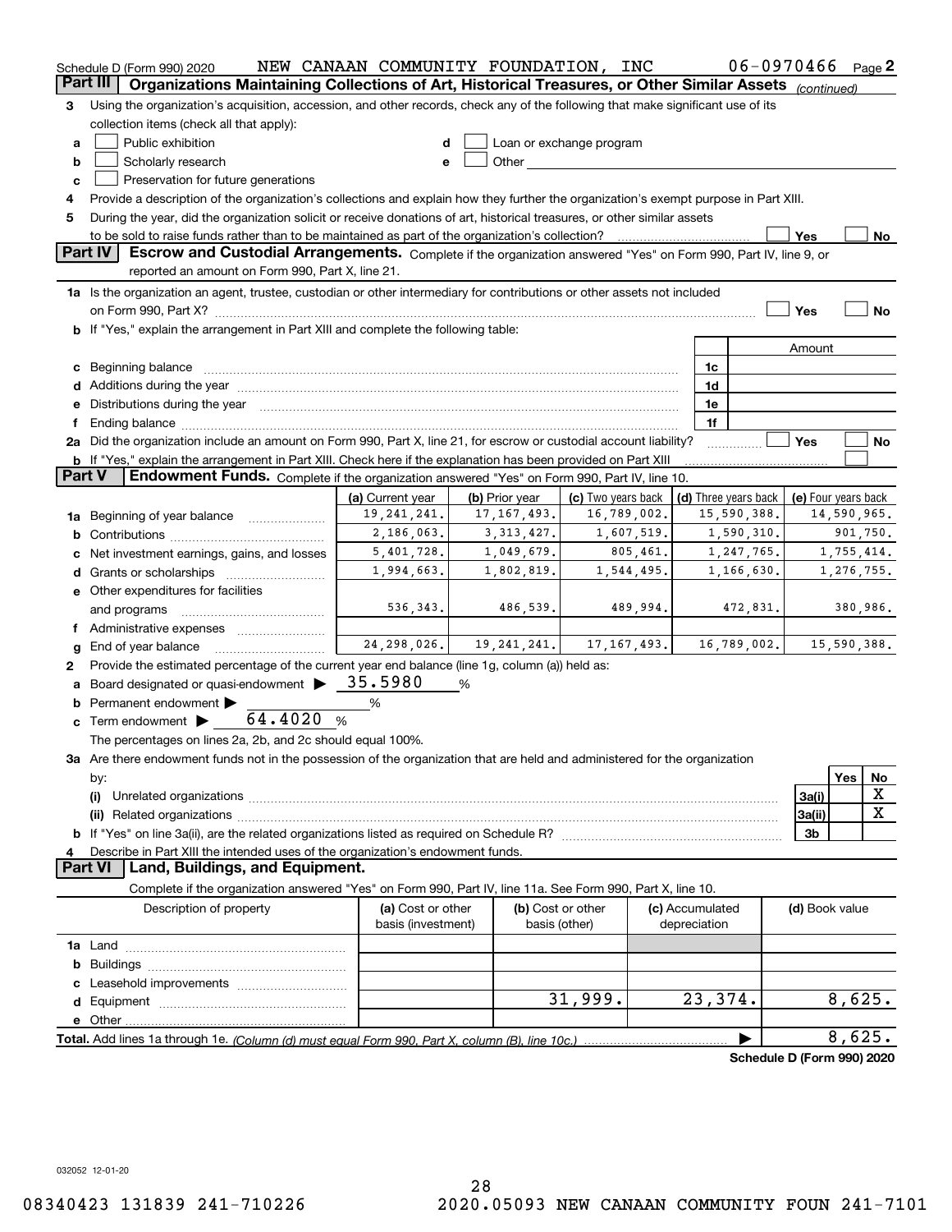Schedule D (Form 990) 2020 NEW CANAAN COMMUNITY FOUNDATION, INC 06-0970466 Page 2

## Part III Organizations Maintaining Collections of Art, Historical Treasures, or Other Similar Assets *(continued)*

3 Using the organization's acquisition, accession, and other records, check any of the following that make significant use of its collection items (check all that apply):

- a ☐ Public exhibition
- b ☐ Scholarly research
- c ☐ Preservation for future generations
- d ☐ Loan or exchange program
- e ☐ Other

4 Provide a description of the organization's collections and explain how they further the organization's exempt purpose in Part XIII.

5 During the year, did the organization solicit or receive donations of art, historical treasures, or other similar assets to be sold to raise funds rather than to be maintained as part of the organization's collection? ☐ Yes ☐ No

## Part IV Escrow and Custodial Arrangements.

Complete if the organization answered "Yes" on Form 990, Part IV, line 9, or reported an amount on Form 990, Part X, line 21.

1a Is the organization an agent, trustee, custodian or other intermediary for contributions or other assets not included on Form 990, Part X? ☐ Yes ☐ No

b If "Yes," explain the arrangement in Part XIII and complete the following table:

| | | Amount |
|---|---|---|
| c Beginning balance | 1c | |
| d Additions during the year | 1d | |
| e Distributions during the year | 1e | |
| f Ending balance | 1f | |

2a Did the organization include an amount on Form 990, Part X, line 21, for escrow or custodial account liability? ☐ Yes ☐ No

b If "Yes," explain the arrangement in Part XIII. Check here if the explanation has been provided on Part XIII ☐

## Part V Endowment Funds.

Complete if the organization answered "Yes" on Form 990, Part IV, line 10.

| | (a) Current year | (b) Prior year | (c) Two years back | (d) Three years back | (e) Four years back |
|---|---|---|---|---|---|
| 1a Beginning of year balance | 19,241,241. | 17,167,493. | 16,789,002. | 15,590,388. | 14,590,965. |
| b Contributions | 2,186,063. | 3,313,427. | 1,607,519. | 1,590,310. | 901,750. |
| c Net investment earnings, gains, and losses | 5,401,728. | 1,049,679. | 805,461. | 1,247,765. | 1,755,414. |
| d Grants or scholarships | 1,994,663. | 1,802,819. | 1,544,495. | 1,166,630. | 1,276,755. |
| e Other expenditures for facilities and programs | 536,343. | 486,539. | 489,994. | 472,831. | 380,986. |
| f Administrative expenses | | | | | |
| g End of year balance | 24,298,026. | 19,241,241. | 17,167,493. | 16,789,002. | 15,590,388. |

2 Provide the estimated percentage of the current year end balance (line 1g, column (a)) held as:

a Board designated or quasi-endowment ▶ 35.5980 %

b Permanent endowment ▶ %

c Term endowment ▶ 64.4020 %

The percentages on lines 2a, 2b, and 2c should equal 100%.

3a Are there endowment funds not in the possession of the organization that are held and administered for the organization by:

| | | Yes | No |
|---|---|---|---|
| (i) Unrelated organizations | 3a(i) | | X |
| (ii) Related organizations | 3a(ii) | | X |
| b If "Yes" on line 3a(ii), are the related organizations listed as required on Schedule R? | 3b | | |

4 Describe in Part XIII the intended uses of the organization's endowment funds.

## Part VI Land, Buildings, and Equipment.

Complete if the organization answered "Yes" on Form 990, Part IV, line 11a. See Form 990, Part X, line 10.

| Description of property | (a) Cost or other basis (investment) | (b) Cost or other basis (other) | (c) Accumulated depreciation | (d) Book value |
|---|---|---|---|---|
| 1a Land | | | | |
| b Buildings | | | | |
| c Leasehold improvements | | | | |
| d Equipment | | 31,999. | 23,374. | 8,625. |
| e Other | | | | |

**Total.** Add lines 1a through 1e. *(Column (d) must equal Form 990, Part X, column (B), line 10c.)* ▶ 8,625.

**Schedule D (Form 990) 2020**

032052 12-01-20

08340423 131839 241-710226 2020.05093 NEW CANAAN COMMUNITY FOUN 241-7101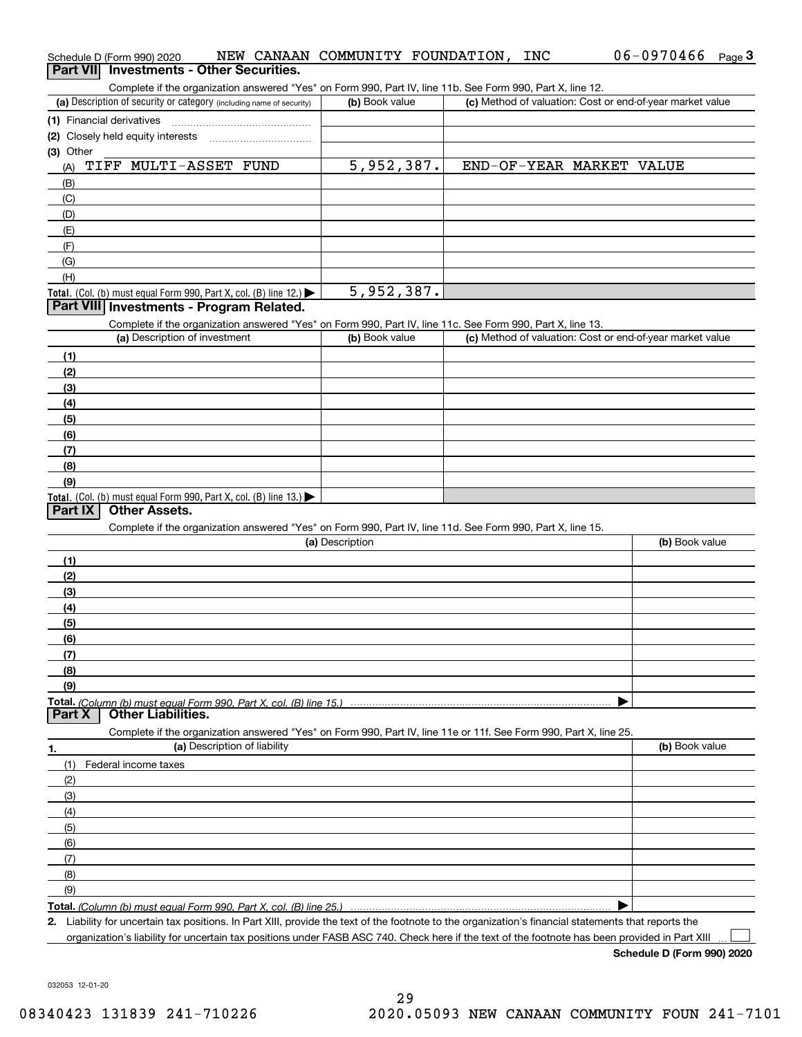Schedule D (Form 990) 2020 NEW CANAAN COMMUNITY FOUNDATION, INC 06-0970466 Page 3

## Part VII Investments - Other Securities.

Complete if the organization answered "Yes" on Form 990, Part IV, line 11b. See Form 990, Part X, line 12.

| (a) Description of security or category (including name of security) | (b) Book value | (c) Method of valuation: Cost or end-of-year market value |
|---|---|---|
| (1) Financial derivatives | | |
| (2) Closely held equity interests | | |
| (3) Other | | |
| (A) TIFF MULTI-ASSET FUND | 5,952,387. | END-OF-YEAR MARKET VALUE |
| (B) | | |
| (C) | | |
| (D) | | |
| (E) | | |
| (F) | | |
| (G) | | |
| (H) | | |
| **Total.** (Col. (b) must equal Form 990, Part X, col. (B) line 12.) ▶ | 5,952,387. | |

## Part VIII Investments - Program Related.

Complete if the organization answered "Yes" on Form 990, Part IV, line 11c. See Form 990, Part X, line 13.

| (a) Description of investment | (b) Book value | (c) Method of valuation: Cost or end-of-year market value |
|---|---|---|
| (1) | | |
| (2) | | |
| (3) | | |
| (4) | | |
| (5) | | |
| (6) | | |
| (7) | | |
| (8) | | |
| (9) | | |
| **Total.** (Col. (b) must equal Form 990, Part X, col. (B) line 13.) ▶ | | |

## Part IX Other Assets.

Complete if the organization answered "Yes" on Form 990, Part IV, line 11d. See Form 990, Part X, line 15.

| (a) Description | (b) Book value |
|---|---|
| (1) | |
| (2) | |
| (3) | |
| (4) | |
| (5) | |
| (6) | |
| (7) | |
| (8) | |
| (9) | |
| **Total.** *(Column (b) must equal Form 990, Part X, col. (B) line 15.)* ▶ | |

## Part X Other Liabilities.

Complete if the organization answered "Yes" on Form 990, Part IV, line 11e or 11f. See Form 990, Part X, line 25.

| 1. (a) Description of liability | (b) Book value |
|---|---|
| (1) Federal income taxes | |
| (2) | |
| (3) | |
| (4) | |
| (5) | |
| (6) | |
| (7) | |
| (8) | |
| (9) | |
| **Total.** *(Column (b) must equal Form 990, Part X, col. (B) line 25.)* ▶ | |

**2.** Liability for uncertain tax positions. In Part XIII, provide the text of the footnote to the organization's financial statements that reports the organization's liability for uncertain tax positions under FASB ASC 740. Check here if the text of the footnote has been provided in Part XIII ☐

**Schedule D (Form 990) 2020**

032053 12-01-20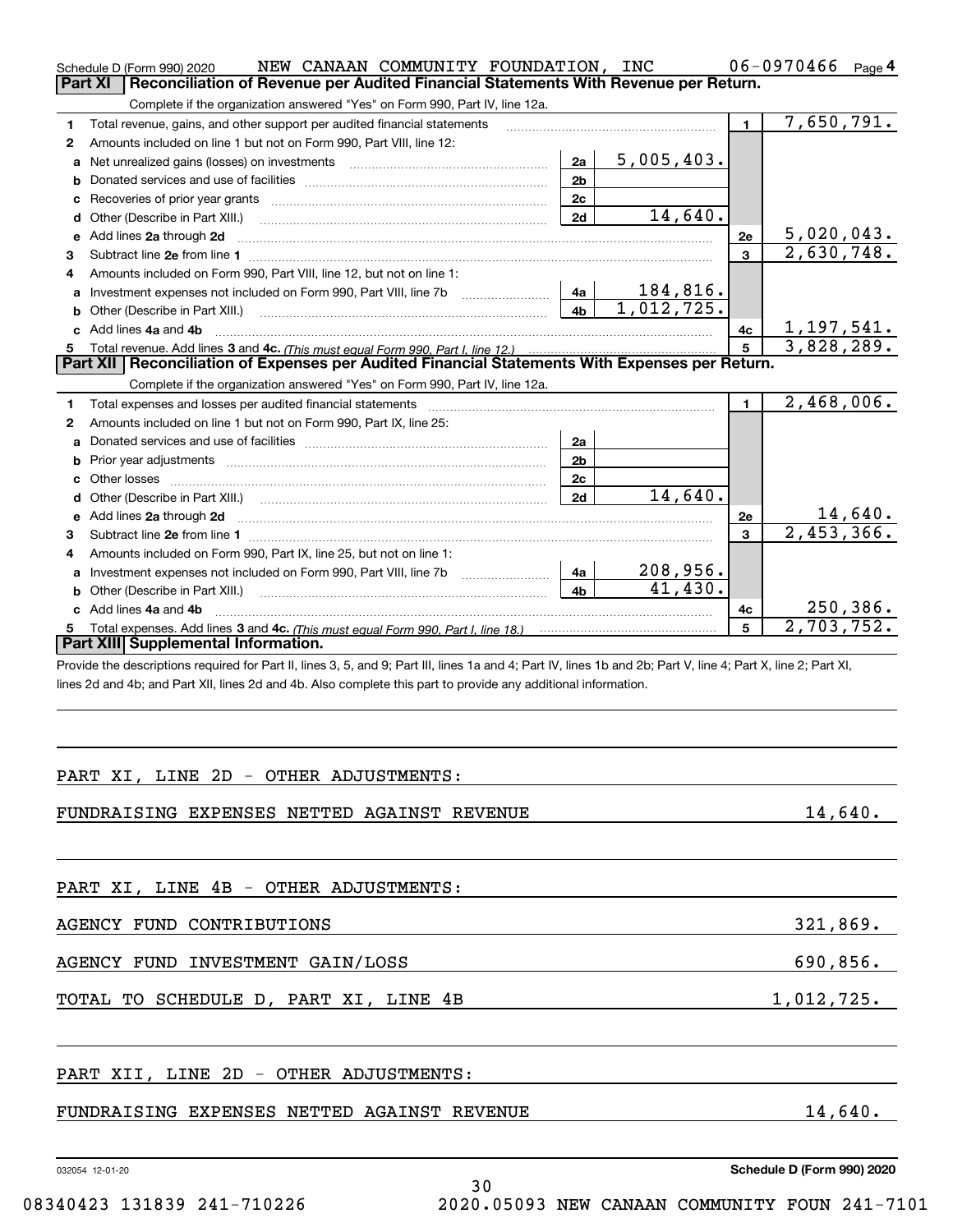Schedule D (Form 990) 2020 NEW CANAAN COMMUNITY FOUNDATION, INC 06-0970466 Page 4

## Part XI Reconciliation of Revenue per Audited Financial Statements With Revenue per Return.

Complete if the organization answered "Yes" on Form 990, Part IV, line 12a.

| | | | | | |
|---|---|---|---|---|---|
| 1 | Total revenue, gains, and other support per audited financial statements | | | 1 | 7,650,791. |
| 2 | Amounts included on line 1 but not on Form 990, Part VIII, line 12: | | | | |
| a | Net unrealized gains (losses) on investments | 2a | 5,005,403. | | |
| b | Donated services and use of facilities | 2b | | | |
| c | Recoveries of prior year grants | 2c | | | |
| d | Other (Describe in Part XIII.) | 2d | 14,640. | | |
| e | Add lines 2a through 2d | | | 2e | 5,020,043. |
| 3 | Subtract line 2e from line 1 | | | 3 | 2,630,748. |
| 4 | Amounts included on Form 990, Part VIII, line 12, but not on line 1: | | | | |
| a | Investment expenses not included on Form 990, Part VIII, line 7b | 4a | 184,816. | | |
| b | Other (Describe in Part XIII.) | 4b | 1,012,725. | | |
| c | Add lines 4a and 4b | | | 4c | 1,197,541. |
| 5 | Total revenue. Add lines 3 and 4c. *(This must equal Form 990, Part I, line 12.)* | | | 5 | 3,828,289. |

## Part XII Reconciliation of Expenses per Audited Financial Statements With Expenses per Return.

Complete if the organization answered "Yes" on Form 990, Part IV, line 12a.

| | | | | | |
|---|---|---|---|---|---|
| 1 | Total expenses and losses per audited financial statements | | | 1 | 2,468,006. |
| 2 | Amounts included on line 1 but not on Form 990, Part IX, line 25: | | | | |
| a | Donated services and use of facilities | 2a | | | |
| b | Prior year adjustments | 2b | | | |
| c | Other losses | 2c | | | |
| d | Other (Describe in Part XIII.) | 2d | 14,640. | | |
| e | Add lines 2a through 2d | | | 2e | 14,640. |
| 3 | Subtract line 2e from line 1 | | | 3 | 2,453,366. |
| 4 | Amounts included on Form 990, Part IX, line 25, but not on line 1: | | | | |
| a | Investment expenses not included on Form 990, Part VIII, line 7b | 4a | 208,956. | | |
| b | Other (Describe in Part XIII.) | 4b | 41,430. | | |
| c | Add lines 4a and 4b | | | 4c | 250,386. |
| 5 | Total expenses. Add lines 3 and 4c. *(This must equal Form 990, Part I, line 18.)* | | | 5 | 2,703,752. |

## Part XIII Supplemental Information.

Provide the descriptions required for Part II, lines 3, 5, and 9; Part III, lines 1a and 4; Part IV, lines 1b and 2b; Part V, line 4; Part X, line 2; Part XI, lines 2d and 4b; and Part XII, lines 2d and 4b. Also complete this part to provide any additional information.

PART XI, LINE 2D - OTHER ADJUSTMENTS:

| | |
|---|---|
| FUNDRAISING EXPENSES NETTED AGAINST REVENUE | 14,640. |

PART XI, LINE 4B - OTHER ADJUSTMENTS:

| | |
|---|---|
| AGENCY FUND CONTRIBUTIONS | 321,869. |
| AGENCY FUND INVESTMENT GAIN/LOSS | 690,856. |
| TOTAL TO SCHEDULE D, PART XI, LINE 4B | 1,012,725. |

PART XII, LINE 2D - OTHER ADJUSTMENTS:

| | |
|---|---|
| FUNDRAISING EXPENSES NETTED AGAINST REVENUE | 14,640. |

032054 12-01-20 Schedule D (Form 990) 2020

08340423 131839 241-710226 2020.05093 NEW CANAAN COMMUNITY FOUN 241-7101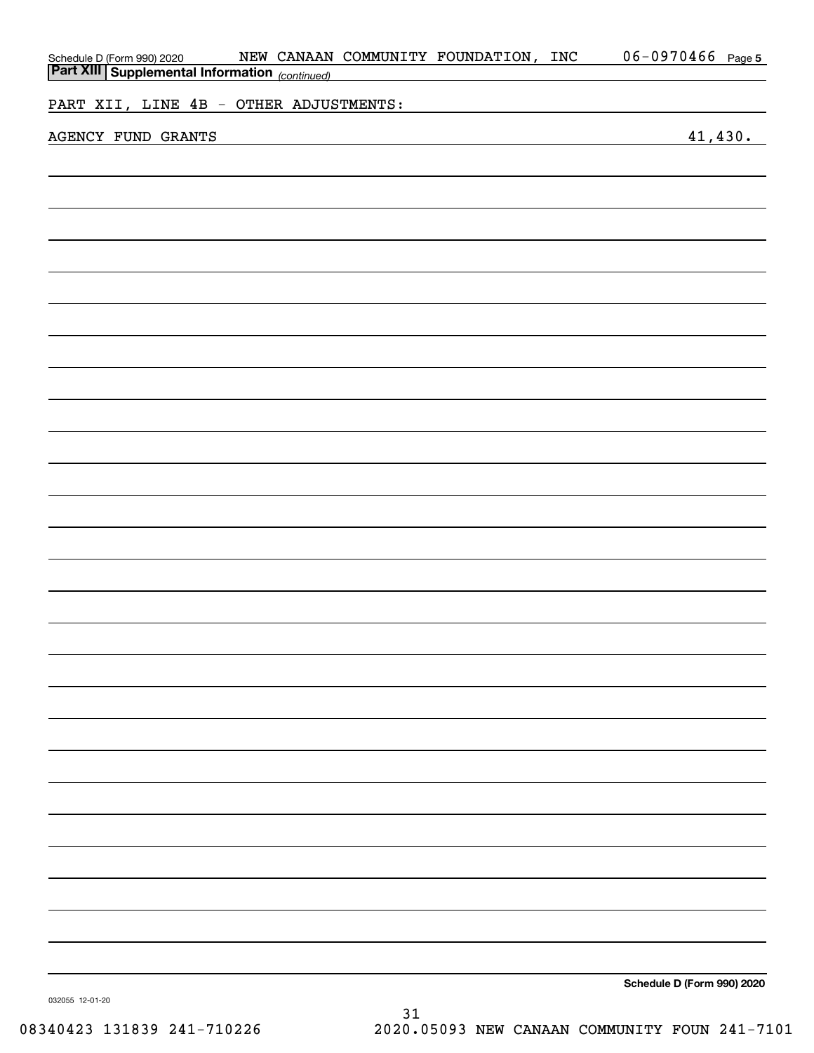Schedule D (Form 990) 2020 NEW CANAAN COMMUNITY FOUNDATION, INC 06-0970466 Page 5

**Part XIII Supplemental Information** *(continued)*

PART XII, LINE 4B - OTHER ADJUSTMENTS:

| | |
|---|---|
| AGENCY FUND GRANTS | 41,430. |

**Schedule D (Form 990) 2020**

032055 12-01-20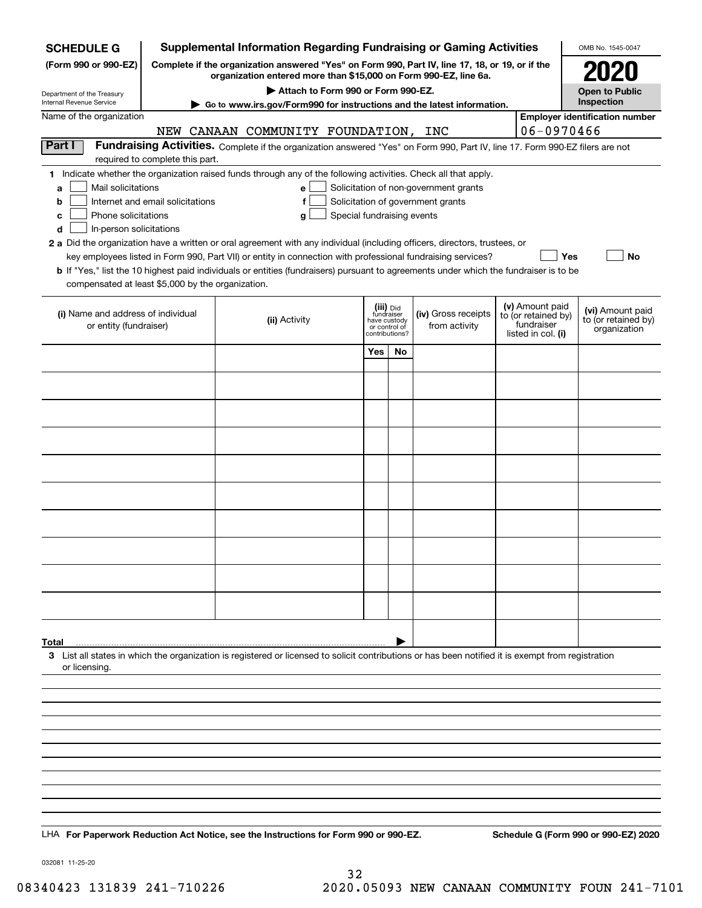**SCHEDULE G (Form 990 or 990-EZ)**

Department of the Treasury
Internal Revenue Service

# Supplemental Information Regarding Fundraising or Gaming Activities

**Complete if the organization answered "Yes" on Form 990, Part IV, line 17, 18, or 19, or if the organization entered more than $15,000 on Form 990-EZ, line 6a.**

▶ **Attach to Form 990 or Form 990-EZ.**

▶ **Go to www.irs.gov/Form990 for instructions and the latest information.**

OMB No. 1545-0047

**2020**

**Open to Public Inspection**

Name of the organization: NEW CANAAN COMMUNITY FOUNDATION, INC

**Employer identification number:** 06-0970466

## Part I Fundraising Activities.

Complete if the organization answered "Yes" on Form 990, Part IV, line 17. Form 990-EZ filers are not required to complete this part.

**1** Indicate whether the organization raised funds through any of the following activities. Check all that apply.

- **a** ☐ Mail solicitations
- **b** ☐ Internet and email solicitations
- **c** ☐ Phone solicitations
- **d** ☐ In-person solicitations
- **e** ☐ Solicitation of non-government grants
- **f** ☐ Solicitation of government grants
- **g** ☐ Special fundraising events

**2 a** Did the organization have a written or oral agreement with any individual (including officers, directors, trustees, or key employees listed in Form 990, Part VII) or entity in connection with professional fundraising services? ☐ Yes ☐ No

**b** If "Yes," list the 10 highest paid individuals or entities (fundraisers) pursuant to agreements under which the fundraiser is to be compensated at least $5,000 by the organization.

| (i) Name and address of individual or entity (fundraiser) | (ii) Activity | (iii) Did fundraiser have custody or control of contributions? Yes | No | (iv) Gross receipts from activity | (v) Amount paid to (or retained by) fundraiser listed in col. (i) | (vi) Amount paid to (or retained by) organization |
|---|---|---|---|---|---|---|
| | | | | | | |
| | | | | | | |
| | | | | | | |
| | | | | | | |
| | | | | | | |
| | | | | | | |
| | | | | | | |
| | | | | | | |
| | | | | | | |
| | | | | | | |
| **Total** ▶ | | | | | | |

**3** List all states in which the organization is registered or licensed to solicit contributions or has been notified it is exempt from registration or licensing.

LHA **For Paperwork Reduction Act Notice, see the Instructions for Form 990 or 990-EZ.** **Schedule G (Form 990 or 990-EZ) 2020**

032081 11-25-20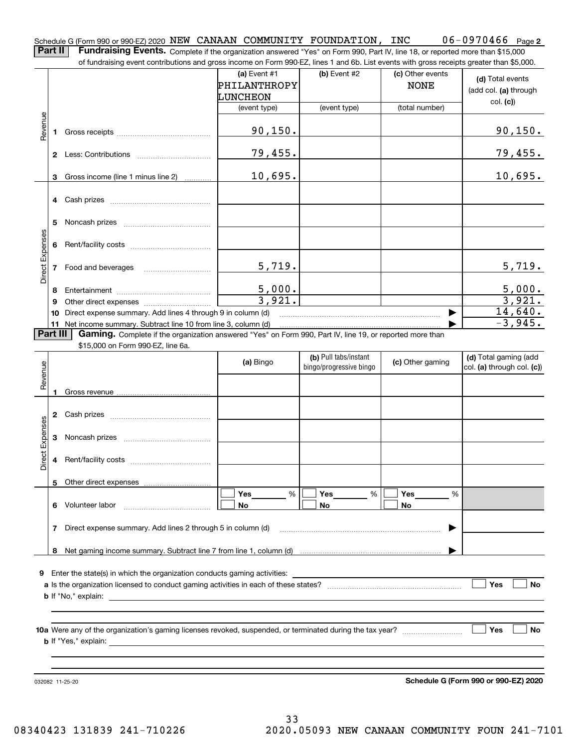Schedule G (Form 990 or 990-EZ) 2020 NEW CANAAN COMMUNITY FOUNDATION, INC 06-0970466 Page **2**

**Part II** **Fundraising Events.** Complete if the organization answered "Yes" on Form 990, Part IV, line 18, or reported more than $15,000 of fundraising event contributions and gross income on Form 990-EZ, lines 1 and 6b. List events with gross receipts greater than $5,000.

| | | (a) Event #1 PHILANTHROPY LUNCHEON (event type) | (b) Event #2 (event type) | (c) Other events NONE (total number) | (d) Total events (add col. (a) through col. (c)) |
|---|---|---|---|---|---|
| Revenue | 1 Gross receipts | 90,150. | | | 90,150. |
| | 2 Less: Contributions | 79,455. | | | 79,455. |
| | 3 Gross income (line 1 minus line 2) | 10,695. | | | 10,695. |
| Direct Expenses | 4 Cash prizes | | | | |
| | 5 Noncash prizes | | | | |
| | 6 Rent/facility costs | | | | |
| | 7 Food and beverages | 5,719. | | | 5,719. |
| | 8 Entertainment | 5,000. | | | 5,000. |
| | 9 Other direct expenses | 3,921. | | | 3,921. |
| | 10 Direct expense summary. Add lines 4 through 9 in column (d) | | | | 14,640. |
| | 11 Net income summary. Subtract line 10 from line 3, column (d) | | | | -3,945. |

**Part III** **Gaming.** Complete if the organization answered "Yes" on Form 990, Part IV, line 19, or reported more than $15,000 on Form 990-EZ, line 6a.

| | | (a) Bingo | (b) Pull tabs/instant bingo/progressive bingo | (c) Other gaming | (d) Total gaming (add col. (a) through col. (c)) |
|---|---|---|---|---|---|
| Revenue | 1 Gross revenue | | | | |
| Direct Expenses | 2 Cash prizes | | | | |
| | 3 Noncash prizes | | | | |
| | 4 Rent/facility costs | | | | |
| | 5 Other direct expenses | | | | |
| | 6 Volunteer labor | ☐ Yes ___ % ☐ No | ☐ Yes ___ % ☐ No | ☐ Yes ___ % ☐ No | |
| | 7 Direct expense summary. Add lines 2 through 5 in column (d) | | | | |
| | 8 Net gaming income summary. Subtract line 7 from line 1, column (d) | | | | |

**9** Enter the state(s) in which the organization conducts gaming activities: ____________

**a** Is the organization licensed to conduct gaming activities in each of these states? ☐ Yes ☐ No

**b** If "No," explain: ____________

**10a** Were any of the organization's gaming licenses revoked, suspended, or terminated during the tax year? ☐ Yes ☐ No

**b** If "Yes," explain: ____________

032082 11-25-20 **Schedule G (Form 990 or 990-EZ) 2020**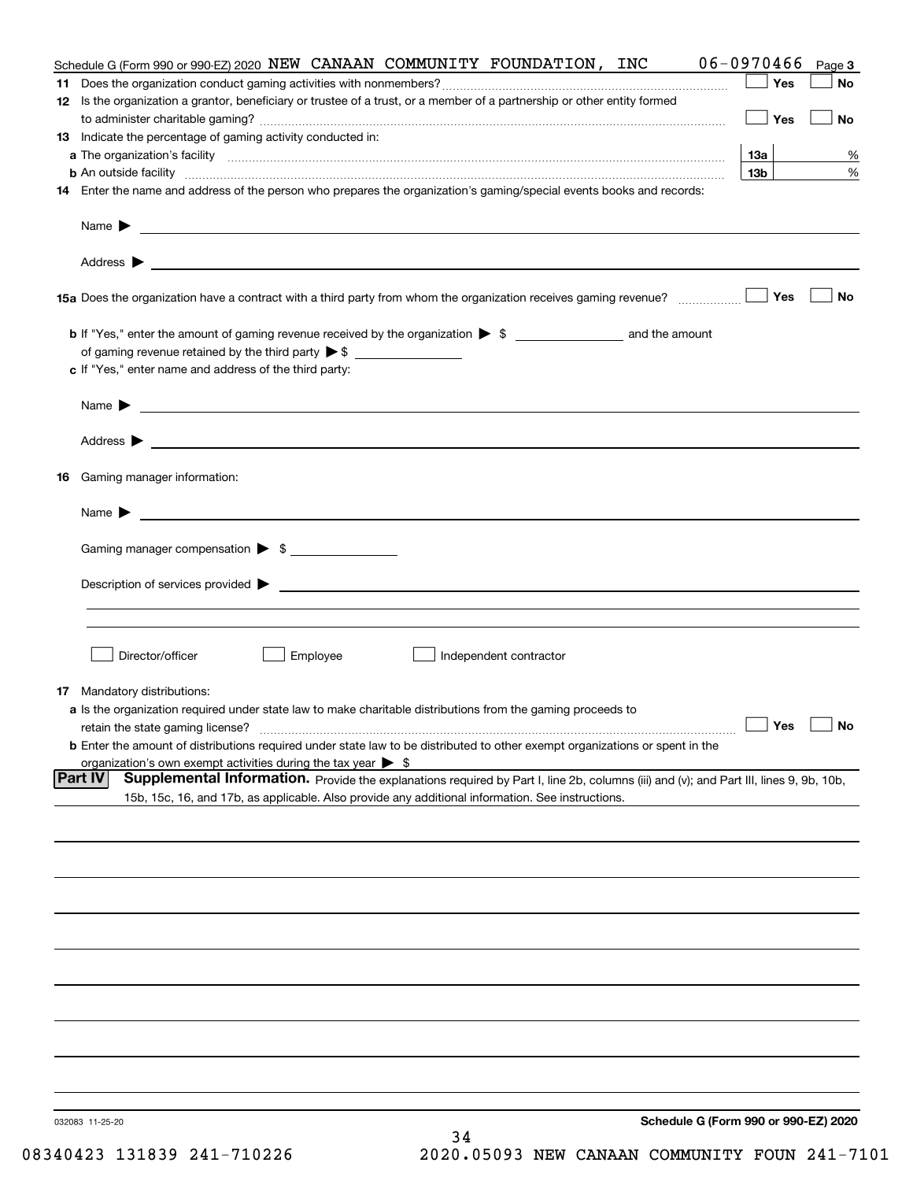Schedule G (Form 990 or 990-EZ) 2020 NEW CANAAN COMMUNITY FOUNDATION, INC 06-0970466 Page 3

**11** Does the organization conduct gaming activities with nonmembers? ☐ Yes ☐ No

**12** Is the organization a grantor, beneficiary or trustee of a trust, or a member of a partnership or other entity formed to administer charitable gaming? ☐ Yes ☐ No

**13** Indicate the percentage of gaming activity conducted in:

**a** The organization's facility **13a** %

**b** An outside facility **13b** %

**14** Enter the name and address of the person who prepares the organization's gaming/special events books and records:

Name ▶

Address ▶

**15a** Does the organization have a contract with a third party from whom the organization receives gaming revenue? ☐ Yes ☐ No

**b** If "Yes," enter the amount of gaming revenue received by the organization ▶ $ and the amount of gaming revenue retained by the third party ▶ $

**c** If "Yes," enter name and address of the third party:

Name ▶

Address ▶

**16** Gaming manager information:

Name ▶

Gaming manager compensation ▶ $

Description of services provided ▶

☐ Director/officer ☐ Employee ☐ Independent contractor

**17** Mandatory distributions:

**a** Is the organization required under state law to make charitable distributions from the gaming proceeds to retain the state gaming license? ☐ Yes ☐ No

**b** Enter the amount of distributions required under state law to be distributed to other exempt organizations or spent in the organization's own exempt activities during the tax year ▶ $

**Part IV** **Supplemental Information.** Provide the explanations required by Part I, line 2b, columns (iii) and (v); and Part III, lines 9, 9b, 10b, 15b, 15c, 16, and 17b, as applicable. Also provide any additional information. See instructions.

032083 11-25-20 **Schedule G (Form 990 or 990-EZ) 2020**

08340423 131839 241-710226 2020.05093 NEW CANAAN COMMUNITY FOUN 241-7101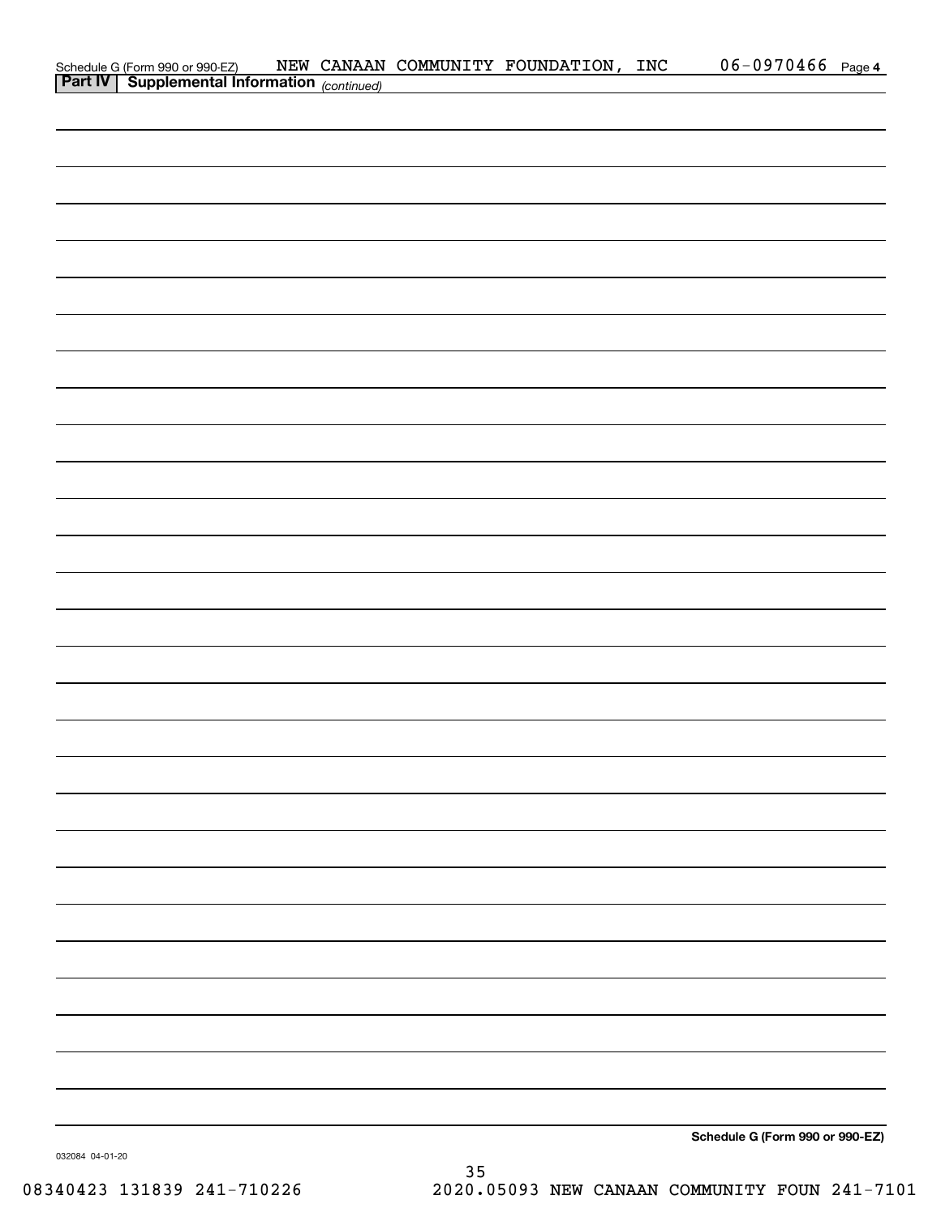Schedule G (Form 990 or 990-EZ) NEW CANAAN COMMUNITY FOUNDATION, INC 06-0970466 Page 4

**Part IV | Supplemental Information** *(continued)*

**Schedule G (Form 990 or 990-EZ)**

032084 04-01-20

08340423 131839 241-710226 2020.05093 NEW CANAAN COMMUNITY FOUN 241-7101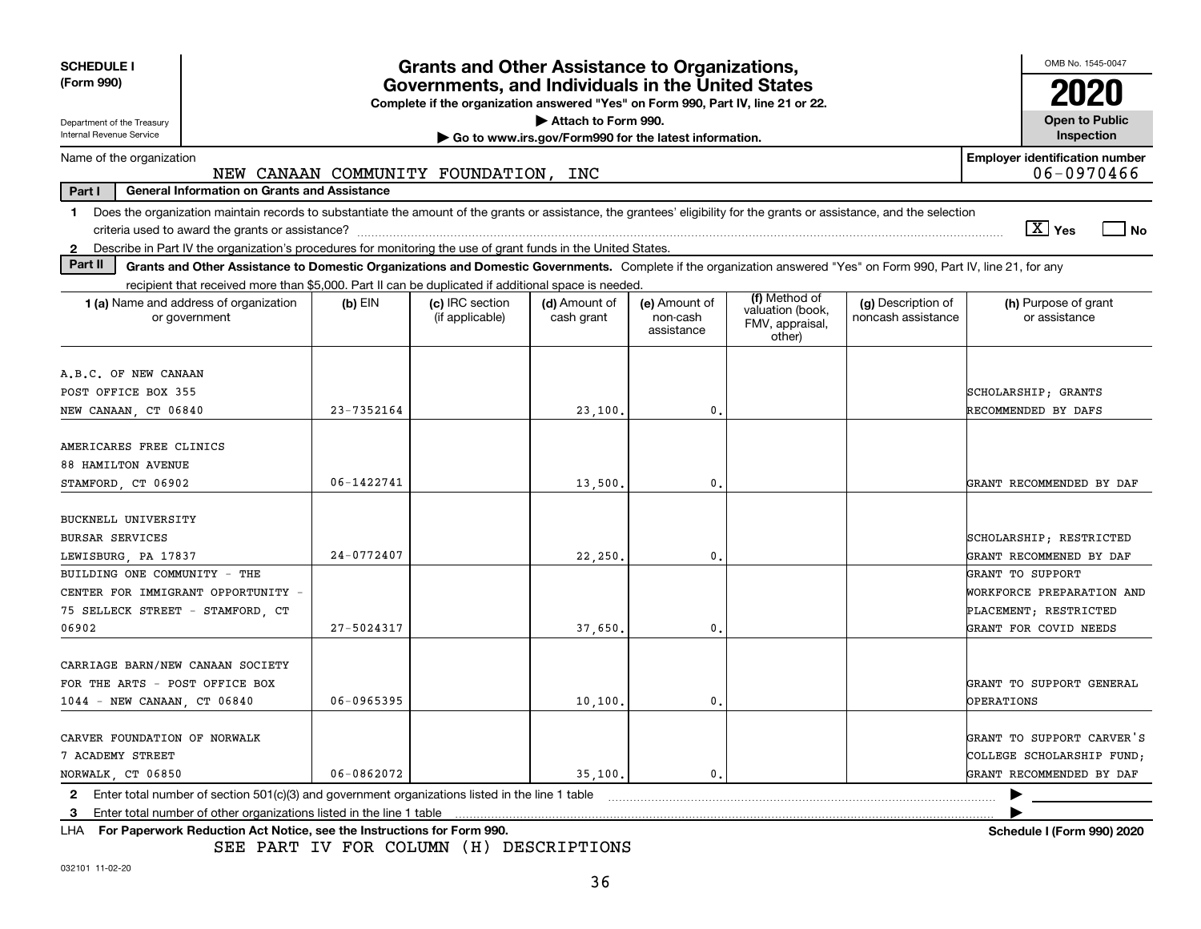**SCHEDULE I**
**(Form 990)**

Department of the Treasury
Internal Revenue Service

# Grants and Other Assistance to Organizations, Governments, and Individuals in the United States

**Complete if the organization answered "Yes" on Form 990, Part IV, line 21 or 22.**
**▶ Attach to Form 990.**
**▶ Go to www.irs.gov/Form990 for the latest information.**

OMB No. 1545-0047
**2020**
**Open to Public Inspection**

Name of the organization: NEW CANAAN COMMUNITY FOUNDATION, INC
**Employer identification number:** 06-0970466

**Part I — General Information on Grants and Assistance**

1. Does the organization maintain records to substantiate the amount of the grants or assistance, the grantees' eligibility for the grants or assistance, and the selection criteria used to award the grants or assistance? [X] Yes [ ] No
2. Describe in Part IV the organization's procedures for monitoring the use of grant funds in the United States.

**Part II — Grants and Other Assistance to Domestic Organizations and Domestic Governments.** Complete if the organization answered "Yes" on Form 990, Part IV, line 21, for any recipient that received more than $5,000. Part II can be duplicated if additional space is needed.

| 1 (a) Name and address of organization or government | (b) EIN | (c) IRC section (if applicable) | (d) Amount of cash grant | (e) Amount of non-cash assistance | (f) Method of valuation (book, FMV, appraisal, other) | (g) Description of noncash assistance | (h) Purpose of grant or assistance |
|---|---|---|---|---|---|---|---|
| A.B.C. OF NEW CANAAN POST OFFICE BOX 355 NEW CANAAN, CT 06840 | 23-7352164 | | 23,100. | 0. | | | SCHOLARSHIP; GRANTS RECOMMENDED BY DAFS |
| AMERICARES FREE CLINICS 88 HAMILTON AVENUE STAMFORD, CT 06902 | 06-1422741 | | 13,500. | 0. | | | GRANT RECOMMENDED BY DAF |
| BUCKNELL UNIVERSITY BURSAR SERVICES LEWISBURG, PA 17837 | 24-0772407 | | 22,250. | 0. | | | SCHOLARSHIP; RESTRICTED GRANT RECOMMENED BY DAF |
| BUILDING ONE COMMUNITY - THE CENTER FOR IMMIGRANT OPPORTUNITY - 75 SELLECK STREET - STAMFORD, CT 06902 | 27-5024317 | | 37,650. | 0. | | | GRANT TO SUPPORT WORKFORCE PREPARATION AND PLACEMENT; RESTRICTED GRANT FOR COVID NEEDS |
| CARRIAGE BARN/NEW CANAAN SOCIETY FOR THE ARTS - POST OFFICE BOX 1044 - NEW CANAAN, CT 06840 | 06-0965395 | | 10,100. | 0. | | | GRANT TO SUPPORT GENERAL OPERATIONS |
| CARVER FOUNDATION OF NORWALK 7 ACADEMY STREET NORWALK, CT 06850 | 06-0862072 | | 35,100. | 0. | | | GRANT TO SUPPORT CARVER'S COLLEGE SCHOLARSHIP FUND; GRANT RECOMMENDED BY DAF |

2. Enter total number of section 501(c)(3) and government organizations listed in the line 1 table ▶
3. Enter total number of other organizations listed in the line 1 table ▶

LHA **For Paperwork Reduction Act Notice, see the Instructions for Form 990.** **Schedule I (Form 990) 2020**

SEE PART IV FOR COLUMN (H) DESCRIPTIONS

032101 11-02-20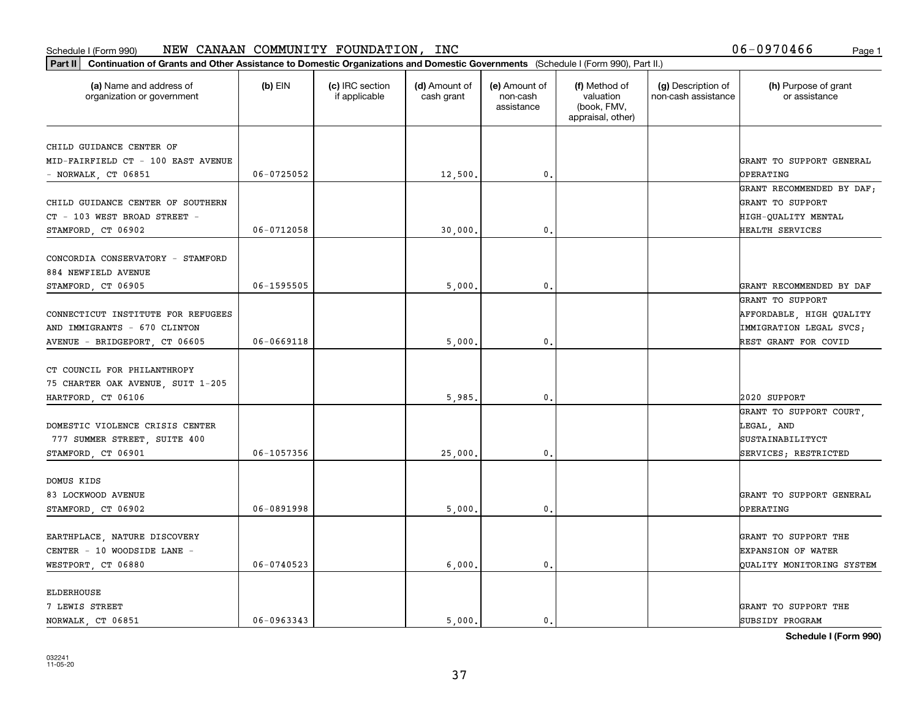Schedule I (Form 990) NEW CANAAN COMMUNITY FOUNDATION, INC 06-0970466

**Part II** **Continuation of Grants and Other Assistance to Domestic Organizations and Domestic Governments** (Schedule I (Form 990), Part II.)

| (a) Name and address of organization or government | (b) EIN | (c) IRC section if applicable | (d) Amount of cash grant | (e) Amount of non-cash assistance | (f) Method of valuation (book, FMV, appraisal, other) | (g) Description of non-cash assistance | (h) Purpose of grant or assistance |
|---|---|---|---|---|---|---|---|
| CHILD GUIDANCE CENTER OF MID-FAIRFIELD CT - 100 EAST AVENUE - NORWALK, CT 06851 | 06-0725052 | | 12,500. | 0. | | | GRANT TO SUPPORT GENERAL OPERATING |
| CHILD GUIDANCE CENTER OF SOUTHERN CT - 103 WEST BROAD STREET - STAMFORD, CT 06902 | 06-0712058 | | 30,000. | 0. | | | GRANT RECOMMENDED BY DAF; GRANT TO SUPPORT HIGH-QUALITY MENTAL HEALTH SERVICES |
| CONCORDIA CONSERVATORY - STAMFORD 884 NEWFIELD AVENUE STAMFORD, CT 06905 | 06-1595505 | | 5,000. | 0. | | | GRANT RECOMMENDED BY DAF |
| CONNECTICUT INSTITUTE FOR REFUGEES AND IMMIGRANTS - 670 CLINTON AVENUE - BRIDGEPORT, CT 06605 | 06-0669118 | | 5,000. | 0. | | | GRANT TO SUPPORT AFFORDABLE, HIGH QUALITY IMMIGRATION LEGAL SVCS; REST GRANT FOR COVID |
| CT COUNCIL FOR PHILANTHROPY 75 CHARTER OAK AVENUE, SUIT 1-205 HARTFORD, CT 06106 | | | 5,985. | 0. | | | 2020 SUPPORT |
| DOMESTIC VIOLENCE CRISIS CENTER 777 SUMMER STREET, SUITE 400 STAMFORD, CT 06901 | 06-1057356 | | 25,000. | 0. | | | GRANT TO SUPPORT COURT, LEGAL, AND SUSTAINABILITYCT SERVICES; RESTRICTED |
| DOMUS KIDS 83 LOCKWOOD AVENUE STAMFORD, CT 06902 | 06-0891998 | | 5,000. | 0. | | | GRANT TO SUPPORT GENERAL OPERATING |
| EARTHPLACE, NATURE DISCOVERY CENTER - 10 WOODSIDE LANE - WESTPORT, CT 06880 | 06-0740523 | | 6,000. | 0. | | | GRANT TO SUPPORT THE EXPANSION OF WATER QUALITY MONITORING SYSTEM |
| ELDERHOUSE 7 LEWIS STREET NORWALK, CT 06851 | 06-0963343 | | 5,000. | 0. | | | GRANT TO SUPPORT THE SUBSIDY PROGRAM |

**Schedule I (Form 990)**

032241 11-05-20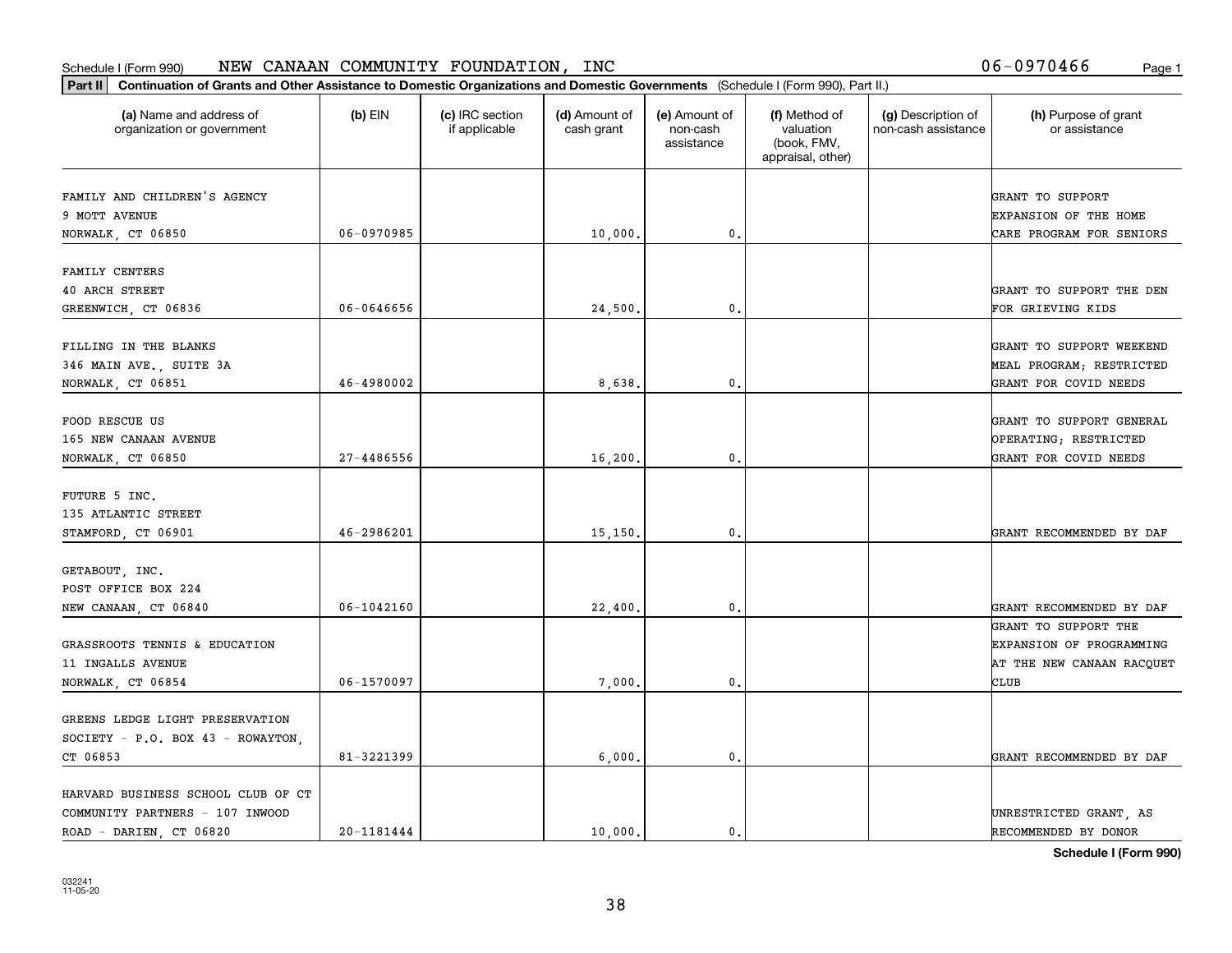Schedule I (Form 990) NEW CANAAN COMMUNITY FOUNDATION, INC 06-0970466

**Part II Continuation of Grants and Other Assistance to Domestic Organizations and Domestic Governments** (Schedule I (Form 990), Part II.)

| (a) Name and address of organization or government | (b) EIN | (c) IRC section if applicable | (d) Amount of cash grant | (e) Amount of non-cash assistance | (f) Method of valuation (book, FMV, appraisal, other) | (g) Description of non-cash assistance | (h) Purpose of grant or assistance |
|---|---|---|---|---|---|---|---|
| FAMILY AND CHILDREN'S AGENCY<br>9 MOTT AVENUE<br>NORWALK, CT 06850 | 06-0970985 | | 10,000. | 0. | | | GRANT TO SUPPORT EXPANSION OF THE HOME CARE PROGRAM FOR SENIORS |
| FAMILY CENTERS<br>40 ARCH STREET<br>GREENWICH, CT 06836 | 06-0646656 | | 24,500. | 0. | | | GRANT TO SUPPORT THE DEN FOR GRIEVING KIDS |
| FILLING IN THE BLANKS<br>346 MAIN AVE., SUITE 3A<br>NORWALK, CT 06851 | 46-4980002 | | 8,638. | 0. | | | GRANT TO SUPPORT WEEKEND MEAL PROGRAM; RESTRICTED GRANT FOR COVID NEEDS |
| FOOD RESCUE US<br>165 NEW CANAAN AVENUE<br>NORWALK, CT 06850 | 27-4486556 | | 16,200. | 0. | | | GRANT TO SUPPORT GENERAL OPERATING; RESTRICTED GRANT FOR COVID NEEDS |
| FUTURE 5 INC.<br>135 ATLANTIC STREET<br>STAMFORD, CT 06901 | 46-2986201 | | 15,150. | 0. | | | GRANT RECOMMENDED BY DAF |
| GETABOUT, INC.<br>POST OFFICE BOX 224<br>NEW CANAAN, CT 06840 | 06-1042160 | | 22,400. | 0. | | | GRANT RECOMMENDED BY DAF |
| GRASSROOTS TENNIS & EDUCATION<br>11 INGALLS AVENUE<br>NORWALK, CT 06854 | 06-1570097 | | 7,000. | 0. | | | GRANT TO SUPPORT THE EXPANSION OF PROGRAMMING AT THE NEW CANAAN RACQUET CLUB |
| GREENS LEDGE LIGHT PRESERVATION SOCIETY - P.O. BOX 43 - ROWAYTON, CT 06853 | 81-3221399 | | 6,000. | 0. | | | GRANT RECOMMENDED BY DAF |
| HARVARD BUSINESS SCHOOL CLUB OF CT COMMUNITY PARTNERS - 107 INWOOD ROAD - DARIEN, CT 06820 | 20-1181444 | | 10,000. | 0. | | | UNRESTRICTED GRANT, AS RECOMMENDED BY DONOR |

**Schedule I (Form 990)**

032241
11-05-20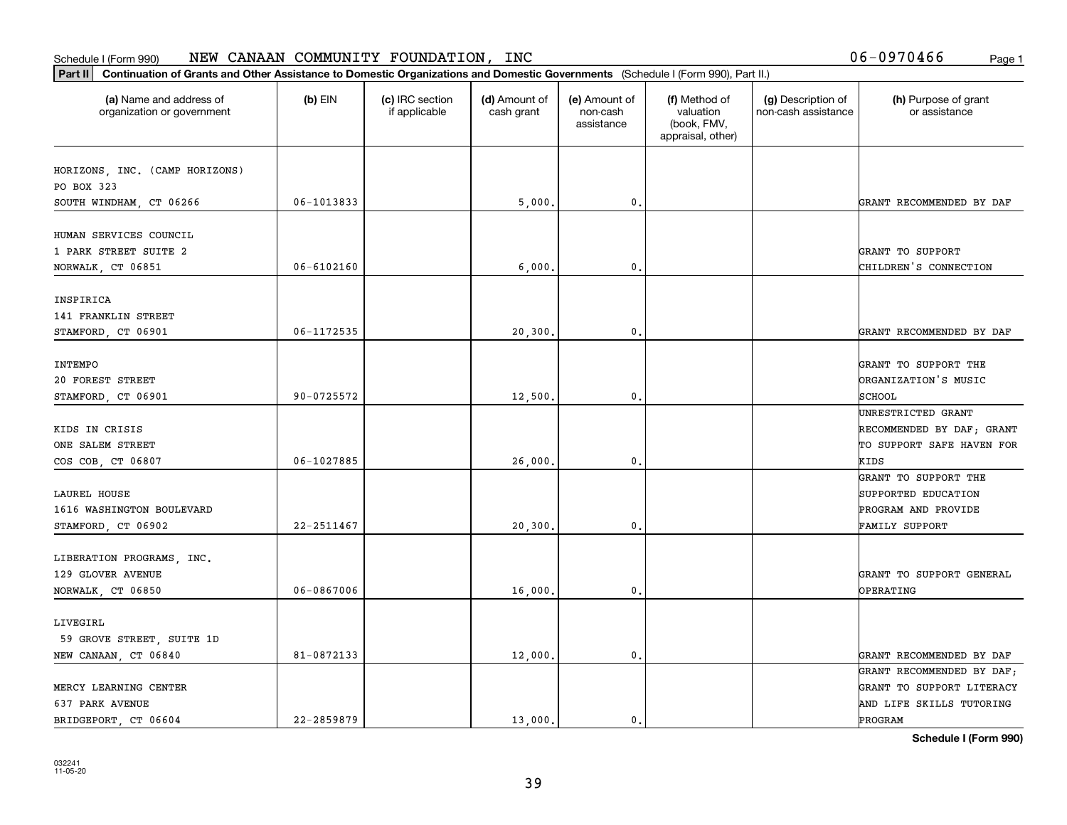Schedule I (Form 990) NEW CANAAN COMMUNITY FOUNDATION, INC 06-0970466

**Part II** **Continuation of Grants and Other Assistance to Domestic Organizations and Domestic Governments** (Schedule I (Form 990), Part II.)

| (a) Name and address of organization or government | (b) EIN | (c) IRC section if applicable | (d) Amount of cash grant | (e) Amount of non-cash assistance | (f) Method of valuation (book, FMV, appraisal, other) | (g) Description of non-cash assistance | (h) Purpose of grant or assistance |
|---|---|---|---|---|---|---|---|
| HORIZONS, INC. (CAMP HORIZONS) PO BOX 323 SOUTH WINDHAM, CT 06266 | 06-1013833 | | 5,000. | 0. | | | GRANT RECOMMENDED BY DAF |
| HUMAN SERVICES COUNCIL 1 PARK STREET SUITE 2 NORWALK, CT 06851 | 06-6102160 | | 6,000. | 0. | | | GRANT TO SUPPORT CHILDREN'S CONNECTION |
| INSPIRICA 141 FRANKLIN STREET STAMFORD, CT 06901 | 06-1172535 | | 20,300. | 0. | | | GRANT RECOMMENDED BY DAF |
| INTEMPO 20 FOREST STREET STAMFORD, CT 06901 | 90-0725572 | | 12,500. | 0. | | | GRANT TO SUPPORT THE ORGANIZATION'S MUSIC SCHOOL |
| KIDS IN CRISIS ONE SALEM STREET COS COB, CT 06807 | 06-1027885 | | 26,000. | 0. | | | UNRESTRICTED GRANT RECOMMENDED BY DAF; GRANT TO SUPPORT SAFE HAVEN FOR KIDS |
| LAUREL HOUSE 1616 WASHINGTON BOULEVARD STAMFORD, CT 06902 | 22-2511467 | | 20,300. | 0. | | | GRANT TO SUPPORT THE SUPPORTED EDUCATION PROGRAM AND PROVIDE FAMILY SUPPORT |
| LIBERATION PROGRAMS, INC. 129 GLOVER AVENUE NORWALK, CT 06850 | 06-0867006 | | 16,000. | 0. | | | GRANT TO SUPPORT GENERAL OPERATING |
| LIVEGIRL 59 GROVE STREET, SUITE 1D NEW CANAAN, CT 06840 | 81-0872133 | | 12,000. | 0. | | | GRANT RECOMMENDED BY DAF |
| MERCY LEARNING CENTER 637 PARK AVENUE BRIDGEPORT, CT 06604 | 22-2859879 | | 13,000. | 0. | | | GRANT RECOMMENDED BY DAF; GRANT TO SUPPORT LITERACY AND LIFE SKILLS TUTORING PROGRAM |

**Schedule I (Form 990)**

032241 11-05-20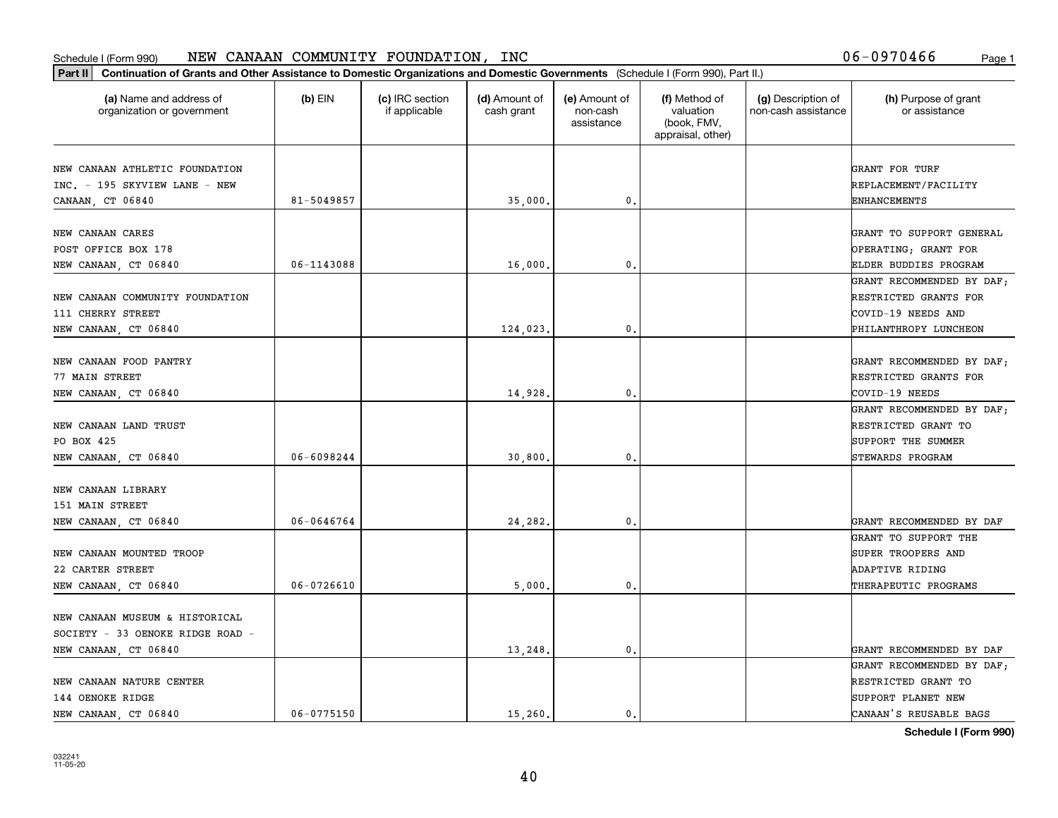Schedule I (Form 990) NEW CANAAN COMMUNITY FOUNDATION, INC 06-0970466

**Part II** **Continuation of Grants and Other Assistance to Domestic Organizations and Domestic Governments** (Schedule I (Form 990), Part II.)

| (a) Name and address of organization or government | (b) EIN | (c) IRC section if applicable | (d) Amount of cash grant | (e) Amount of non-cash assistance | (f) Method of valuation (book, FMV, appraisal, other) | (g) Description of non-cash assistance | (h) Purpose of grant or assistance |
|---|---|---|---|---|---|---|---|
| NEW CANAAN ATHLETIC FOUNDATION INC. - 195 SKYVIEW LANE - NEW CANAAN, CT 06840 | 81-5049857 | | 35,000. | 0. | | | GRANT FOR TURF REPLACEMENT/FACILITY ENHANCEMENTS |
| NEW CANAAN CARES POST OFFICE BOX 178 NEW CANAAN, CT 06840 | 06-1143088 | | 16,000. | 0. | | | GRANT TO SUPPORT GENERAL OPERATING; GRANT FOR ELDER BUDDIES PROGRAM |
| NEW CANAAN COMMUNITY FOUNDATION 111 CHERRY STREET NEW CANAAN, CT 06840 | | | 124,023. | 0. | | | GRANT RECOMMENDED BY DAF; RESTRICTED GRANTS FOR COVID-19 NEEDS AND PHILANTHROPY LUNCHEON |
| NEW CANAAN FOOD PANTRY 77 MAIN STREET NEW CANAAN, CT 06840 | | | 14,928. | 0. | | | GRANT RECOMMENDED BY DAF; RESTRICTED GRANTS FOR COVID-19 NEEDS |
| NEW CANAAN LAND TRUST PO BOX 425 NEW CANAAN, CT 06840 | 06-6098244 | | 30,800. | 0. | | | GRANT RECOMMENDED BY DAF; RESTRICTED GRANT TO SUPPORT THE SUMMER STEWARDS PROGRAM |
| NEW CANAAN LIBRARY 151 MAIN STREET NEW CANAAN, CT 06840 | 06-0646764 | | 24,282. | 0. | | | GRANT RECOMMENDED BY DAF |
| NEW CANAAN MOUNTED TROOP 22 CARTER STREET NEW CANAAN, CT 06840 | 06-0726610 | | 5,000. | 0. | | | GRANT TO SUPPORT THE SUPER TROOPERS AND ADAPTIVE RIDING THERAPEUTIC PROGRAMS |
| NEW CANAAN MUSEUM & HISTORICAL SOCIETY - 33 OENOKE RIDGE ROAD - NEW CANAAN, CT 06840 | | | 13,248. | 0. | | | GRANT RECOMMENDED BY DAF |
| NEW CANAAN NATURE CENTER 144 OENOKE RIDGE NEW CANAAN, CT 06840 | 06-0775150 | | 15,260. | 0. | | | GRANT RECOMMENDED BY DAF; RESTRICTED GRANT TO SUPPORT PLANET NEW CANAAN'S REUSABLE BAGS |

**Schedule I (Form 990)**

032241 11-05-20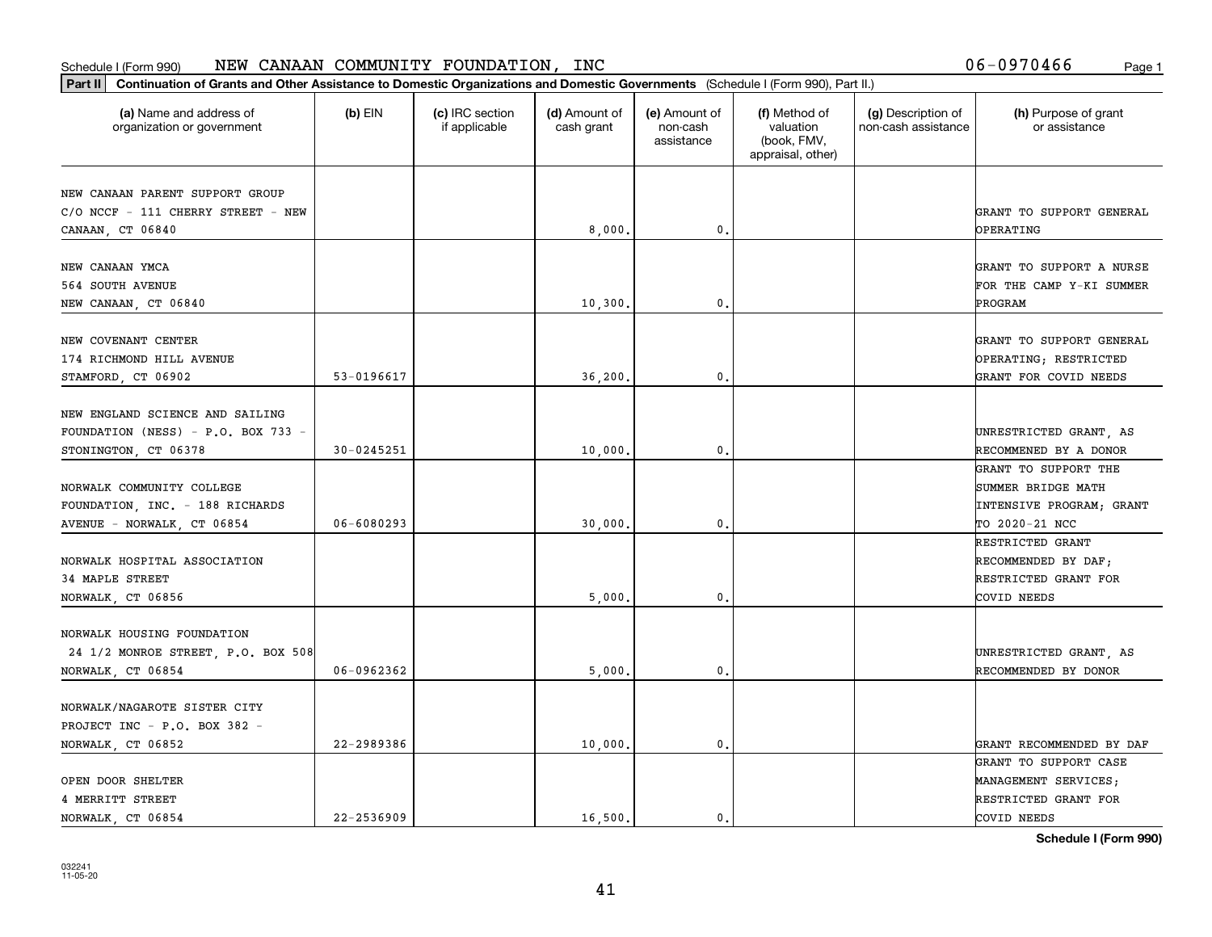Schedule I (Form 990) NEW CANAAN COMMUNITY FOUNDATION, INC 06-0970466 Page 1

**Part II Continuation of Grants and Other Assistance to Domestic Organizations and Domestic Governments** (Schedule I (Form 990), Part II.)

| (a) Name and address of organization or government | (b) EIN | (c) IRC section if applicable | (d) Amount of cash grant | (e) Amount of non-cash assistance | (f) Method of valuation (book, FMV, appraisal, other) | (g) Description of non-cash assistance | (h) Purpose of grant or assistance |
|---|---|---|---|---|---|---|---|
| NEW CANAAN PARENT SUPPORT GROUP C/O NCCF - 111 CHERRY STREET - NEW CANAAN, CT 06840 | | | 8,000. | 0. | | | GRANT TO SUPPORT GENERAL OPERATING |
| NEW CANAAN YMCA 564 SOUTH AVENUE NEW CANAAN, CT 06840 | | | 10,300. | 0. | | | GRANT TO SUPPORT A NURSE FOR THE CAMP Y-KI SUMMER PROGRAM |
| NEW COVENANT CENTER 174 RICHMOND HILL AVENUE STAMFORD, CT 06902 | 53-0196617 | | 36,200. | 0. | | | GRANT TO SUPPORT GENERAL OPERATING; RESTRICTED GRANT FOR COVID NEEDS |
| NEW ENGLAND SCIENCE AND SAILING FOUNDATION (NESS) - P.O. BOX 733 - STONINGTON, CT 06378 | 30-0245251 | | 10,000. | 0. | | | UNRESTRICTED GRANT, AS RECOMMENED BY A DONOR |
| NORWALK COMMUNITY COLLEGE FOUNDATION, INC. - 188 RICHARDS AVENUE - NORWALK, CT 06854 | 06-6080293 | | 30,000. | 0. | | | GRANT TO SUPPORT THE SUMMER BRIDGE MATH INTENSIVE PROGRAM; GRANT TO 2020-21 NCC |
| NORWALK HOSPITAL ASSOCIATION 34 MAPLE STREET NORWALK, CT 06856 | | | 5,000. | 0. | | | RESTRICTED GRANT RECOMMENDED BY DAF; RESTRICTED GRANT FOR COVID NEEDS |
| NORWALK HOUSING FOUNDATION 24 1/2 MONROE STREET, P.O. BOX 508 NORWALK, CT 06854 | 06-0962362 | | 5,000. | 0. | | | UNRESTRICTED GRANT, AS RECOMMENDED BY DONOR |
| NORWALK/NAGAROTE SISTER CITY PROJECT INC - P.O. BOX 382 - NORWALK, CT 06852 | 22-2989386 | | 10,000. | 0. | | | GRANT RECOMMENDED BY DAF |
| OPEN DOOR SHELTER 4 MERRITT STREET NORWALK, CT 06854 | 22-2536909 | | 16,500. | 0. | | | GRANT TO SUPPORT CASE MANAGEMENT SERVICES; RESTRICTED GRANT FOR COVID NEEDS |

**Schedule I (Form 990)**

032241 11-05-20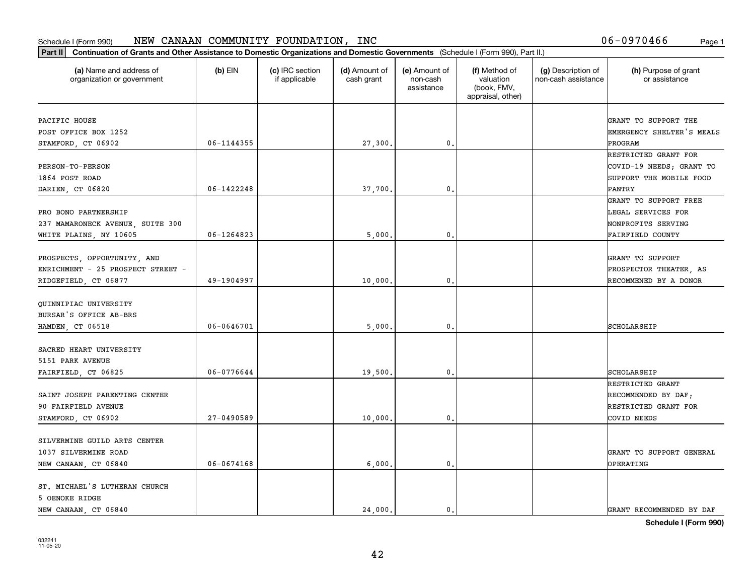Schedule I (Form 990) NEW CANAAN COMMUNITY FOUNDATION, INC 06-0970466

**Part II Continuation of Grants and Other Assistance to Domestic Organizations and Domestic Governments** (Schedule I (Form 990), Part II.)

| (a) Name and address of organization or government | (b) EIN | (c) IRC section if applicable | (d) Amount of cash grant | (e) Amount of non-cash assistance | (f) Method of valuation (book, FMV, appraisal, other) | (g) Description of non-cash assistance | (h) Purpose of grant or assistance |
|---|---|---|---|---|---|---|---|
| PACIFIC HOUSE POST OFFICE BOX 1252 STAMFORD, CT 06902 | 06-1144355 | | 27,300. | 0. | | | GRANT TO SUPPORT THE EMERGENCY SHELTER'S MEALS PROGRAM |
| PERSON-TO-PERSON 1864 POST ROAD DARIEN, CT 06820 | 06-1422248 | | 37,700. | 0. | | | RESTRICTED GRANT FOR COVID-19 NEEDS; GRANT TO SUPPORT THE MOBILE FOOD PANTRY |
| PRO BONO PARTNERSHIP 237 MAMARONECK AVENUE, SUITE 300 WHITE PLAINS, NY 10605 | 06-1264823 | | 5,000. | 0. | | | GRANT TO SUPPORT FREE LEGAL SERVICES FOR NONPROFITS SERVING FAIRFIELD COUNTY |
| PROSPECTS, OPPORTUNITY, AND ENRICHMENT - 25 PROSPECT STREET - RIDGEFIELD, CT 06877 | 49-1904997 | | 10,000. | 0. | | | GRANT TO SUPPORT PROSPECTOR THEATER, AS RECOMMENED BY A DONOR |
| QUINNIPIAC UNIVERSITY BURSAR'S OFFICE AB-BRS HAMDEN, CT 06518 | 06-0646701 | | 5,000. | 0. | | | SCHOLARSHIP |
| SACRED HEART UNIVERSITY 5151 PARK AVENUE FAIRFIELD, CT 06825 | 06-0776644 | | 19,500. | 0. | | | SCHOLARSHIP |
| SAINT JOSEPH PARENTING CENTER 90 FAIRFIELD AVENUE STAMFORD, CT 06902 | 27-0490589 | | 10,000. | 0. | | | RESTRICTED GRANT RECOMMENDED BY DAF; RESTRICTED GRANT FOR COVID NEEDS |
| SILVERMINE GUILD ARTS CENTER 1037 SILVERMINE ROAD NEW CANAAN, CT 06840 | 06-0674168 | | 6,000. | 0. | | | GRANT TO SUPPORT GENERAL OPERATING |
| ST. MICHAEL'S LUTHERAN CHURCH 5 OENOKE RIDGE NEW CANAAN, CT 06840 | | | 24,000. | 0. | | | GRANT RECOMMENDED BY DAF |

**Schedule I (Form 990)**

032241 11-05-20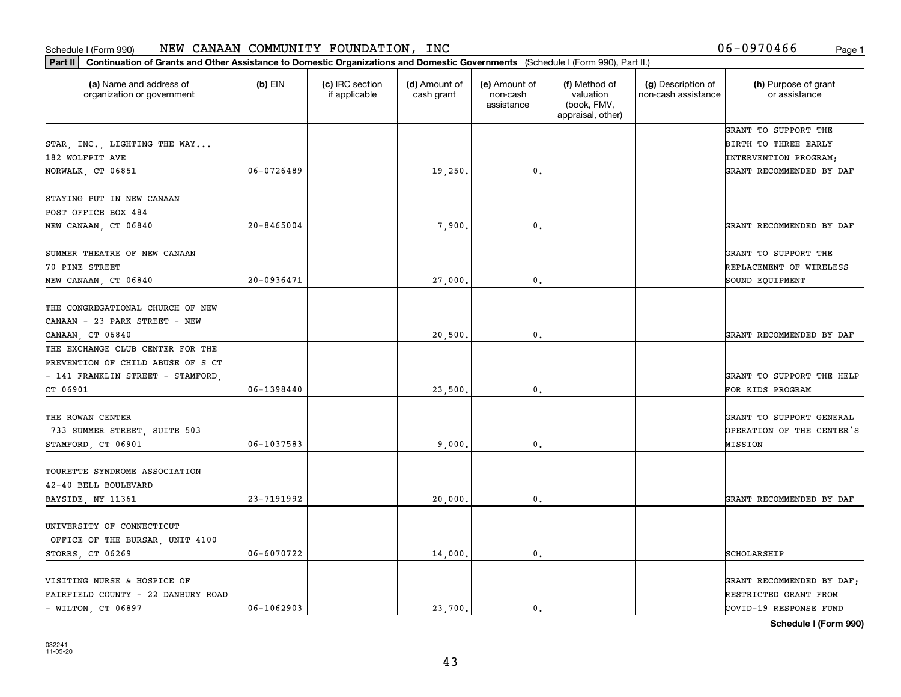Schedule I (Form 990) NEW CANAAN COMMUNITY FOUNDATION, INC 06-0970466

**Part II** **Continuation of Grants and Other Assistance to Domestic Organizations and Domestic Governments** (Schedule I (Form 990), Part II.)

| (a) Name and address of organization or government | (b) EIN | (c) IRC section if applicable | (d) Amount of cash grant | (e) Amount of non-cash assistance | (f) Method of valuation (book, FMV, appraisal, other) | (g) Description of non-cash assistance | (h) Purpose of grant or assistance |
|---|---|---|---|---|---|---|---|
| STAR, INC., LIGHTING THE WAY... 182 WOLFPIT AVE NORWALK, CT 06851 | 06-0726489 | | 19,250. | 0. | | | GRANT TO SUPPORT THE BIRTH TO THREE EARLY INTERVENTION PROGRAM; GRANT RECOMMENDED BY DAF |
| STAYING PUT IN NEW CANAAN POST OFFICE BOX 484 NEW CANAAN, CT 06840 | 20-8465004 | | 7,900. | 0. | | | GRANT RECOMMENDED BY DAF |
| SUMMER THEATRE OF NEW CANAAN 70 PINE STREET NEW CANAAN, CT 06840 | 20-0936471 | | 27,000. | 0. | | | GRANT TO SUPPORT THE REPLACEMENT OF WIRELESS SOUND EQUIPMENT |
| THE CONGREGATIONAL CHURCH OF NEW CANAAN - 23 PARK STREET - NEW CANAAN, CT 06840 | | | 20,500. | 0. | | | GRANT RECOMMENDED BY DAF |
| THE EXCHANGE CLUB CENTER FOR THE PREVENTION OF CHILD ABUSE OF S CT - 141 FRANKLIN STREET - STAMFORD, CT 06901 | 06-1398440 | | 23,500. | 0. | | | GRANT TO SUPPORT THE HELP FOR KIDS PROGRAM |
| THE ROWAN CENTER 733 SUMMER STREET, SUITE 503 STAMFORD, CT 06901 | 06-1037583 | | 9,000. | 0. | | | GRANT TO SUPPORT GENERAL OPERATION OF THE CENTER'S MISSION |
| TOURETTE SYNDROME ASSOCIATION 42-40 BELL BOULEVARD BAYSIDE, NY 11361 | 23-7191992 | | 20,000. | 0. | | | GRANT RECOMMENDED BY DAF |
| UNIVERSITY OF CONNECTICUT OFFICE OF THE BURSAR, UNIT 4100 STORRS, CT 06269 | 06-6070722 | | 14,000. | 0. | | | SCHOLARSHIP |
| VISITING NURSE & HOSPICE OF FAIRFIELD COUNTY - 22 DANBURY ROAD - WILTON, CT 06897 | 06-1062903 | | 23,700. | 0. | | | GRANT RECOMMENDED BY DAF; RESTRICTED GRANT FROM COVID-19 RESPONSE FUND |

**Schedule I (Form 990)**

032241 11-05-20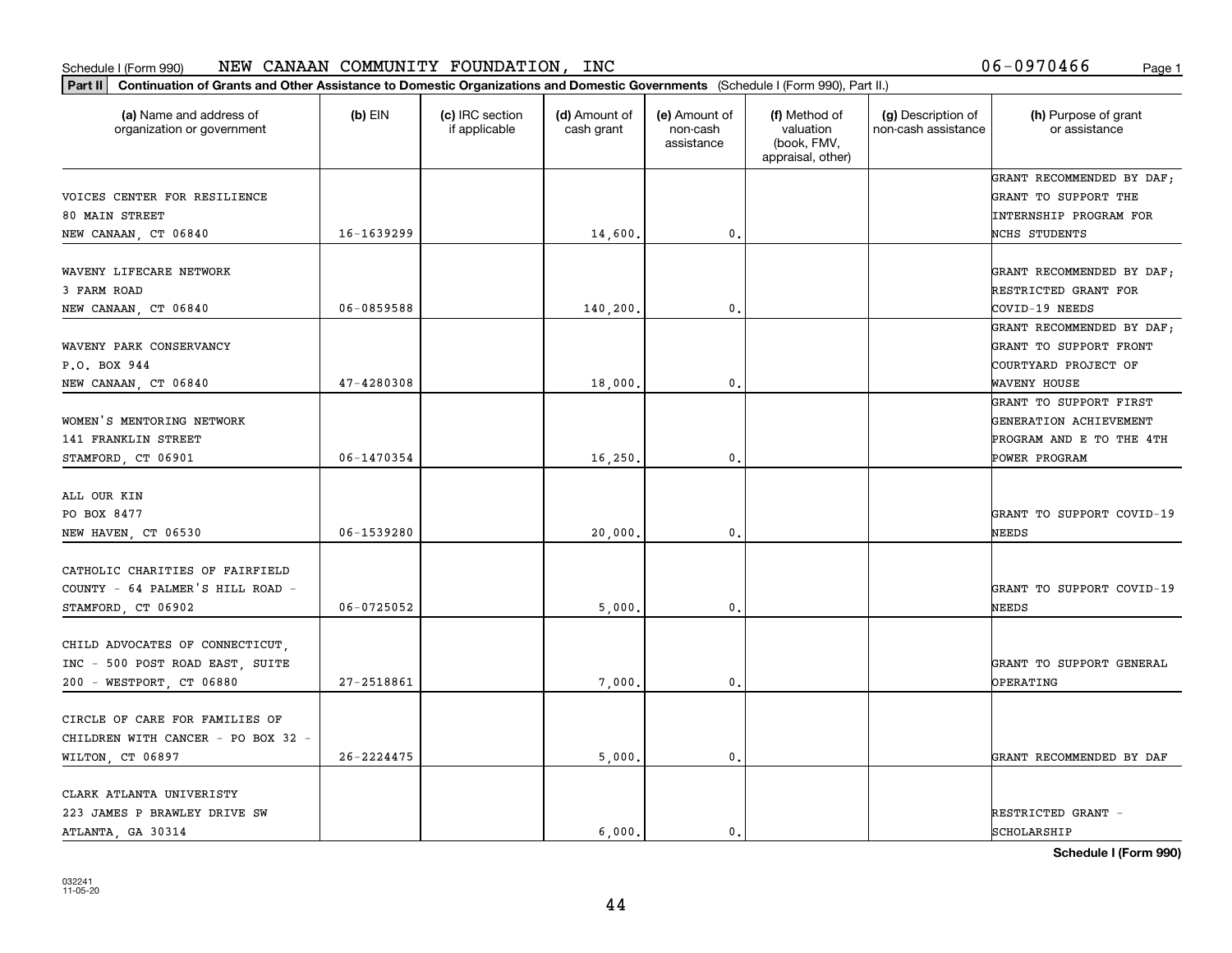Schedule I (Form 990) NEW CANAAN COMMUNITY FOUNDATION, INC 06-0970466

**Part II** **Continuation of Grants and Other Assistance to Domestic Organizations and Domestic Governments** (Schedule I (Form 990), Part II.)

| (a) Name and address of organization or government | (b) EIN | (c) IRC section if applicable | (d) Amount of cash grant | (e) Amount of non-cash assistance | (f) Method of valuation (book, FMV, appraisal, other) | (g) Description of non-cash assistance | (h) Purpose of grant or assistance |
|---|---|---|---|---|---|---|---|
| VOICES CENTER FOR RESILIENCE 80 MAIN STREET NEW CANAAN, CT 06840 | 16-1639299 | | 14,600. | 0. | | | GRANT RECOMMENDED BY DAF; GRANT TO SUPPORT THE INTERNSHIP PROGRAM FOR NCHS STUDENTS |
| WAVENY LIFECARE NETWORK 3 FARM ROAD NEW CANAAN, CT 06840 | 06-0859588 | | 140,200. | 0. | | | GRANT RECOMMENDED BY DAF; RESTRICTED GRANT FOR COVID-19 NEEDS |
| WAVENY PARK CONSERVANCY P.O. BOX 944 NEW CANAAN, CT 06840 | 47-4280308 | | 18,000. | 0. | | | GRANT RECOMMENDED BY DAF; GRANT TO SUPPORT FRONT COURTYARD PROJECT OF WAVENY HOUSE |
| WOMEN'S MENTORING NETWORK 141 FRANKLIN STREET STAMFORD, CT 06901 | 06-1470354 | | 16,250. | 0. | | | GRANT TO SUPPORT FIRST GENERATION ACHIEVEMENT PROGRAM AND E TO THE 4TH POWER PROGRAM |
| ALL OUR KIN PO BOX 8477 NEW HAVEN, CT 06530 | 06-1539280 | | 20,000. | 0. | | | GRANT TO SUPPORT COVID-19 NEEDS |
| CATHOLIC CHARITIES OF FAIRFIELD COUNTY - 64 PALMER'S HILL ROAD - STAMFORD, CT 06902 | 06-0725052 | | 5,000. | 0. | | | GRANT TO SUPPORT COVID-19 NEEDS |
| CHILD ADVOCATES OF CONNECTICUT, INC - 500 POST ROAD EAST, SUITE 200 - WESTPORT, CT 06880 | 27-2518861 | | 7,000. | 0. | | | GRANT TO SUPPORT GENERAL OPERATING |
| CIRCLE OF CARE FOR FAMILIES OF CHILDREN WITH CANCER - PO BOX 32 - WILTON, CT 06897 | 26-2224475 | | 5,000. | 0. | | | GRANT RECOMMENDED BY DAF |
| CLARK ATLANTA UNIVERISTY 223 JAMES P BRAWLEY DRIVE SW ATLANTA, GA 30314 | | | 6,000. | 0. | | | RESTRICTED GRANT - SCHOLARSHIP |

Schedule I (Form 990)

032241 11-05-20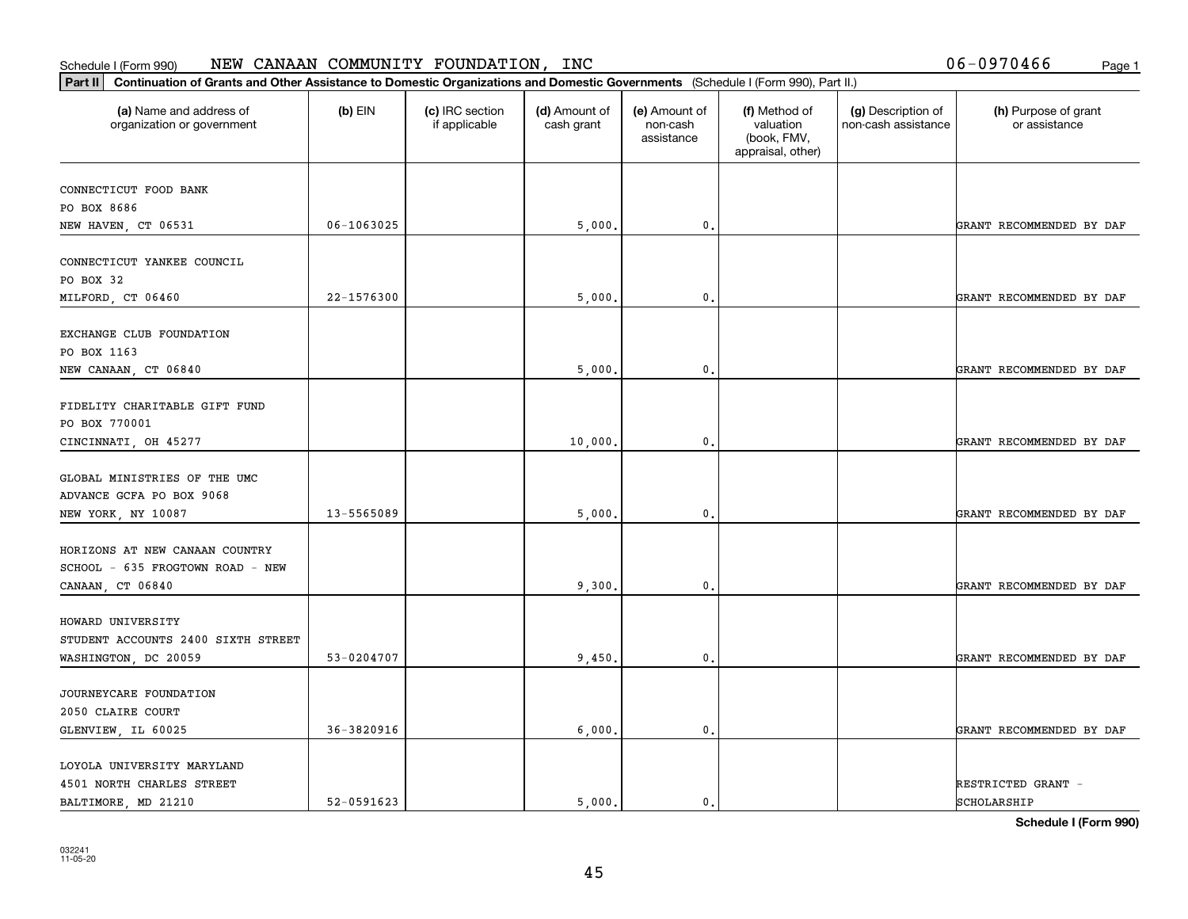Schedule I (Form 990) NEW CANAAN COMMUNITY FOUNDATION, INC 06-0970466

**Part II** **Continuation of Grants and Other Assistance to Domestic Organizations and Domestic Governments** (Schedule I (Form 990), Part II.)

| (a) Name and address of organization or government | (b) EIN | (c) IRC section if applicable | (d) Amount of cash grant | (e) Amount of non-cash assistance | (f) Method of valuation (book, FMV, appraisal, other) | (g) Description of non-cash assistance | (h) Purpose of grant or assistance |
|---|---|---|---|---|---|---|---|
| CONNECTICUT FOOD BANK PO BOX 8686 NEW HAVEN, CT 06531 | 06-1063025 | | 5,000. | 0. | | | GRANT RECOMMENDED BY DAF |
| CONNECTICUT YANKEE COUNCIL PO BOX 32 MILFORD, CT 06460 | 22-1576300 | | 5,000. | 0. | | | GRANT RECOMMENDED BY DAF |
| EXCHANGE CLUB FOUNDATION PO BOX 1163 NEW CANAAN, CT 06840 | | | 5,000. | 0. | | | GRANT RECOMMENDED BY DAF |
| FIDELITY CHARITABLE GIFT FUND PO BOX 770001 CINCINNATI, OH 45277 | | | 10,000. | 0. | | | GRANT RECOMMENDED BY DAF |
| GLOBAL MINISTRIES OF THE UMC ADVANCE GCFA PO BOX 9068 NEW YORK, NY 10087 | 13-5565089 | | 5,000. | 0. | | | GRANT RECOMMENDED BY DAF |
| HORIZONS AT NEW CANAAN COUNTRY SCHOOL - 635 FROGTOWN ROAD - NEW CANAAN, CT 06840 | | | 9,300. | 0. | | | GRANT RECOMMENDED BY DAF |
| HOWARD UNIVERSITY STUDENT ACCOUNTS 2400 SIXTH STREET WASHINGTON, DC 20059 | 53-0204707 | | 9,450. | 0. | | | GRANT RECOMMENDED BY DAF |
| JOURNEYCARE FOUNDATION 2050 CLAIRE COURT GLENVIEW, IL 60025 | 36-3820916 | | 6,000. | 0. | | | GRANT RECOMMENDED BY DAF |
| LOYOLA UNIVERSITY MARYLAND 4501 NORTH CHARLES STREET BALTIMORE, MD 21210 | 52-0591623 | | 5,000. | 0. | | | RESTRICTED GRANT - SCHOLARSHIP |

**Schedule I (Form 990)**

032241
11-05-20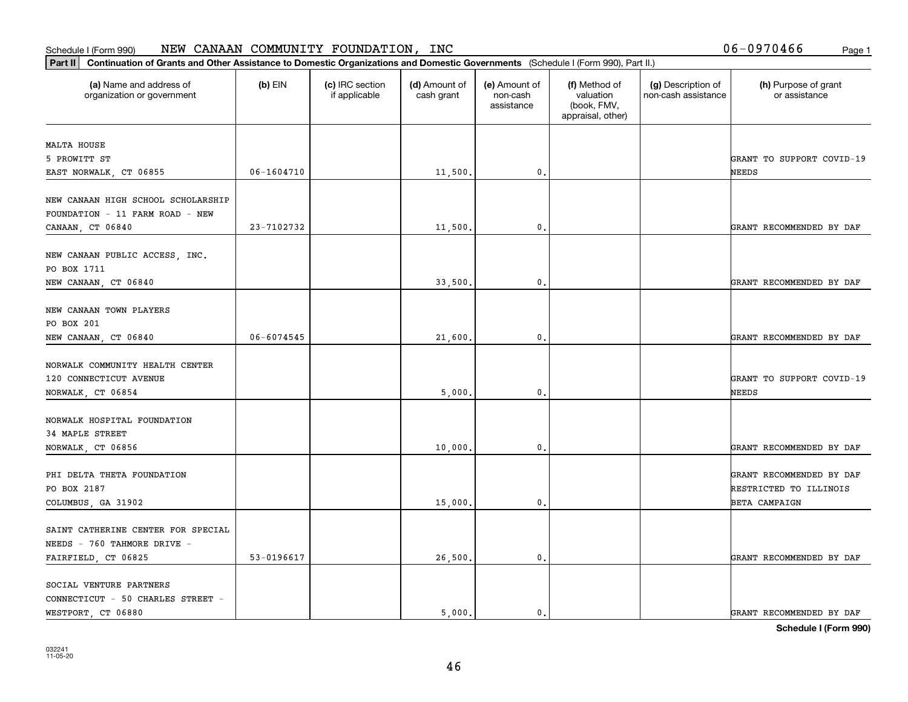Schedule I (Form 990) NEW CANAAN COMMUNITY FOUNDATION, INC 06-0970466

**Part II** **Continuation of Grants and Other Assistance to Domestic Organizations and Domestic Governments** (Schedule I (Form 990), Part II.)

| (a) Name and address of organization or government | (b) EIN | (c) IRC section if applicable | (d) Amount of cash grant | (e) Amount of non-cash assistance | (f) Method of valuation (book, FMV, appraisal, other) | (g) Description of non-cash assistance | (h) Purpose of grant or assistance |
|---|---|---|---|---|---|---|---|
| MALTA HOUSE 5 PROWITT ST EAST NORWALK, CT 06855 | 06-1604710 | | 11,500. | 0. | | | GRANT TO SUPPORT COVID-19 NEEDS |
| NEW CANAAN HIGH SCHOOL SCHOLARSHIP FOUNDATION - 11 FARM ROAD - NEW CANAAN, CT 06840 | 23-7102732 | | 11,500. | 0. | | | GRANT RECOMMENDED BY DAF |
| NEW CANAAN PUBLIC ACCESS, INC. PO BOX 1711 NEW CANAAN, CT 06840 | | | 33,500. | 0. | | | GRANT RECOMMENDED BY DAF |
| NEW CANAAN TOWN PLAYERS PO BOX 201 NEW CANAAN, CT 06840 | 06-6074545 | | 21,600. | 0. | | | GRANT RECOMMENDED BY DAF |
| NORWALK COMMUNITY HEALTH CENTER 120 CONNECTICUT AVENUE NORWALK, CT 06854 | | | 5,000. | 0. | | | GRANT TO SUPPORT COVID-19 NEEDS |
| NORWALK HOSPITAL FOUNDATION 34 MAPLE STREET NORWALK, CT 06856 | | | 10,000. | 0. | | | GRANT RECOMMENDED BY DAF |
| PHI DELTA THETA FOUNDATION PO BOX 2187 COLUMBUS, GA 31902 | | | 15,000. | 0. | | | GRANT RECOMMENDED BY DAF RESTRICTED TO ILLINOIS BETA CAMPAIGN |
| SAINT CATHERINE CENTER FOR SPECIAL NEEDS - 760 TAHMORE DRIVE - FAIRFIELD, CT 06825 | 53-0196617 | | 26,500. | 0. | | | GRANT RECOMMENDED BY DAF |
| SOCIAL VENTURE PARTNERS CONNECTICUT - 50 CHARLES STREET - WESTPORT, CT 06880 | | | 5,000. | 0. | | | GRANT RECOMMENDED BY DAF |

**Schedule I (Form 990)**

032241 11-05-20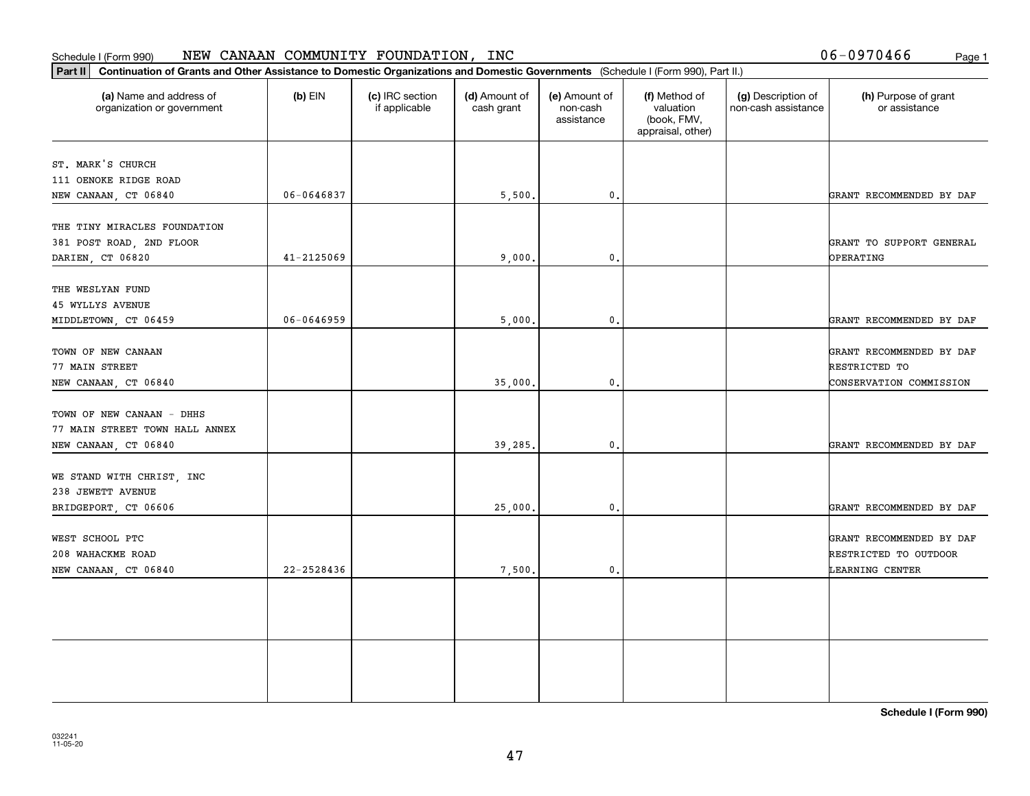Schedule I (Form 990) NEW CANAAN COMMUNITY FOUNDATION, INC 06-0970466

**Part II** **Continuation of Grants and Other Assistance to Domestic Organizations and Domestic Governments** (Schedule I (Form 990), Part II.)

| (a) Name and address of organization or government | (b) EIN | (c) IRC section if applicable | (d) Amount of cash grant | (e) Amount of non-cash assistance | (f) Method of valuation (book, FMV, appraisal, other) | (g) Description of non-cash assistance | (h) Purpose of grant or assistance |
|---|---|---|---|---|---|---|---|
| ST. MARK'S CHURCH<br>111 OENOKE RIDGE ROAD<br>NEW CANAAN, CT 06840 | 06-0646837 | | 5,500. | 0. | | | GRANT RECOMMENDED BY DAF |
| THE TINY MIRACLES FOUNDATION<br>381 POST ROAD, 2ND FLOOR<br>DARIEN, CT 06820 | 41-2125069 | | 9,000. | 0. | | | GRANT TO SUPPORT GENERAL OPERATING |
| THE WESLYAN FUND<br>45 WYLLYS AVENUE<br>MIDDLETOWN, CT 06459 | 06-0646959 | | 5,000. | 0. | | | GRANT RECOMMENDED BY DAF |
| TOWN OF NEW CANAAN<br>77 MAIN STREET<br>NEW CANAAN, CT 06840 | | | 35,000. | 0. | | | GRANT RECOMMENDED BY DAF RESTRICTED TO CONSERVATION COMMISSION |
| TOWN OF NEW CANAAN - DHHS<br>77 MAIN STREET TOWN HALL ANNEX<br>NEW CANAAN, CT 06840 | | | 39,285. | 0. | | | GRANT RECOMMENDED BY DAF |
| WE STAND WITH CHRIST, INC<br>238 JEWETT AVENUE<br>BRIDGEPORT, CT 06606 | | | 25,000. | 0. | | | GRANT RECOMMENDED BY DAF |
| WEST SCHOOL PTC<br>208 WAHACKME ROAD<br>NEW CANAAN, CT 06840 | 22-2528436 | | 7,500. | 0. | | | GRANT RECOMMENDED BY DAF RESTRICTED TO OUTDOOR LEARNING CENTER |
| | | | | | | | |
| | | | | | | | |

**Schedule I (Form 990)**

032241
11-05-20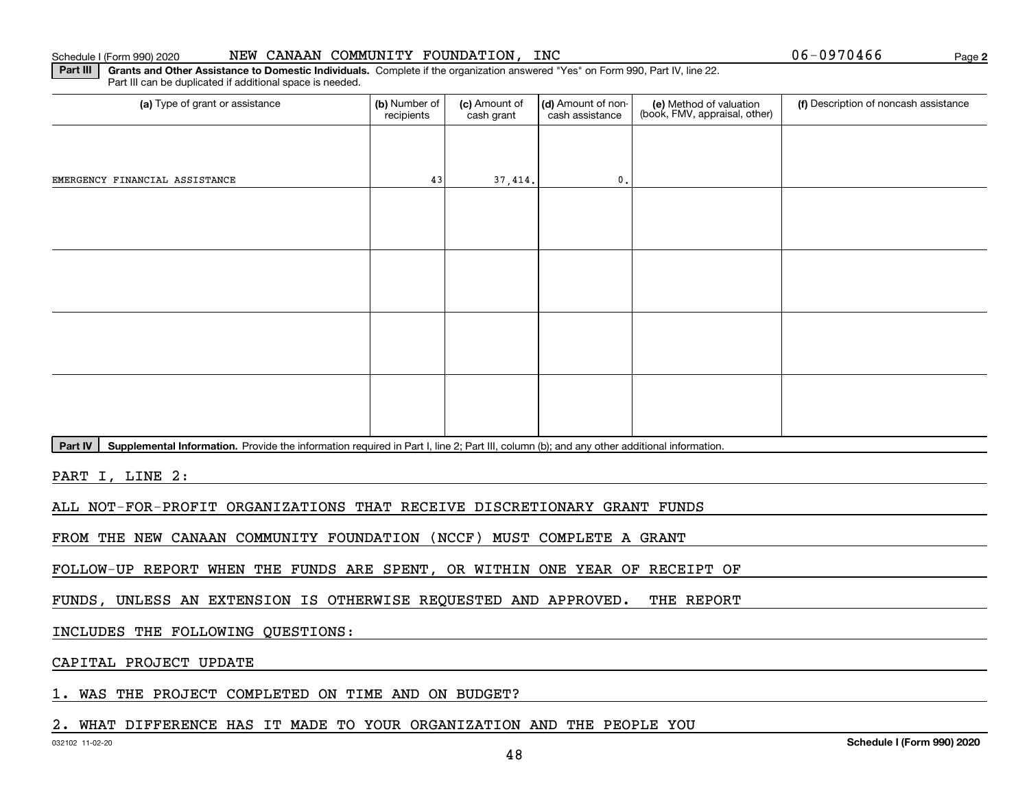Schedule I (Form 990) 2020 NEW CANAAN COMMUNITY FOUNDATION, INC 06-0970466

**Part III** **Grants and Other Assistance to Domestic Individuals.** Complete if the organization answered "Yes" on Form 990, Part IV, line 22. Part III can be duplicated if additional space is needed.

| (a) Type of grant or assistance | (b) Number of recipients | (c) Amount of cash grant | (d) Amount of non-cash assistance | (e) Method of valuation (book, FMV, appraisal, other) | (f) Description of noncash assistance |
|---|---|---|---|---|---|
| EMERGENCY FINANCIAL ASSISTANCE | 43 | 37,414. | 0. | | |
| | | | | | |
| | | | | | |
| | | | | | |
| | | | | | |

**Part IV** **Supplemental Information.** Provide the information required in Part I, line 2; Part III, column (b); and any other additional information.

PART I, LINE 2:

ALL NOT-FOR-PROFIT ORGANIZATIONS THAT RECEIVE DISCRETIONARY GRANT FUNDS FROM THE NEW CANAAN COMMUNITY FOUNDATION (NCCF) MUST COMPLETE A GRANT FOLLOW-UP REPORT WHEN THE FUNDS ARE SPENT, OR WITHIN ONE YEAR OF RECEIPT OF FUNDS, UNLESS AN EXTENSION IS OTHERWISE REQUESTED AND APPROVED. THE REPORT INCLUDES THE FOLLOWING QUESTIONS:

CAPITAL PROJECT UPDATE

1. WAS THE PROJECT COMPLETED ON TIME AND ON BUDGET?

2. WHAT DIFFERENCE HAS IT MADE TO YOUR ORGANIZATION AND THE PEOPLE YOU

032102 11-02-20 **Schedule I (Form 990) 2020**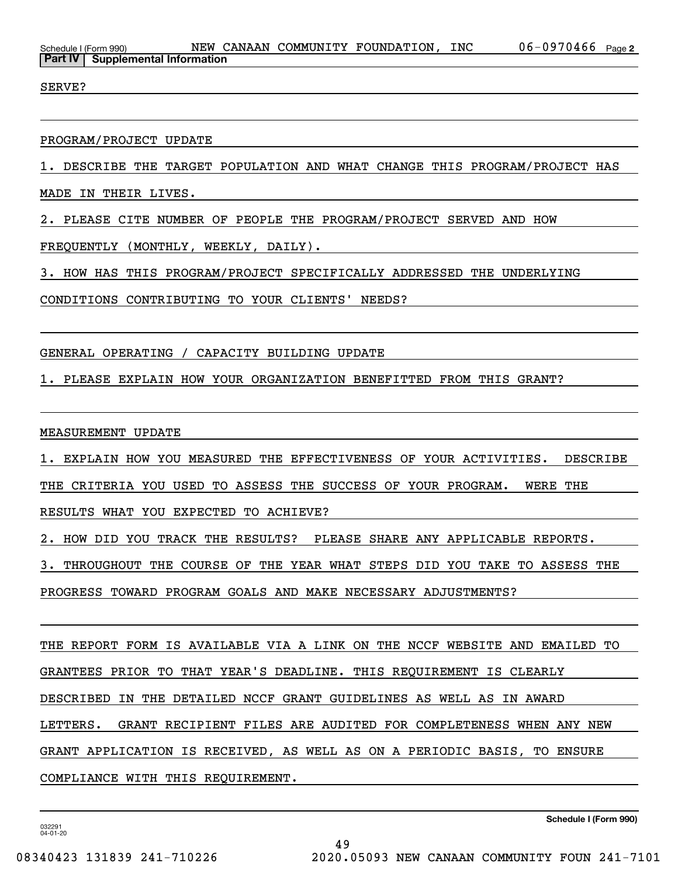Schedule I (Form 990) NEW CANAAN COMMUNITY FOUNDATION, INC 06-0970466 Page 2

**Part IV | Supplemental Information**

SERVE?

PROGRAM/PROJECT UPDATE

1. DESCRIBE THE TARGET POPULATION AND WHAT CHANGE THIS PROGRAM/PROJECT HAS MADE IN THEIR LIVES.

2. PLEASE CITE NUMBER OF PEOPLE THE PROGRAM/PROJECT SERVED AND HOW FREQUENTLY (MONTHLY, WEEKLY, DAILY).

3. HOW HAS THIS PROGRAM/PROJECT SPECIFICALLY ADDRESSED THE UNDERLYING CONDITIONS CONTRIBUTING TO YOUR CLIENTS' NEEDS?

GENERAL OPERATING / CAPACITY BUILDING UPDATE

1. PLEASE EXPLAIN HOW YOUR ORGANIZATION BENEFITTED FROM THIS GRANT?

MEASUREMENT UPDATE

1. EXPLAIN HOW YOU MEASURED THE EFFECTIVENESS OF YOUR ACTIVITIES. DESCRIBE THE CRITERIA YOU USED TO ASSESS THE SUCCESS OF YOUR PROGRAM. WERE THE RESULTS WHAT YOU EXPECTED TO ACHIEVE?

2. HOW DID YOU TRACK THE RESULTS? PLEASE SHARE ANY APPLICABLE REPORTS.

3. THROUGHOUT THE COURSE OF THE YEAR WHAT STEPS DID YOU TAKE TO ASSESS THE PROGRESS TOWARD PROGRAM GOALS AND MAKE NECESSARY ADJUSTMENTS?

THE REPORT FORM IS AVAILABLE VIA A LINK ON THE NCCF WEBSITE AND EMAILED TO GRANTEES PRIOR TO THAT YEAR'S DEADLINE. THIS REQUIREMENT IS CLEARLY DESCRIBED IN THE DETAILED NCCF GRANT GUIDELINES AS WELL AS IN AWARD LETTERS. GRANT RECIPIENT FILES ARE AUDITED FOR COMPLETENESS WHEN ANY NEW GRANT APPLICATION IS RECEIVED, AS WELL AS ON A PERIODIC BASIS, TO ENSURE COMPLIANCE WITH THIS REQUIREMENT.

032291 04-01-20

Schedule I (Form 990)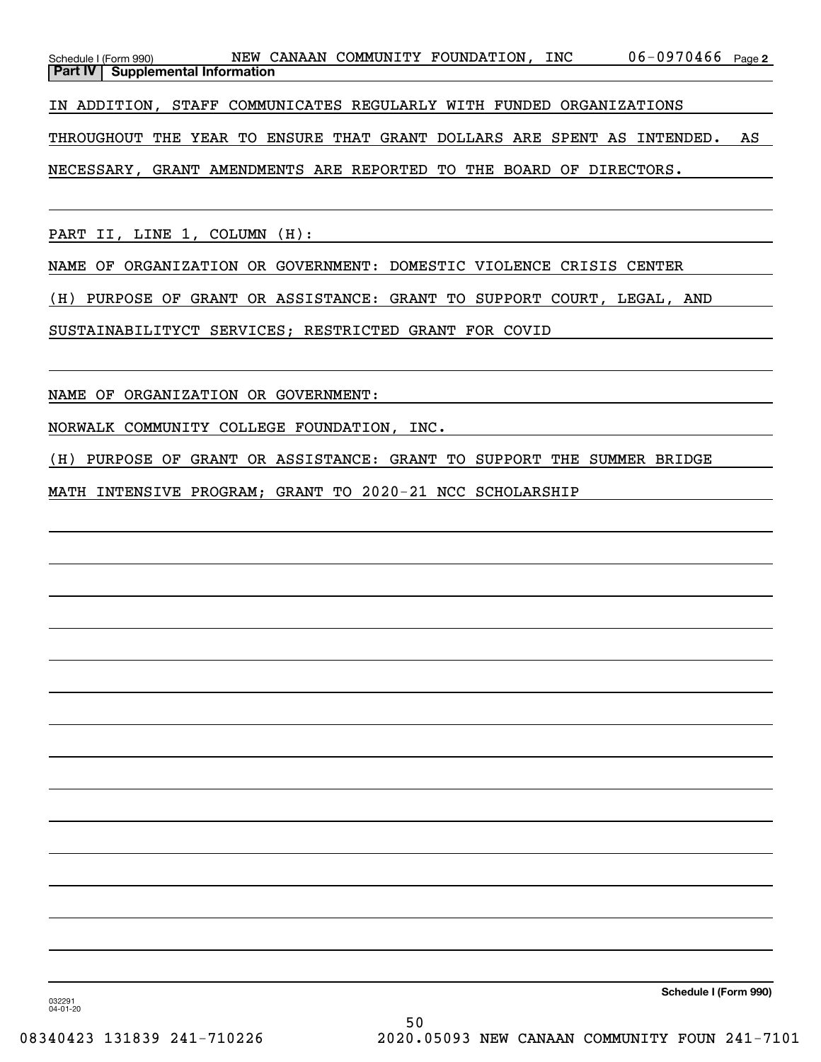Schedule I (Form 990) NEW CANAAN COMMUNITY FOUNDATION, INC 06-0970466 Page 2

**Part IV | Supplemental Information**

IN ADDITION, STAFF COMMUNICATES REGULARLY WITH FUNDED ORGANIZATIONS THROUGHOUT THE YEAR TO ENSURE THAT GRANT DOLLARS ARE SPENT AS INTENDED. AS NECESSARY, GRANT AMENDMENTS ARE REPORTED TO THE BOARD OF DIRECTORS.

PART II, LINE 1, COLUMN (H):

NAME OF ORGANIZATION OR GOVERNMENT: DOMESTIC VIOLENCE CRISIS CENTER

(H) PURPOSE OF GRANT OR ASSISTANCE: GRANT TO SUPPORT COURT, LEGAL, AND SUSTAINABILITYCT SERVICES; RESTRICTED GRANT FOR COVID

NAME OF ORGANIZATION OR GOVERNMENT:

NORWALK COMMUNITY COLLEGE FOUNDATION, INC.

(H) PURPOSE OF GRANT OR ASSISTANCE: GRANT TO SUPPORT THE SUMMER BRIDGE MATH INTENSIVE PROGRAM; GRANT TO 2020-21 NCC SCHOLARSHIP

Schedule I (Form 990)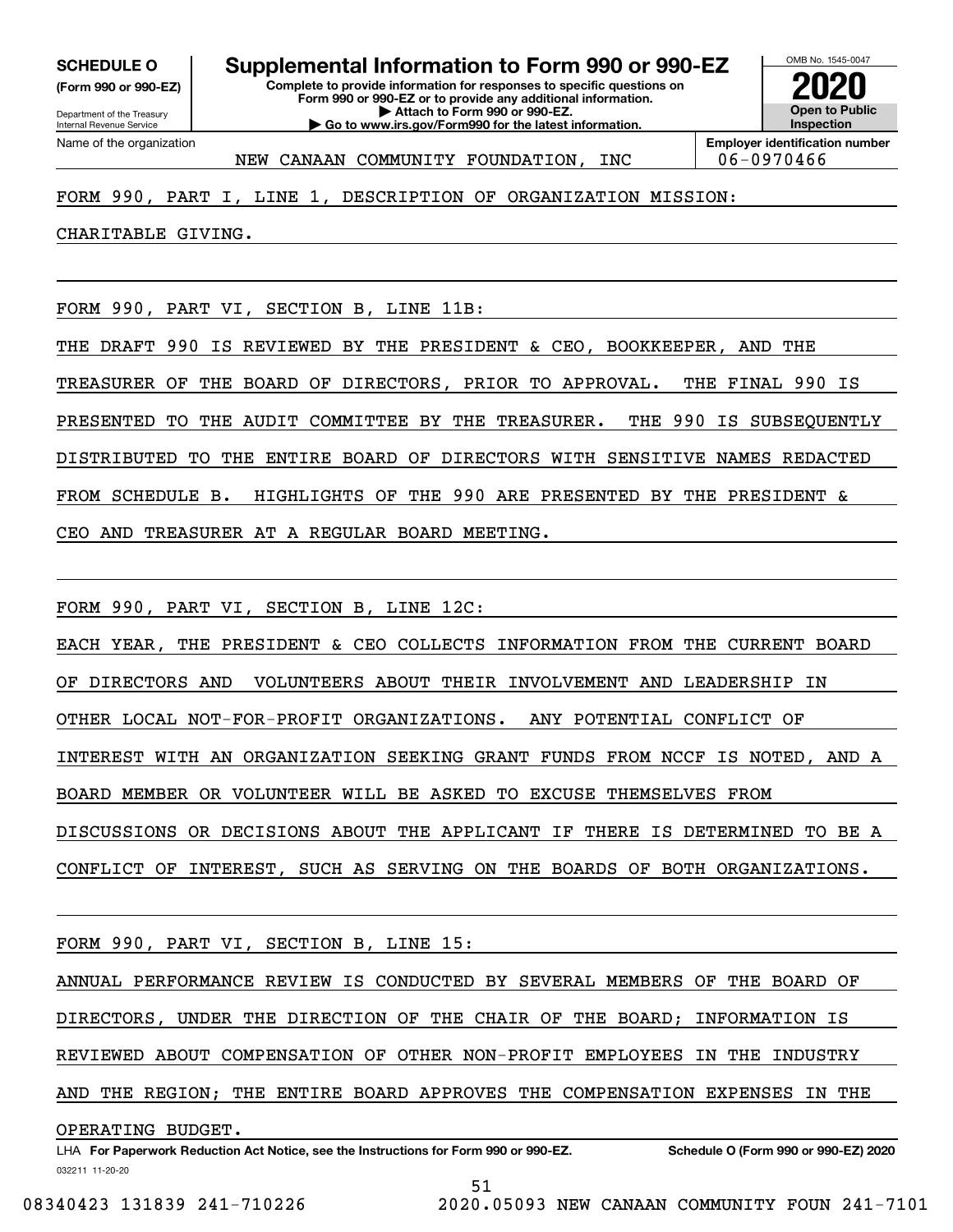**SCHEDULE O**
**(Form 990 or 990-EZ)**

Department of the Treasury
Internal Revenue Service

# Supplemental Information to Form 990 or 990-EZ

**Complete to provide information for responses to specific questions on Form 990 or 990-EZ or to provide any additional information.**
**▶ Attach to Form 990 or 990-EZ.**
**▶ Go to www.irs.gov/Form990 for the latest information.**

OMB No. 1545-0047
**2020**
**Open to Public Inspection**

| Name of the organization | Employer identification number |
|---|---|
| NEW CANAAN COMMUNITY FOUNDATION, INC | 06-0970466 |

FORM 990, PART I, LINE 1, DESCRIPTION OF ORGANIZATION MISSION:

CHARITABLE GIVING.

FORM 990, PART VI, SECTION B, LINE 11B:

THE DRAFT 990 IS REVIEWED BY THE PRESIDENT & CEO, BOOKKEEPER, AND THE TREASURER OF THE BOARD OF DIRECTORS, PRIOR TO APPROVAL. THE FINAL 990 IS PRESENTED TO THE AUDIT COMMITTEE BY THE TREASURER. THE 990 IS SUBSEQUENTLY DISTRIBUTED TO THE ENTIRE BOARD OF DIRECTORS WITH SENSITIVE NAMES REDACTED FROM SCHEDULE B. HIGHLIGHTS OF THE 990 ARE PRESENTED BY THE PRESIDENT & CEO AND TREASURER AT A REGULAR BOARD MEETING.

FORM 990, PART VI, SECTION B, LINE 12C:

EACH YEAR, THE PRESIDENT & CEO COLLECTS INFORMATION FROM THE CURRENT BOARD OF DIRECTORS AND VOLUNTEERS ABOUT THEIR INVOLVEMENT AND LEADERSHIP IN OTHER LOCAL NOT-FOR-PROFIT ORGANIZATIONS. ANY POTENTIAL CONFLICT OF INTEREST WITH AN ORGANIZATION SEEKING GRANT FUNDS FROM NCCF IS NOTED, AND A BOARD MEMBER OR VOLUNTEER WILL BE ASKED TO EXCUSE THEMSELVES FROM DISCUSSIONS OR DECISIONS ABOUT THE APPLICANT IF THERE IS DETERMINED TO BE A CONFLICT OF INTEREST, SUCH AS SERVING ON THE BOARDS OF BOTH ORGANIZATIONS.

FORM 990, PART VI, SECTION B, LINE 15:

ANNUAL PERFORMANCE REVIEW IS CONDUCTED BY SEVERAL MEMBERS OF THE BOARD OF DIRECTORS, UNDER THE DIRECTION OF THE CHAIR OF THE BOARD; INFORMATION IS REVIEWED ABOUT COMPENSATION OF OTHER NON-PROFIT EMPLOYEES IN THE INDUSTRY AND THE REGION; THE ENTIRE BOARD APPROVES THE COMPENSATION EXPENSES IN THE OPERATING BUDGET.

LHA **For Paperwork Reduction Act Notice, see the Instructions for Form 990 or 990-EZ.** **Schedule O (Form 990 or 990-EZ) 2020**
032211 11-20-20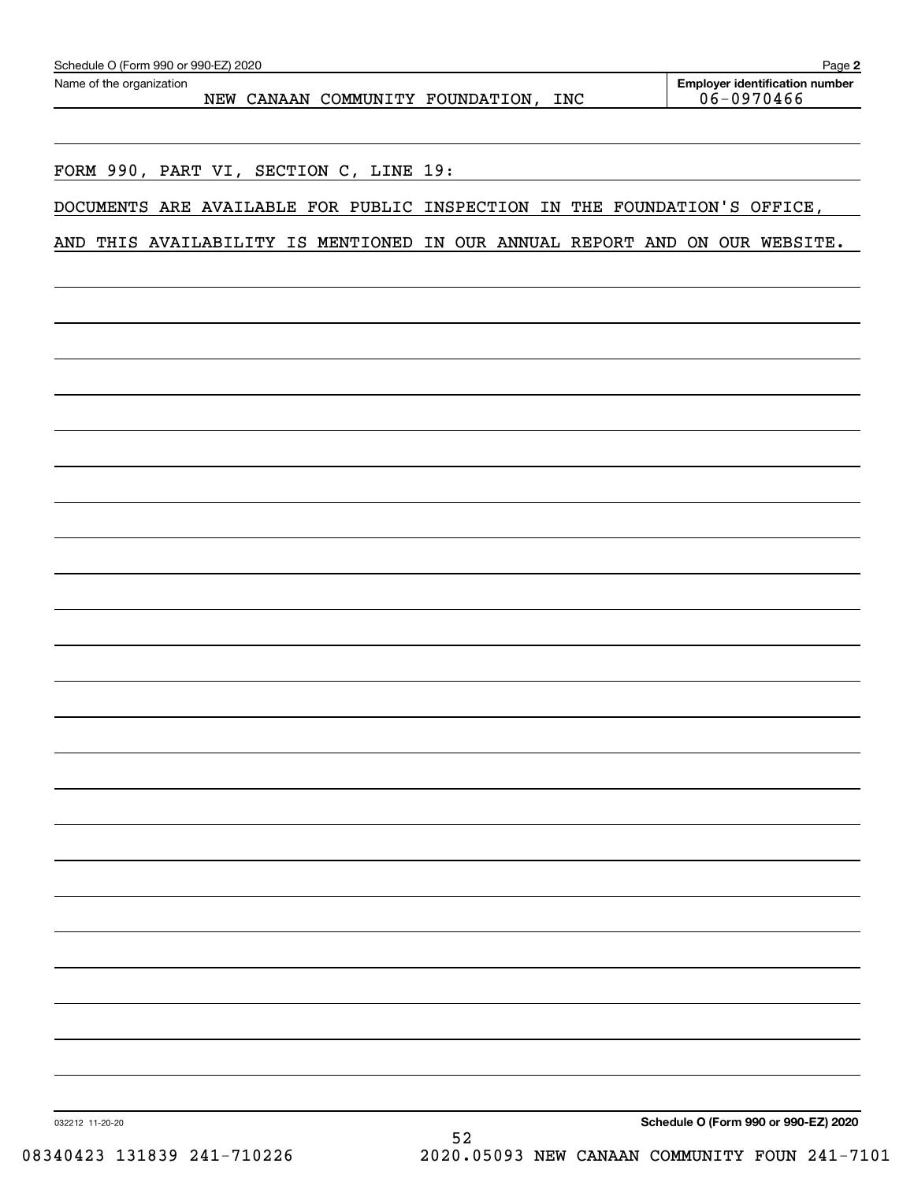Name of the organization: NEW CANAAN COMMUNITY FOUNDATION, INC

Employer identification number: 06-0970466

FORM 990, PART VI, SECTION C, LINE 19:

DOCUMENTS ARE AVAILABLE FOR PUBLIC INSPECTION IN THE FOUNDATION'S OFFICE, AND THIS AVAILABILITY IS MENTIONED IN OUR ANNUAL REPORT AND ON OUR WEBSITE.